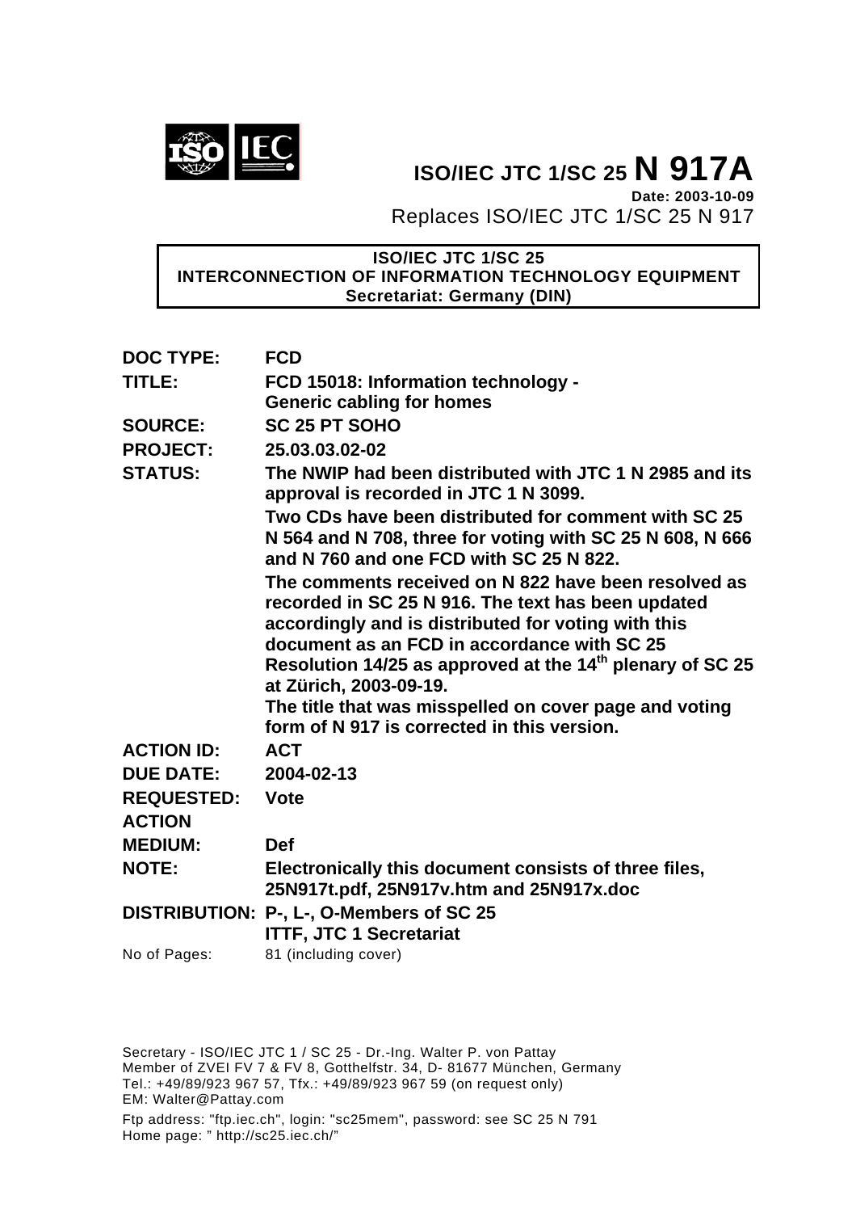# ISO/IEC JTC 1/SC 25 N 917A

**Date: 2003-10-09**

Replaces ISO/IEC JTC 1/SC 25 N 917

**ISO/IEC JTC 1/SC 25**
**INTERCONNECTION OF INFORMATION TECHNOLOGY EQUIPMENT**
**Secretariat: Germany (DIN)**

| | |
|---|---|
| **DOC TYPE:** | **FCD** |
| **TITLE:** | **FCD 15018: Information technology - Generic cabling for homes** |
| **SOURCE:** | **SC 25 PT SOHO** |
| **PROJECT:** | **25.03.03.02-02** |
| **STATUS:** | **The NWIP had been distributed with JTC 1 N 2985 and its approval is recorded in JTC 1 N 3099.** **Two CDs have been distributed for comment with SC 25 N 564 and N 708, three for voting with SC 25 N 608, N 666 and N 760 and one FCD with SC 25 N 822.** **The comments received on N 822 have been resolved as recorded in SC 25 N 916. The text has been updated accordingly and is distributed for voting with this document as an FCD in accordance with SC 25 Resolution 14/25 as approved at the 14th plenary of SC 25 at Zürich, 2003-09-19.** **The title that was misspelled on cover page and voting form of N 917 is corrected in this version.** |
| **ACTION ID:** | **ACT** |
| **DUE DATE:** | **2004-02-13** |
| **REQUESTED ACTION** | **Vote** |
| **MEDIUM:** | **Def** |
| **NOTE:** | **Electronically this document consists of three files, 25N917t.pdf, 25N917v.htm and 25N917x.doc** |
| **DISTRIBUTION:** | **P-, L-, O-Members of SC 25** **ITTF, JTC 1 Secretariat** |
| No of Pages: | 81 (including cover) |

Secretary - ISO/IEC JTC 1 / SC 25 - Dr.-Ing. Walter P. von Pattay
Member of ZVEI FV 7 & FV 8, Gotthelfstr. 34, D- 81677 München, Germany
Tel.: +49/89/923 967 57, Tfx.: +49/89/923 967 59 (on request only)
EM: Walter@Pattay.com

Ftp address: "ftp.iec.ch", login: "sc25mem", password: see SC 25 N 791
Home page: " http://sc25.iec.ch/"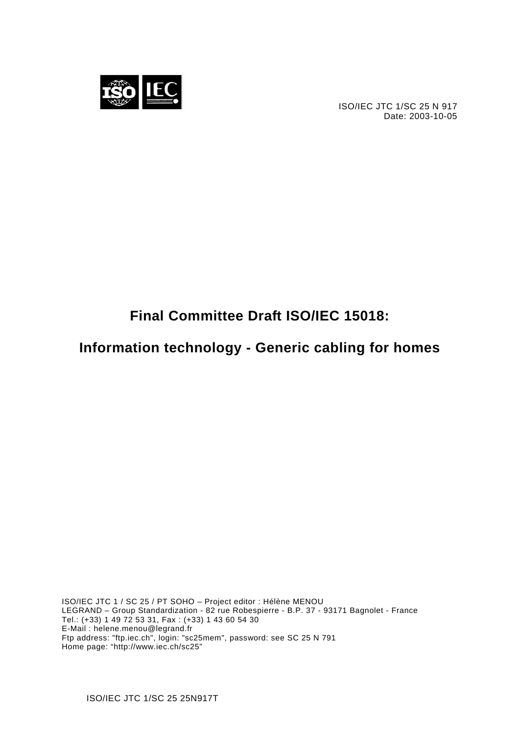ISO/IEC JTC 1/SC 25 N 917
Date: 2003-10-05

# Final Committee Draft ISO/IEC 15018:

# Information technology - Generic cabling for homes

ISO/IEC JTC 1 / SC 25 / PT SOHO – Project editor : Hélène MENOU
LEGRAND – Group Standardization - 82 rue Robespierre - B.P. 37 - 93171 Bagnolet - France
Tel.: (+33) 1 49 72 53 31, Fax : (+33) 1 43 60 54 30
E-Mail : helene.menou@legrand.fr
Ftp address: "ftp.iec.ch", login: "sc25mem", password: see SC 25 N 791
Home page: "http://www.iec.ch/sc25"

ISO/IEC JTC 1/SC 25 25N917T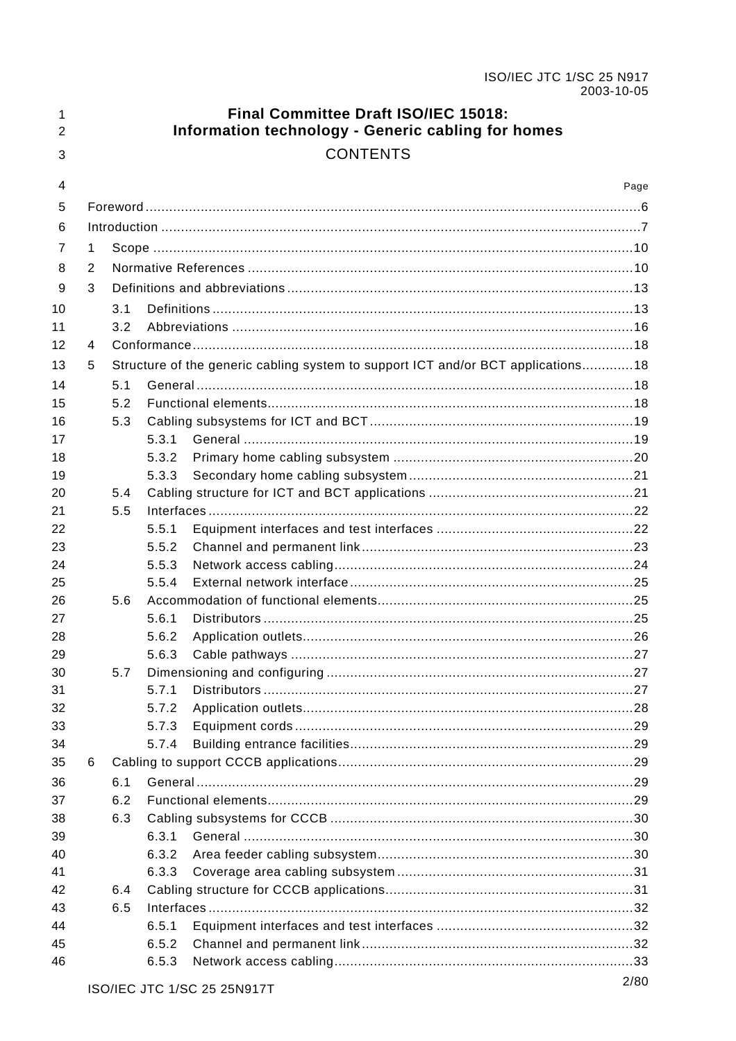# Final Committee Draft ISO/IEC 15018: Information technology - Generic cabling for homes

## CONTENTS

Page

Foreword ............................................................................................................................6
Introduction .........................................................................................................................7
1 Scope .........................................................................................................................10
2 Normative References .................................................................................................10
3 Definitions and abbreviations .......................................................................................13
  3.1 Definitions ..........................................................................................................13
  3.2 Abbreviations .....................................................................................................16
4 Conformance ...............................................................................................................18
5 Structure of the generic cabling system to support ICT and/or BCT applications.............18
  5.1 General ..............................................................................................................18
  5.2 Functional elements ............................................................................................18
  5.3 Cabling subsystems for ICT and BCT ..................................................................19
    5.3.1 General ..................................................................................................19
    5.3.2 Primary home cabling subsystem ............................................................20
    5.3.3 Secondary home cabling subsystem ........................................................21
  5.4 Cabling structure for ICT and BCT applications ...................................................21
  5.5 Interfaces ...........................................................................................................22
    5.5.1 Equipment interfaces and test interfaces .................................................22
    5.5.2 Channel and permanent link ....................................................................23
    5.5.3 Network access cabling ...........................................................................24
    5.5.4 External network interface .......................................................................25
  5.6 Accommodation of functional elements ................................................................25
    5.6.1 Distributors .............................................................................................25
    5.6.2 Application outlets ...................................................................................26
    5.6.3 Cable pathways ......................................................................................27
  5.7 Dimensioning and configuring .............................................................................27
    5.7.1 Distributors .............................................................................................27
    5.7.2 Application outlets ...................................................................................28
    5.7.3 Equipment cords .....................................................................................29
    5.7.4 Building entrance facilities .......................................................................29
6 Cabling to support CCCB applications ..........................................................................29
  6.1 General ..............................................................................................................29
  6.2 Functional elements ............................................................................................29
  6.3 Cabling subsystems for CCCB ............................................................................30
    6.3.1 General ..................................................................................................30
    6.3.2 Area feeder cabling subsystem ................................................................30
    6.3.3 Coverage area cabling subsystem ...........................................................31
  6.4 Cabling structure for CCCB applications ..............................................................31
  6.5 Interfaces ...........................................................................................................32
    6.5.1 Equipment interfaces and test interfaces .................................................32
    6.5.2 Channel and permanent link ....................................................................32
    6.5.3 Network access cabling ...........................................................................33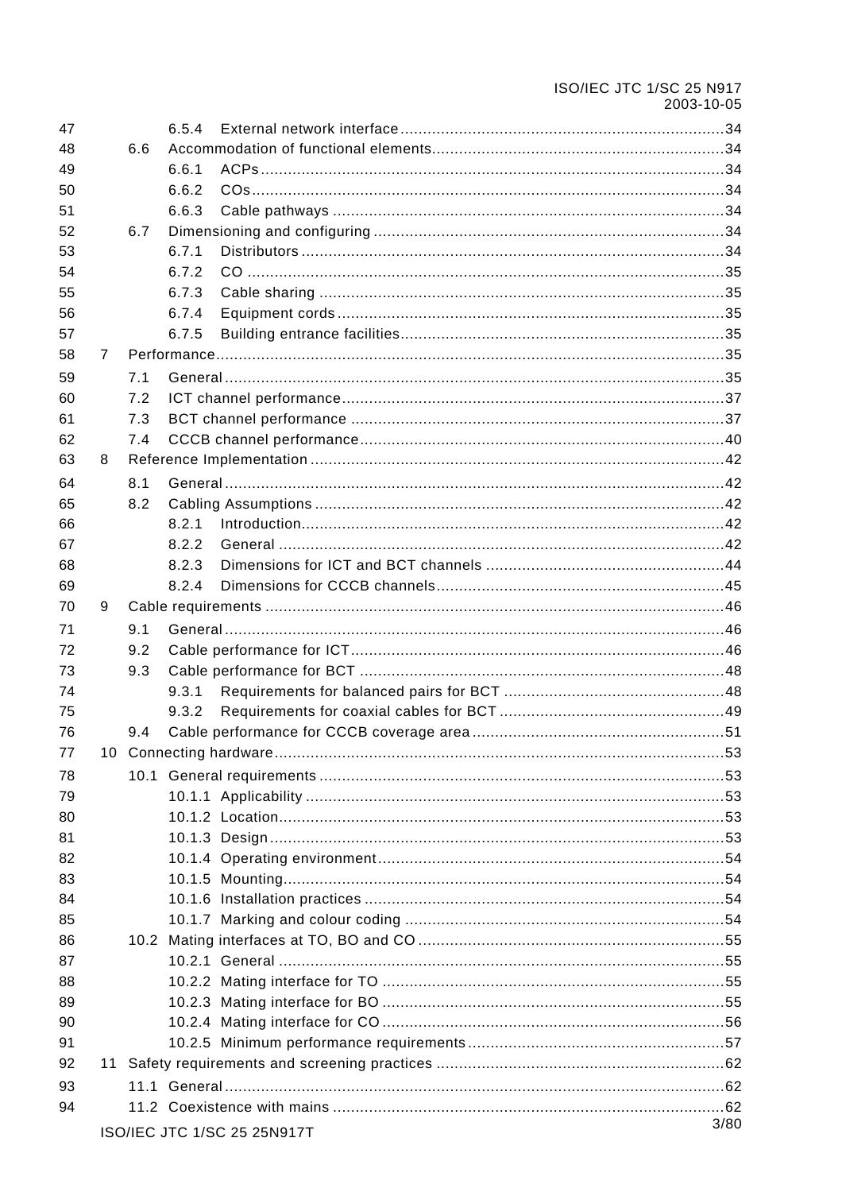47 6.5.4 External network interface ........................................................................34
48 6.6 Accommodation of functional elements.................................................................34
49 6.6.1 ACPs......................................................................................................34
50 6.6.2 COs........................................................................................................34
51 6.6.3 Cable pathways .......................................................................................34
52 6.7 Dimensioning and configuring ..............................................................................34
53 6.7.1 Distributors ..............................................................................................34
54 6.7.2 CO ..........................................................................................................35
55 6.7.3 Cable sharing ..........................................................................................35
56 6.7.4 Equipment cords ......................................................................................35
57 6.7.5 Building entrance facilities........................................................................35
58 7 Performance..............................................................................................................35
59 7.1 General ..............................................................................................................35
60 7.2 ICT channel performance.....................................................................................37
61 7.3 BCT channel performance ...................................................................................37
62 7.4 CCCB channel performance.................................................................................40
63 8 Reference Implementation ............................................................................................42
64 8.1 General ..............................................................................................................42
65 8.2 Cabling Assumptions ...........................................................................................42
66 8.2.1 Introduction.............................................................................................42
67 8.2.2 General ..................................................................................................42
68 8.2.3 Dimensions for ICT and BCT channels .....................................................44
69 8.2.4 Dimensions for CCCB channels................................................................45
70 9 Cable requirements .....................................................................................................46
71 9.1 General ..............................................................................................................46
72 9.2 Cable performance for ICT...................................................................................46
73 9.3 Cable performance for BCT .................................................................................48
74 9.3.1 Requirements for balanced pairs for BCT .................................................48
75 9.3.2 Requirements for coaxial cables for BCT ..................................................49
76 9.4 Cable performance for CCCB coverage area ........................................................51
77 10 Connecting hardware...................................................................................................53
78 10.1 General requirements ..........................................................................................53
79 10.1.1 Applicability .............................................................................................53
80 10.1.2 Location..................................................................................................53
81 10.1.3 Design....................................................................................................53
82 10.1.4 Operating environment............................................................................54
83 10.1.5 Mounting.................................................................................................54
84 10.1.6 Installation practices ................................................................................54
85 10.1.7 Marking and colour coding .......................................................................54
86 10.2 Mating interfaces at TO, BO and CO ....................................................................55
87 10.2.1 General ..................................................................................................55
88 10.2.2 Mating interface for TO ............................................................................55
89 10.2.3 Mating interface for BO ............................................................................55
90 10.2.4 Mating interface for CO ............................................................................56
91 10.2.5 Minimum performance requirements .........................................................57
92 11 Safety requirements and screening practices ................................................................62
93 11.1 General ..............................................................................................................62
94 11.2 Coexistence with mains .......................................................................................62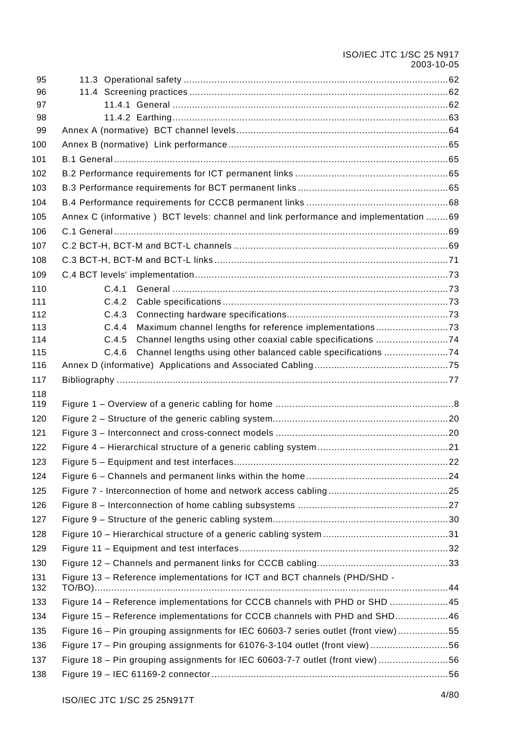11.3 Operational safety ...............................................................................................62

11.4 Screening practices .............................................................................................62

11.4.1 General ...................................................................................................62

11.4.2 Earthing...................................................................................................63

Annex A (normative) BCT channel levels............................................................................64

Annex B (normative) Link performance...............................................................................65

B.1 General........................................................................................................................65

B.2 Performance requirements for ICT permanent links .......................................................65

B.3 Performance requirements for BCT permanent links.......................................................65

B.4 Performance requirements for CCCB permanent links ...................................................68

Annex C (informative ) BCT levels: channel and link performance and implementation ........69

C.1 General........................................................................................................................69

C.2 BCT-H, BCT-M and BCT-L channels .............................................................................69

C.3 BCT-H, BCT-M and BCT-L links....................................................................................71

C.4 BCT levels' implementation...........................................................................................73

C.4.1 General ...................................................................................................73

C.4.2 Cable specifications.................................................................................73

C.4.3 Connecting hardware specifications..........................................................73

C.4.4 Maximum channel lengths for reference implementations..........................73

C.4.5 Channel lengths using other coaxial cable specifications ..........................74

C.4.6 Channel lengths using other balanced cable specifications .......................74

Annex D (informative) Applications and Associated Cabling................................................75

Bibliography ......................................................................................................................77

Figure 1 – Overview of a generic cabling for home ................................................................8

Figure 2 – Structure of the generic cabling system...............................................................20

Figure 3 – Interconnect and cross-connect models ..............................................................20

Figure 4 – Hierarchical structure of a generic cabling system...............................................21

Figure 5 – Equipment and test interfaces.............................................................................22

Figure 6 – Channels and permanent links within the home...................................................24

Figure 7 - Interconnection of home and network access cabling...........................................25

Figure 8 – Interconnection of home cabling subsystems ......................................................27

Figure 9 – Structure of the generic cabling system...............................................................30

Figure 10 – Hierarchical structure of a generic cabling system.............................................31

Figure 11 – Equipment and test interfaces...........................................................................32

Figure 12 – Channels and permanent links for CCCB cabling...............................................33

Figure 13 – Reference implementations for ICT and BCT channels (PHD/SHD - TO/BO)...............................................................................................................................44

Figure 14 – Reference implementations for CCCB channels with PHD or SHD .....................45

Figure 15 – Reference implementations for CCCB channels with PHD and SHD...................46

Figure 16 – Pin grouping assignments for IEC 60603-7 series outlet (front view)..................55

Figure 17 – Pin grouping assignments for 61076-3-104 outlet (front view)............................56

Figure 18 – Pin grouping assignments for IEC 60603-7-7 outlet (front view).........................56

Figure 19 – IEC 61169-2 connector.....................................................................................56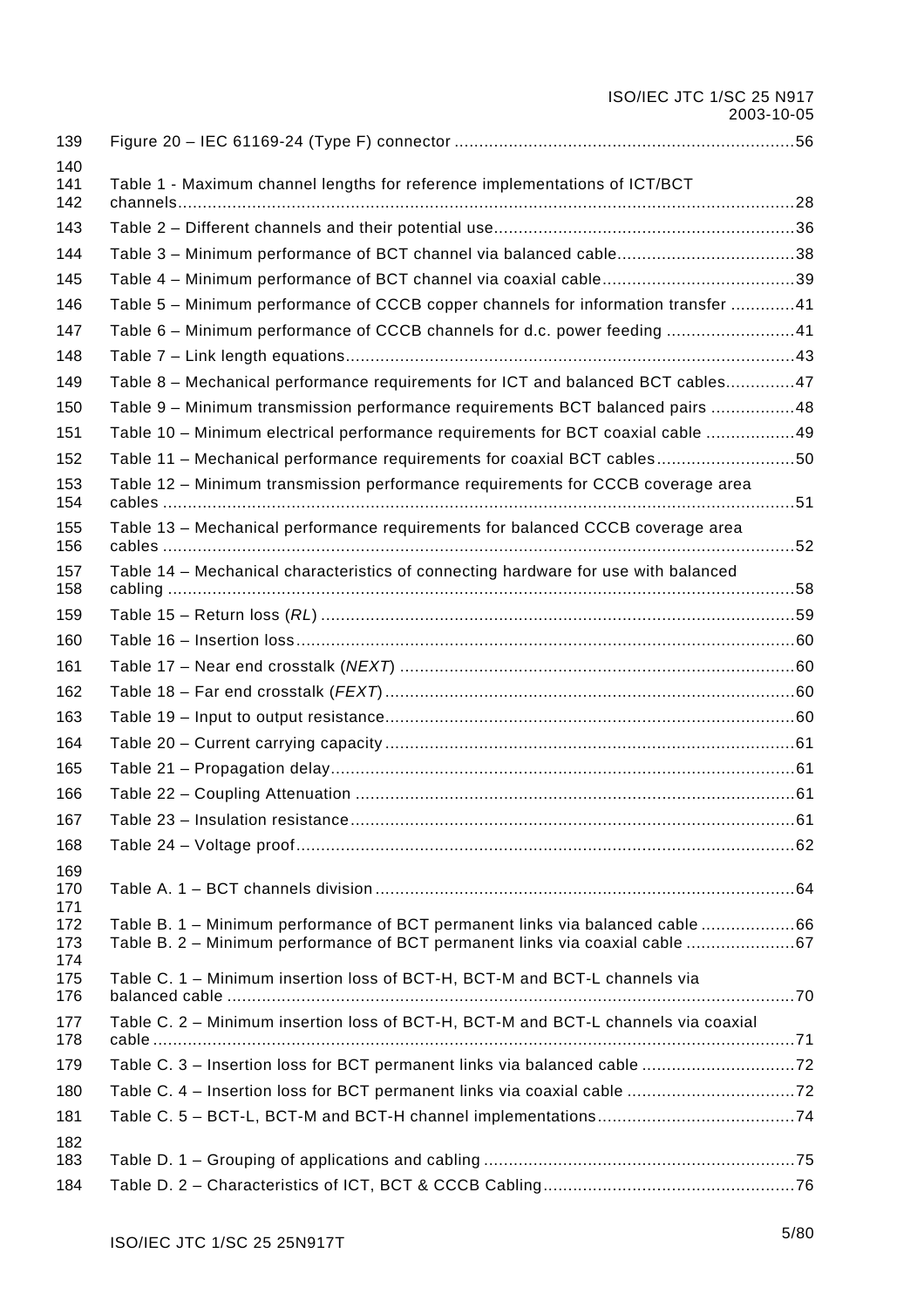Figure 20 – IEC 61169-24 (Type F) connector ....................................................................56

Table 1 - Maximum channel lengths for reference implementations of ICT/BCT channels.............................................................................................................................28

Table 2 – Different channels and their potential use.............................................................36

Table 3 – Minimum performance of BCT channel via balanced cable....................................38

Table 4 – Minimum performance of BCT channel via coaxial cable.......................................39

Table 5 – Minimum performance of CCCB copper channels for information transfer .............41

Table 6 – Minimum performance of CCCB channels for d.c. power feeding ..........................41

Table 7 – Link length equations...........................................................................................43

Table 8 – Mechanical performance requirements for ICT and balanced BCT cables..............47

Table 9 – Minimum transmission performance requirements BCT balanced pairs .................48

Table 10 – Minimum electrical performance requirements for BCT coaxial cable ..................49

Table 11 – Mechanical performance requirements for coaxial BCT cables............................50

Table 12 – Minimum transmission performance requirements for CCCB coverage area cables ................................................................................................................................51

Table 13 – Mechanical performance requirements for balanced CCCB coverage area cables ................................................................................................................................52

Table 14 – Mechanical characteristics of connecting hardware for use with balanced cabling ...............................................................................................................................58

Table 15 – Return loss (*RL*) ................................................................................................59

Table 16 – Insertion loss.....................................................................................................60

Table 17 – Near end crosstalk (*NEXT*) ................................................................................60

Table 18 – Far end crosstalk (*FEXT*)...................................................................................60

Table 19 – Input to output resistance...................................................................................60

Table 20 – Current carrying capacity ...................................................................................61

Table 21 – Propagation delay..............................................................................................61

Table 22 – Coupling Attenuation .........................................................................................61

Table 23 – Insulation resistance..........................................................................................61

Table 24 – Voltage proof.....................................................................................................62

Table A. 1 – BCT channels division .....................................................................................64

Table B. 1 – Minimum performance of BCT permanent links via balanced cable ...................66
Table B. 2 – Minimum performance of BCT permanent links via coaxial cable ......................67

Table C. 1 – Minimum insertion loss of BCT-H, BCT-M and BCT-L channels via balanced cable ...................................................................................................................70

Table C. 2 – Minimum insertion loss of BCT-H, BCT-M and BCT-L channels via coaxial cable ..................................................................................................................................71

Table C. 3 – Insertion loss for BCT permanent links via balanced cable ...............................72

Table C. 4 – Insertion loss for BCT permanent links via coaxial cable ..................................72

Table C. 5 – BCT-L, BCT-M and BCT-H channel implementations........................................74

Table D. 1 – Grouping of applications and cabling ...............................................................75

Table D. 2 – Characteristics of ICT, BCT & CCCB Cabling...................................................76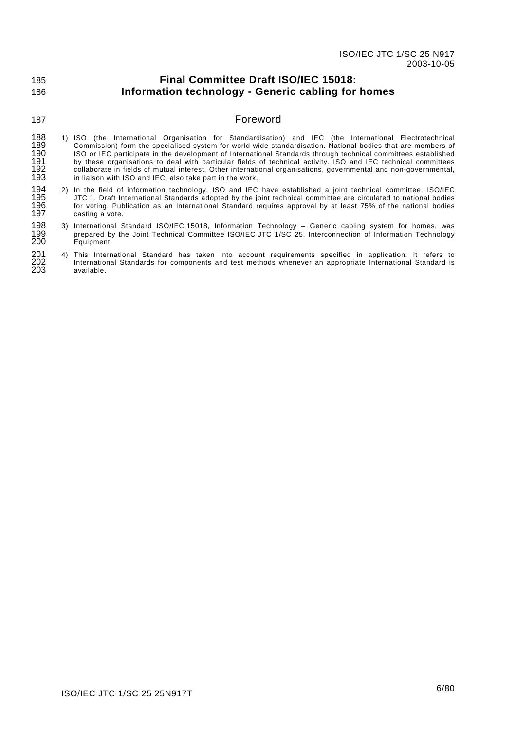# Final Committee Draft ISO/IEC 15018:
# Information technology - Generic cabling for homes

## Foreword

1) ISO (the International Organisation for Standardisation) and IEC (the International Electrotechnical Commission) form the specialised system for world-wide standardisation. National bodies that are members of ISO or IEC participate in the development of International Standards through technical committees established by these organisations to deal with particular fields of technical activity. ISO and IEC technical committees collaborate in fields of mutual interest. Other international organisations, governmental and non-governmental, in liaison with ISO and IEC, also take part in the work.

2) In the field of information technology, ISO and IEC have established a joint technical committee, ISO/IEC JTC 1. Draft International Standards adopted by the joint technical committee are circulated to national bodies for voting. Publication as an International Standard requires approval by at least 75% of the national bodies casting a vote.

3) International Standard ISO/IEC 15018, Information Technology – Generic cabling system for homes, was prepared by the Joint Technical Committee ISO/IEC JTC 1/SC 25, Interconnection of Information Technology Equipment.

4) This International Standard has taken into account requirements specified in application. It refers to International Standards for components and test methods whenever an appropriate International Standard is available.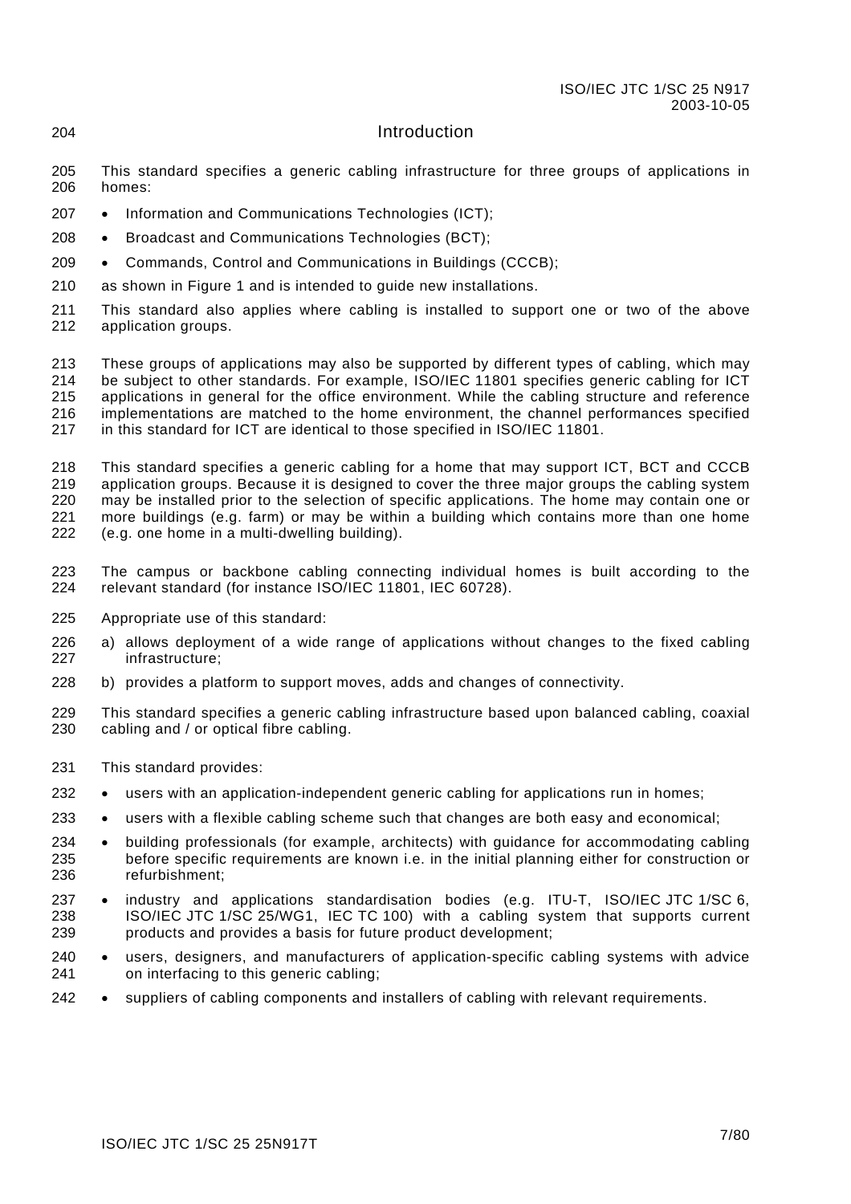# Introduction

This standard specifies a generic cabling infrastructure for three groups of applications in homes:

- Information and Communications Technologies (ICT);
- Broadcast and Communications Technologies (BCT);
- Commands, Control and Communications in Buildings (CCCB);

as shown in Figure 1 and is intended to guide new installations.

This standard also applies where cabling is installed to support one or two of the above application groups.

These groups of applications may also be supported by different types of cabling, which may be subject to other standards. For example, ISO/IEC 11801 specifies generic cabling for ICT applications in general for the office environment. While the cabling structure and reference implementations are matched to the home environment, the channel performances specified in this standard for ICT are identical to those specified in ISO/IEC 11801.

This standard specifies a generic cabling for a home that may support ICT, BCT and CCCB application groups. Because it is designed to cover the three major groups the cabling system may be installed prior to the selection of specific applications. The home may contain one or more buildings (e.g. farm) or may be within a building which contains more than one home (e.g. one home in a multi-dwelling building).

The campus or backbone cabling connecting individual homes is built according to the relevant standard (for instance ISO/IEC 11801, IEC 60728).

Appropriate use of this standard:

a) allows deployment of a wide range of applications without changes to the fixed cabling infrastructure;

b) provides a platform to support moves, adds and changes of connectivity.

This standard specifies a generic cabling infrastructure based upon balanced cabling, coaxial cabling and / or optical fibre cabling.

This standard provides:

- users with an application-independent generic cabling for applications run in homes;
- users with a flexible cabling scheme such that changes are both easy and economical;
- building professionals (for example, architects) with guidance for accommodating cabling before specific requirements are known i.e. in the initial planning either for construction or refurbishment;
- industry and applications standardisation bodies (e.g. ITU-T, ISO/IEC JTC 1/SC 6, ISO/IEC JTC 1/SC 25/WG1, IEC TC 100) with a cabling system that supports current products and provides a basis for future product development;
- users, designers, and manufacturers of application-specific cabling systems with advice on interfacing to this generic cabling;
- suppliers of cabling components and installers of cabling with relevant requirements.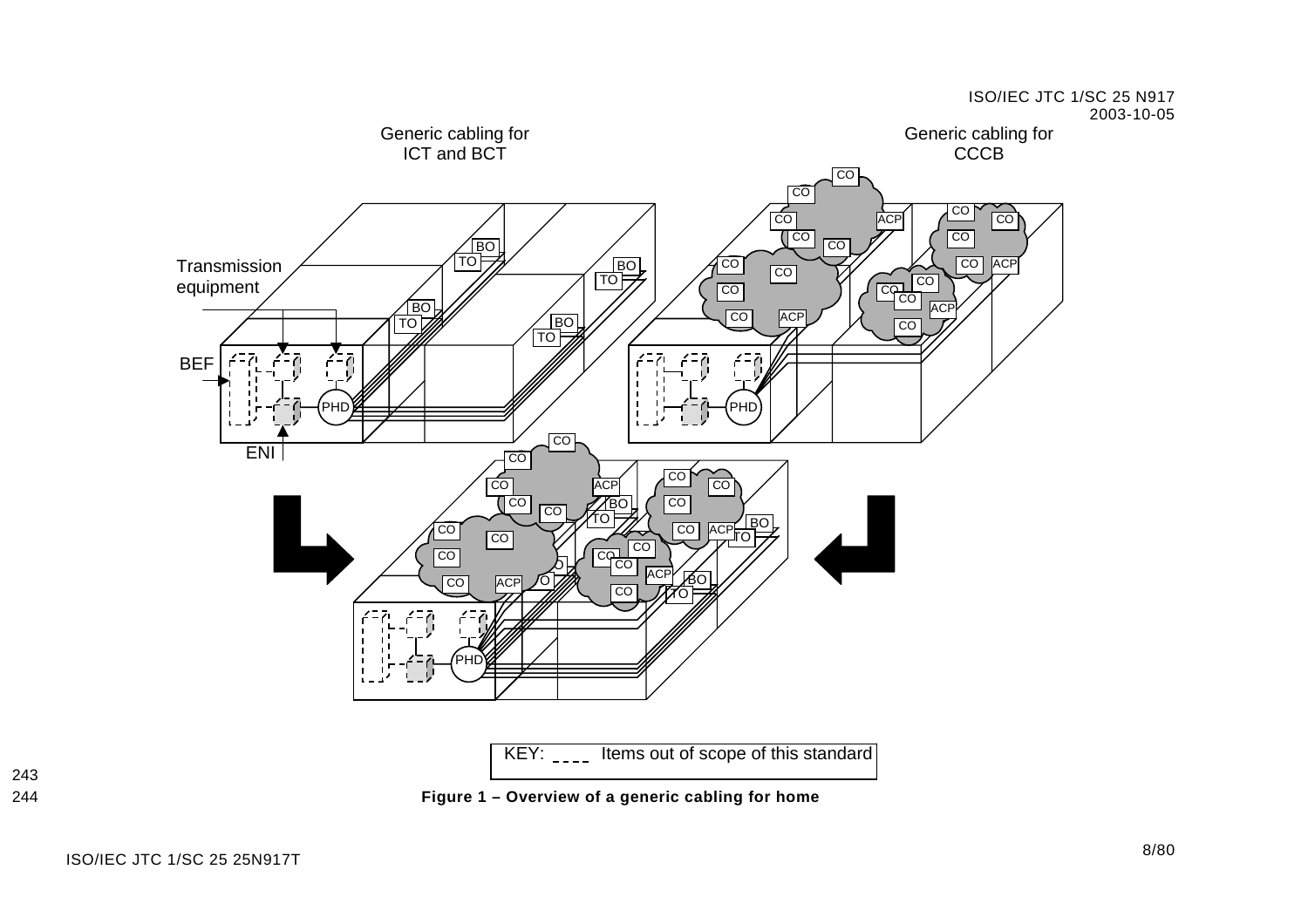Generic cabling for ICT and BCT

Generic cabling for CCCB

Transmission equipment

BEF

ENI

KEY: ---- Items out of scope of this standard

**Figure 1 – Overview of a generic cabling for home**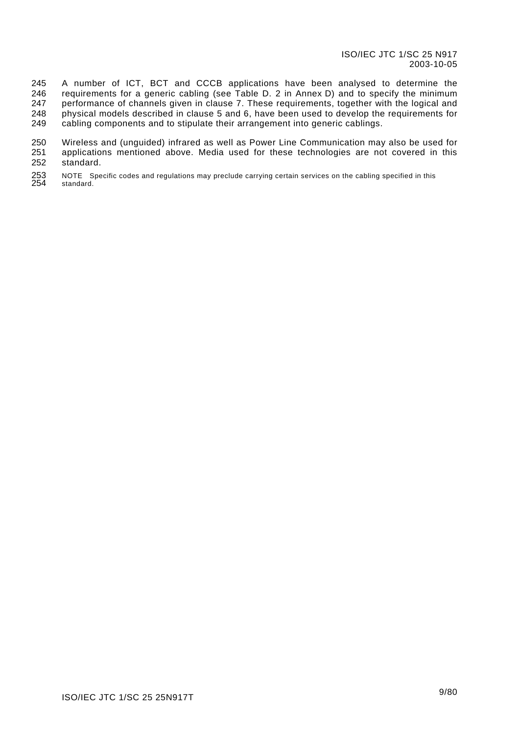A number of ICT, BCT and CCCB applications have been analysed to determine the requirements for a generic cabling (see Table D. 2 in Annex D) and to specify the minimum performance of channels given in clause 7. These requirements, together with the logical and physical models described in clause 5 and 6, have been used to develop the requirements for cabling components and to stipulate their arrangement into generic cablings.

Wireless and (unguided) infrared as well as Power Line Communication may also be used for applications mentioned above. Media used for these technologies are not covered in this standard.

NOTE Specific codes and regulations may preclude carrying certain services on the cabling specified in this standard.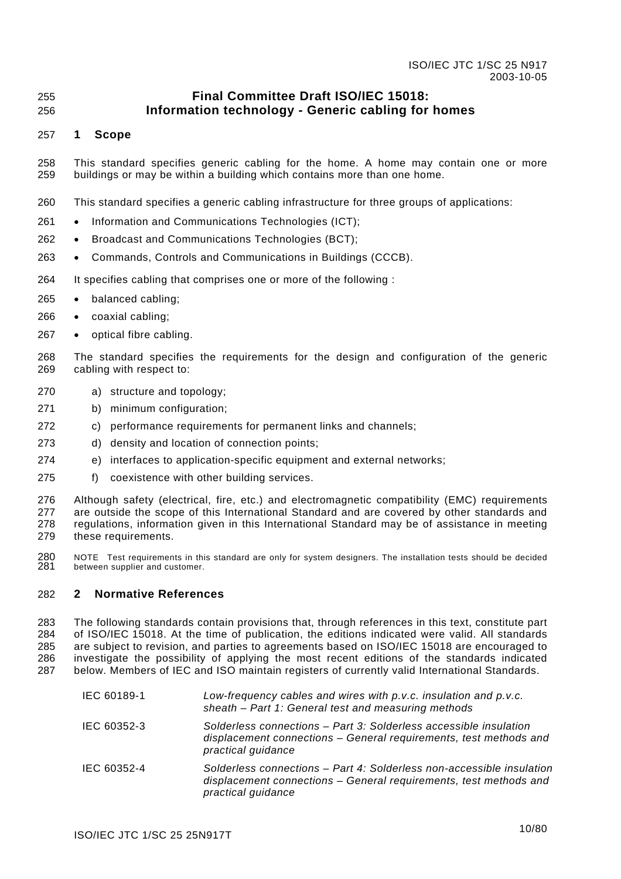# Final Committee Draft ISO/IEC 15018: Information technology - Generic cabling for homes

## 1 Scope

This standard specifies generic cabling for the home. A home may contain one or more buildings or may be within a building which contains more than one home.

This standard specifies a generic cabling infrastructure for three groups of applications:

- Information and Communications Technologies (ICT);
- Broadcast and Communications Technologies (BCT);
- Commands, Controls and Communications in Buildings (CCCB).

It specifies cabling that comprises one or more of the following :

- balanced cabling;
- coaxial cabling;
- optical fibre cabling.

The standard specifies the requirements for the design and configuration of the generic cabling with respect to:

a) structure and topology;
b) minimum configuration;
c) performance requirements for permanent links and channels;
d) density and location of connection points;
e) interfaces to application-specific equipment and external networks;
f) coexistence with other building services.

Although safety (electrical, fire, etc.) and electromagnetic compatibility (EMC) requirements are outside the scope of this International Standard and are covered by other standards and regulations, information given in this International Standard may be of assistance in meeting these requirements.

NOTE Test requirements in this standard are only for system designers. The installation tests should be decided between supplier and customer.

## 2 Normative References

The following standards contain provisions that, through references in this text, constitute part of ISO/IEC 15018. At the time of publication, the editions indicated were valid. All standards are subject to revision, and parties to agreements based on ISO/IEC 15018 are encouraged to investigate the possibility of applying the most recent editions of the standards indicated below. Members of IEC and ISO maintain registers of currently valid International Standards.

| | |
|---|---|
| IEC 60189-1 | *Low-frequency cables and wires with p.v.c. insulation and p.v.c. sheath – Part 1: General test and measuring methods* |
| IEC 60352-3 | *Solderless connections – Part 3: Solderless accessible insulation displacement connections – General requirements, test methods and practical guidance* |
| IEC 60352-4 | *Solderless connections – Part 4: Solderless non-accessible insulation displacement connections – General requirements, test methods and practical guidance* |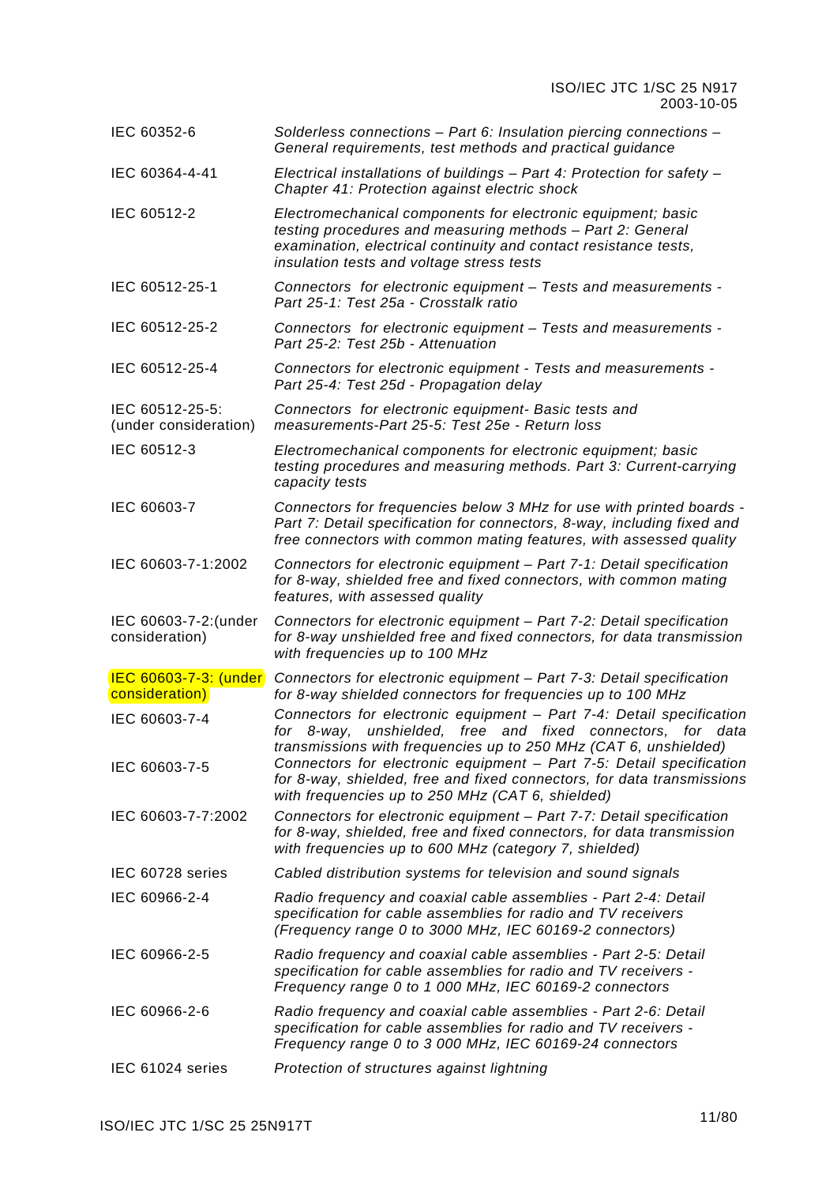| | |
|---|---|
| IEC 60352-6 | *Solderless connections – Part 6: Insulation piercing connections – General requirements, test methods and practical guidance* |
| IEC 60364-4-41 | *Electrical installations of buildings – Part 4: Protection for safety – Chapter 41: Protection against electric shock* |
| IEC 60512-2 | *Electromechanical components for electronic equipment; basic testing procedures and measuring methods – Part 2: General examination, electrical continuity and contact resistance tests, insulation tests and voltage stress tests* |
| IEC 60512-25-1 | *Connectors for electronic equipment – Tests and measurements - Part 25-1: Test 25a - Crosstalk ratio* |
| IEC 60512-25-2 | *Connectors for electronic equipment – Tests and measurements - Part 25-2: Test 25b - Attenuation* |
| IEC 60512-25-4 | *Connectors for electronic equipment - Tests and measurements - Part 25-4: Test 25d - Propagation delay* |
| IEC 60512-25-5: (under consideration) | *Connectors for electronic equipment- Basic tests and measurements-Part 25-5: Test 25e - Return loss* |
| IEC 60512-3 | *Electromechanical components for electronic equipment; basic testing procedures and measuring methods. Part 3: Current-carrying capacity tests* |
| IEC 60603-7 | *Connectors for frequencies below 3 MHz for use with printed boards - Part 7: Detail specification for connectors, 8-way, including fixed and free connectors with common mating features, with assessed quality* |
| IEC 60603-7-1:2002 | *Connectors for electronic equipment – Part 7-1: Detail specification for 8-way, shielded free and fixed connectors, with common mating features, with assessed quality* |
| IEC 60603-7-2:(under consideration) | *Connectors for electronic equipment – Part 7-2: Detail specification for 8-way unshielded free and fixed connectors, for data transmission with frequencies up to 100 MHz* |
| IEC 60603-7-3: (under consideration) | *Connectors for electronic equipment – Part 7-3: Detail specification for 8-way shielded connectors for frequencies up to 100 MHz* |
| IEC 60603-7-4 | *Connectors for electronic equipment – Part 7-4: Detail specification for 8-way, unshielded, free and fixed connectors, for data transmissions with frequencies up to 250 MHz (CAT 6, unshielded)* |
| IEC 60603-7-5 | *Connectors for electronic equipment – Part 7-5: Detail specification for 8-way, shielded, free and fixed connectors, for data transmissions with frequencies up to 250 MHz (CAT 6, shielded)* |
| IEC 60603-7-7:2002 | *Connectors for electronic equipment – Part 7-7: Detail specification for 8-way, shielded, free and fixed connectors, for data transmission with frequencies up to 600 MHz (category 7, shielded)* |
| IEC 60728 series | *Cabled distribution systems for television and sound signals* |
| IEC 60966-2-4 | *Radio frequency and coaxial cable assemblies - Part 2-4: Detail specification for cable assemblies for radio and TV receivers (Frequency range 0 to 3000 MHz, IEC 60169-2 connectors)* |
| IEC 60966-2-5 | *Radio frequency and coaxial cable assemblies - Part 2-5: Detail specification for cable assemblies for radio and TV receivers - Frequency range 0 to 1 000 MHz, IEC 60169-2 connectors* |
| IEC 60966-2-6 | *Radio frequency and coaxial cable assemblies - Part 2-6: Detail specification for cable assemblies for radio and TV receivers - Frequency range 0 to 3 000 MHz, IEC 60169-24 connectors* |
| IEC 61024 series | *Protection of structures against lightning* |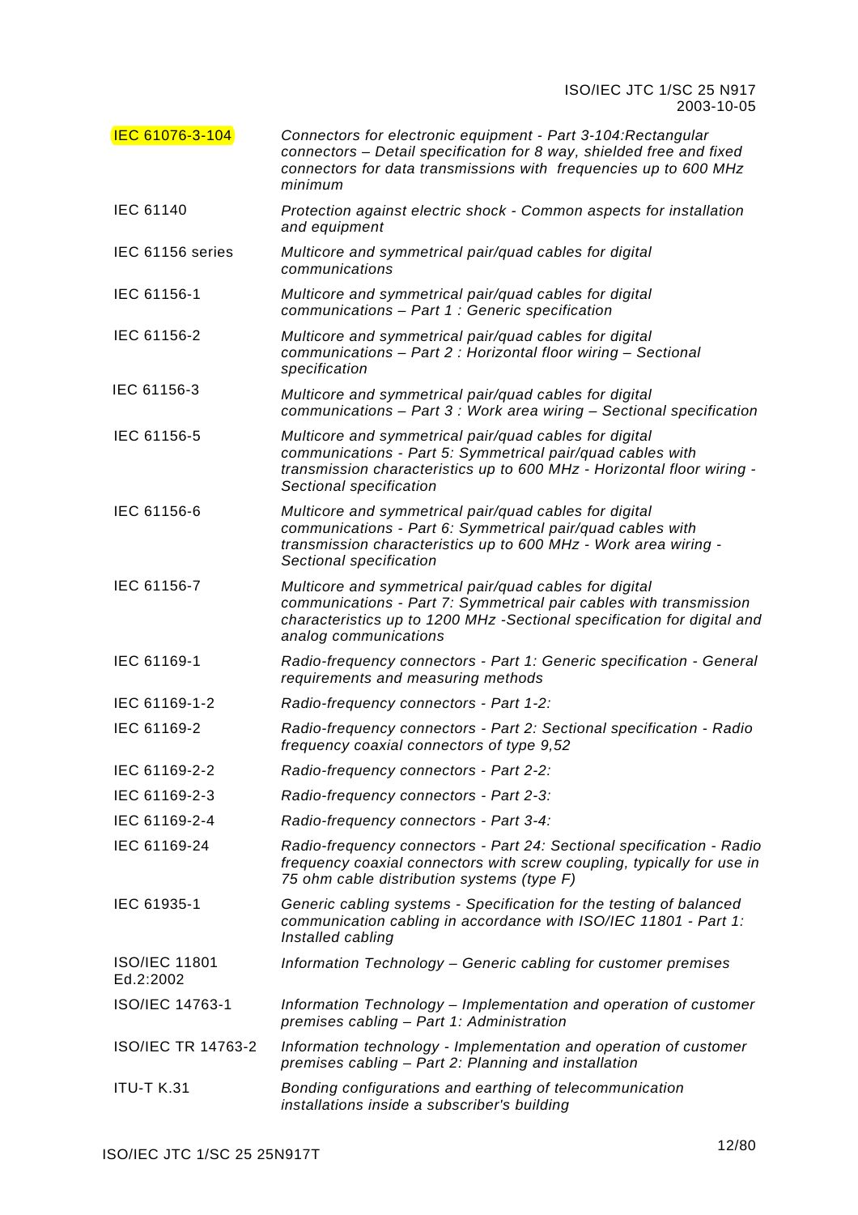| | |
|---|---|
| IEC 61076-3-104 | *Connectors for electronic equipment - Part 3-104:Rectangular connectors – Detail specification for 8 way, shielded free and fixed connectors for data transmissions with frequencies up to 600 MHz minimum* |
| IEC 61140 | *Protection against electric shock - Common aspects for installation and equipment* |
| IEC 61156 series | *Multicore and symmetrical pair/quad cables for digital communications* |
| IEC 61156-1 | *Multicore and symmetrical pair/quad cables for digital communications – Part 1 : Generic specification* |
| IEC 61156-2 | *Multicore and symmetrical pair/quad cables for digital communications – Part 2 : Horizontal floor wiring – Sectional specification* |
| IEC 61156-3 | *Multicore and symmetrical pair/quad cables for digital communications – Part 3 : Work area wiring – Sectional specification* |
| IEC 61156-5 | *Multicore and symmetrical pair/quad cables for digital communications - Part 5: Symmetrical pair/quad cables with transmission characteristics up to 600 MHz - Horizontal floor wiring - Sectional specification* |
| IEC 61156-6 | *Multicore and symmetrical pair/quad cables for digital communications - Part 6: Symmetrical pair/quad cables with transmission characteristics up to 600 MHz - Work area wiring - Sectional specification* |
| IEC 61156-7 | *Multicore and symmetrical pair/quad cables for digital communications - Part 7: Symmetrical pair cables with transmission characteristics up to 1200 MHz -Sectional specification for digital and analog communications* |
| IEC 61169-1 | *Radio-frequency connectors - Part 1: Generic specification - General requirements and measuring methods* |
| IEC 61169-1-2 | *Radio-frequency connectors - Part 1-2:* |
| IEC 61169-2 | *Radio-frequency connectors - Part 2: Sectional specification - Radio frequency coaxial connectors of type 9,52* |
| IEC 61169-2-2 | *Radio-frequency connectors - Part 2-2:* |
| IEC 61169-2-3 | *Radio-frequency connectors - Part 2-3:* |
| IEC 61169-2-4 | *Radio-frequency connectors - Part 3-4:* |
| IEC 61169-24 | *Radio-frequency connectors - Part 24: Sectional specification - Radio frequency coaxial connectors with screw coupling, typically for use in 75 ohm cable distribution systems (type F)* |
| IEC 61935-1 | *Generic cabling systems - Specification for the testing of balanced communication cabling in accordance with ISO/IEC 11801 - Part 1: Installed cabling* |
| ISO/IEC 11801 Ed.2:2002 | *Information Technology – Generic cabling for customer premises* |
| ISO/IEC 14763-1 | *Information Technology – Implementation and operation of customer premises cabling – Part 1: Administration* |
| ISO/IEC TR 14763-2 | *Information technology - Implementation and operation of customer premises cabling – Part 2: Planning and installation* |
| ITU-T K.31 | *Bonding configurations and earthing of telecommunication installations inside a subscriber's building* |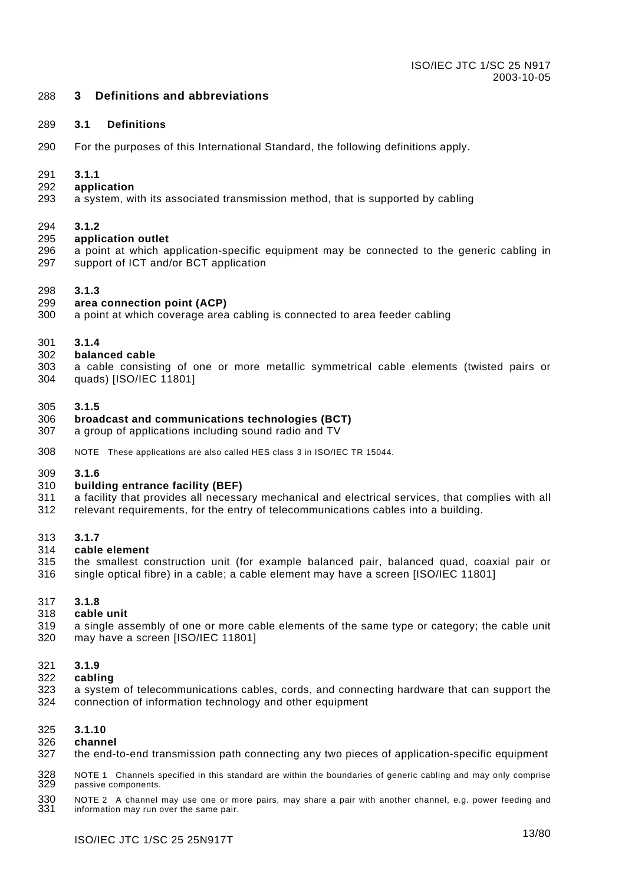# 3 Definitions and abbreviations

## 3.1 Definitions

For the purposes of this International Standard, the following definitions apply.

**3.1.1**
**application**
a system, with its associated transmission method, that is supported by cabling

**3.1.2**
**application outlet**
a point at which application-specific equipment may be connected to the generic cabling in support of ICT and/or BCT application

**3.1.3**
**area connection point (ACP)**
a point at which coverage area cabling is connected to area feeder cabling

**3.1.4**
**balanced cable**
a cable consisting of one or more metallic symmetrical cable elements (twisted pairs or quads) [ISO/IEC 11801]

**3.1.5**
**broadcast and communications technologies (BCT)**
a group of applications including sound radio and TV

NOTE These applications are also called HES class 3 in ISO/IEC TR 15044.

**3.1.6**
**building entrance facility (BEF)**
a facility that provides all necessary mechanical and electrical services, that complies with all relevant requirements, for the entry of telecommunications cables into a building.

**3.1.7**
**cable element**
the smallest construction unit (for example balanced pair, balanced quad, coaxial pair or single optical fibre) in a cable; a cable element may have a screen [ISO/IEC 11801]

**3.1.8**
**cable unit**
a single assembly of one or more cable elements of the same type or category; the cable unit may have a screen [ISO/IEC 11801]

**3.1.9**
**cabling**
a system of telecommunications cables, cords, and connecting hardware that can support the connection of information technology and other equipment

**3.1.10**
**channel**
the end-to-end transmission path connecting any two pieces of application-specific equipment

NOTE 1 Channels specified in this standard are within the boundaries of generic cabling and may only comprise passive components.

NOTE 2 A channel may use one or more pairs, may share a pair with another channel, e.g. power feeding and information may run over the same pair.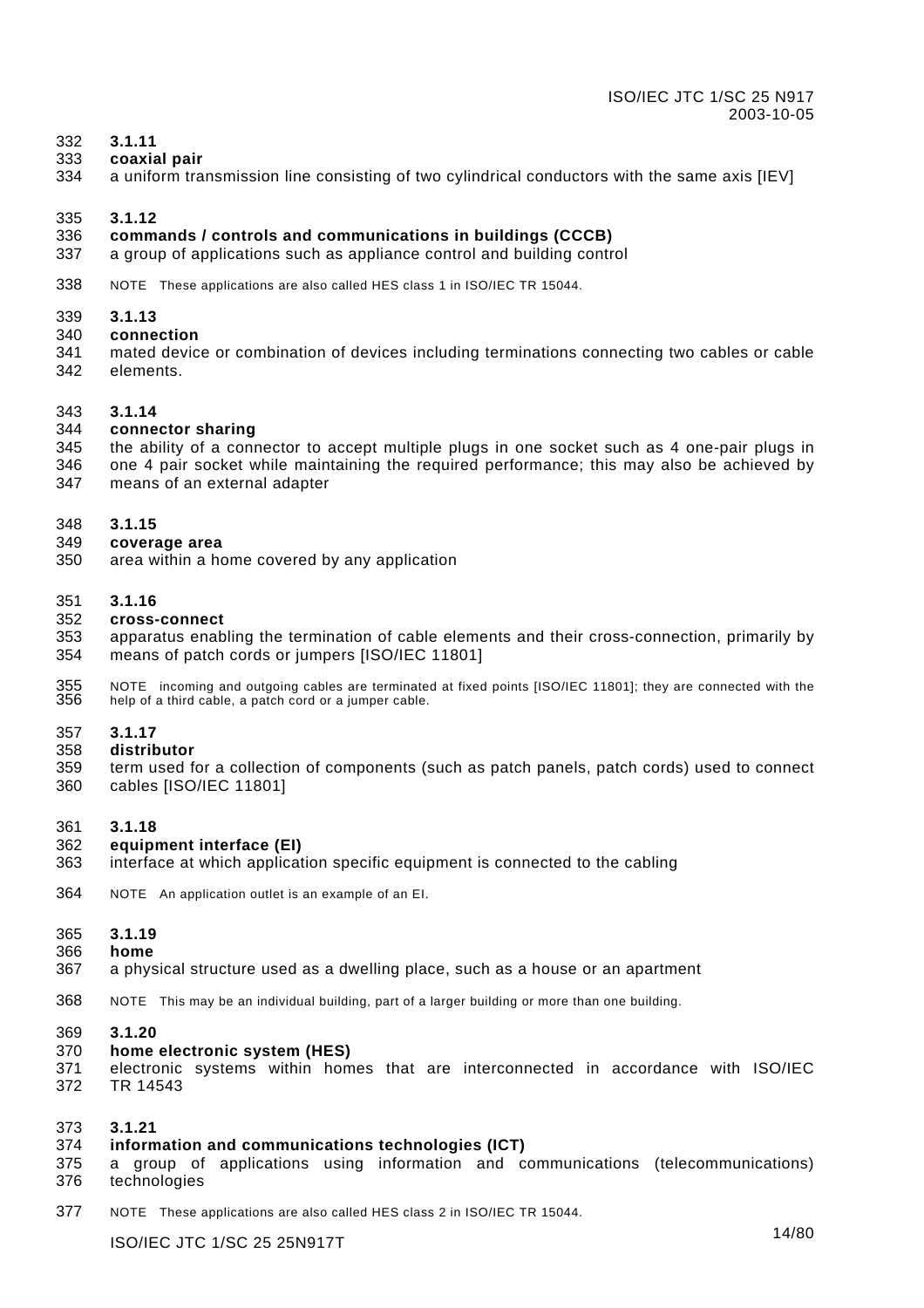**3.1.11**
**coaxial pair**
a uniform transmission line consisting of two cylindrical conductors with the same axis [IEV]

**3.1.12**
**commands / controls and communications in buildings (CCCB)**
a group of applications such as appliance control and building control

NOTE These applications are also called HES class 1 in ISO/IEC TR 15044.

**3.1.13**
**connection**
mated device or combination of devices including terminations connecting two cables or cable elements.

**3.1.14**
**connector sharing**
the ability of a connector to accept multiple plugs in one socket such as 4 one-pair plugs in one 4 pair socket while maintaining the required performance; this may also be achieved by means of an external adapter

**3.1.15**
**coverage area**
area within a home covered by any application

**3.1.16**
**cross-connect**
apparatus enabling the termination of cable elements and their cross-connection, primarily by means of patch cords or jumpers [ISO/IEC 11801]

NOTE incoming and outgoing cables are terminated at fixed points [ISO/IEC 11801]; they are connected with the help of a third cable, a patch cord or a jumper cable.

**3.1.17**
**distributor**
term used for a collection of components (such as patch panels, patch cords) used to connect cables [ISO/IEC 11801]

**3.1.18**
**equipment interface (EI)**
interface at which application specific equipment is connected to the cabling

NOTE An application outlet is an example of an EI.

**3.1.19**
**home**
a physical structure used as a dwelling place, such as a house or an apartment

NOTE This may be an individual building, part of a larger building or more than one building.

**3.1.20**
**home electronic system (HES)**
electronic systems within homes that are interconnected in accordance with ISO/IEC TR 14543

**3.1.21**
**information and communications technologies (ICT)**
a group of applications using information and communications (telecommunications) technologies

NOTE These applications are also called HES class 2 in ISO/IEC TR 15044.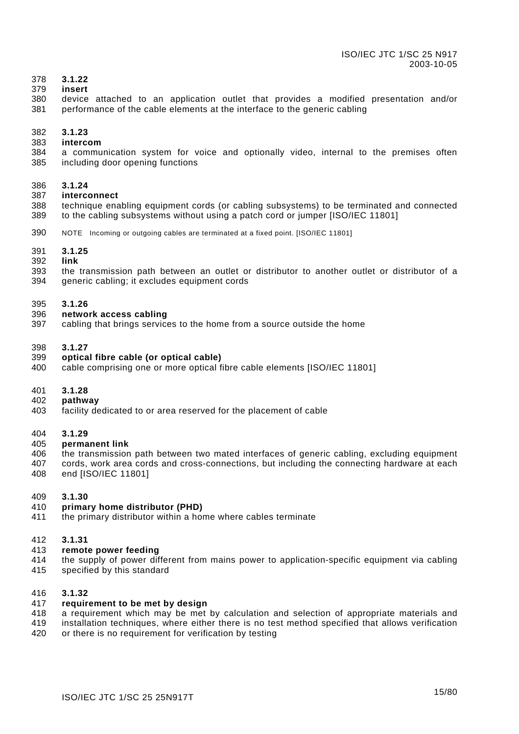**3.1.22**
**insert**
device attached to an application outlet that provides a modified presentation and/or performance of the cable elements at the interface to the generic cabling

**3.1.23**
**intercom**
a communication system for voice and optionally video, internal to the premises often including door opening functions

**3.1.24**
**interconnect**
technique enabling equipment cords (or cabling subsystems) to be terminated and connected to the cabling subsystems without using a patch cord or jumper [ISO/IEC 11801]

NOTE Incoming or outgoing cables are terminated at a fixed point. [ISO/IEC 11801]

**3.1.25**
**link**
the transmission path between an outlet or distributor to another outlet or distributor of a generic cabling; it excludes equipment cords

**3.1.26**
**network access cabling**
cabling that brings services to the home from a source outside the home

**3.1.27**
**optical fibre cable (or optical cable)**
cable comprising one or more optical fibre cable elements [ISO/IEC 11801]

**3.1.28**
**pathway**
facility dedicated to or area reserved for the placement of cable

**3.1.29**
**permanent link**
the transmission path between two mated interfaces of generic cabling, excluding equipment cords, work area cords and cross-connections, but including the connecting hardware at each end [ISO/IEC 11801]

**3.1.30**
**primary home distributor (PHD)**
the primary distributor within a home where cables terminate

**3.1.31**
**remote power feeding**
the supply of power different from mains power to application-specific equipment via cabling specified by this standard

**3.1.32**
**requirement to be met by design**
a requirement which may be met by calculation and selection of appropriate materials and installation techniques, where either there is no test method specified that allows verification or there is no requirement for verification by testing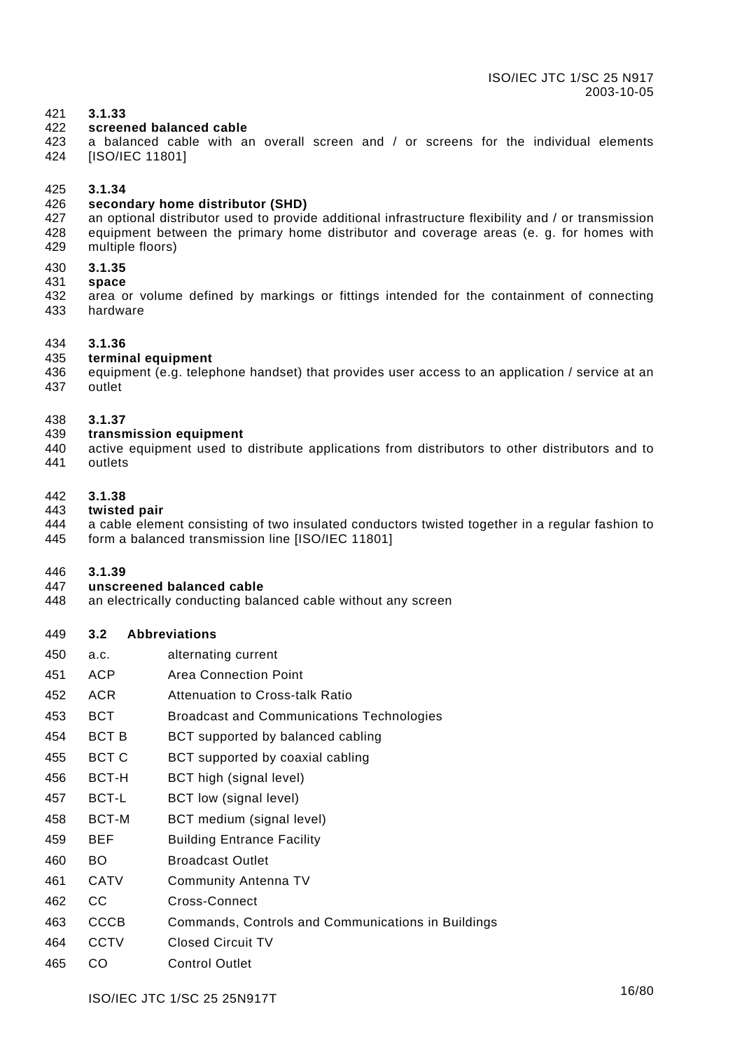**3.1.33**

**screened balanced cable**

a balanced cable with an overall screen and / or screens for the individual elements [ISO/IEC 11801]

**3.1.34**

**secondary home distributor (SHD)**

an optional distributor used to provide additional infrastructure flexibility and / or transmission equipment between the primary home distributor and coverage areas (e. g. for homes with multiple floors)

**3.1.35**

**space**

area or volume defined by markings or fittings intended for the containment of connecting hardware

**3.1.36**

**terminal equipment**

equipment (e.g. telephone handset) that provides user access to an application / service at an outlet

**3.1.37**

**transmission equipment**

active equipment used to distribute applications from distributors to other distributors and to outlets

**3.1.38**

**twisted pair**

a cable element consisting of two insulated conductors twisted together in a regular fashion to form a balanced transmission line [ISO/IEC 11801]

**3.1.39**

**unscreened balanced cable**

an electrically conducting balanced cable without any screen

## 3.2 Abbreviations

| | |
|---|---|
| a.c. | alternating current |
| ACP | Area Connection Point |
| ACR | Attenuation to Cross-talk Ratio |
| BCT | Broadcast and Communications Technologies |
| BCT B | BCT supported by balanced cabling |
| BCT C | BCT supported by coaxial cabling |
| BCT-H | BCT high (signal level) |
| BCT-L | BCT low (signal level) |
| BCT-M | BCT medium (signal level) |
| BEF | Building Entrance Facility |
| BO | Broadcast Outlet |
| CATV | Community Antenna TV |
| CC | Cross-Connect |
| CCCB | Commands, Controls and Communications in Buildings |
| CCTV | Closed Circuit TV |
| CO | Control Outlet |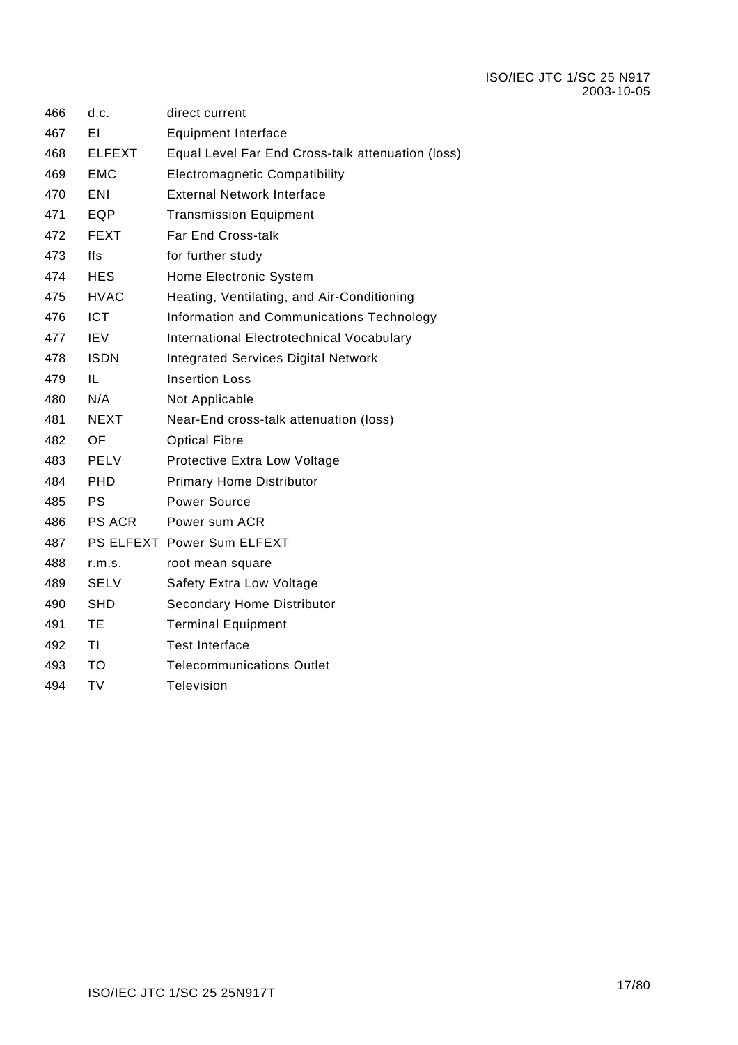466 d.c. direct current

467 EI Equipment Interface

468 ELFEXT Equal Level Far End Cross-talk attenuation (loss)

469 EMC Electromagnetic Compatibility

470 ENI External Network Interface

471 EQP Transmission Equipment

472 FEXT Far End Cross-talk

473 ffs for further study

474 HES Home Electronic System

475 HVAC Heating, Ventilating, and Air-Conditioning

476 ICT Information and Communications Technology

477 IEV International Electrotechnical Vocabulary

478 ISDN Integrated Services Digital Network

479 IL Insertion Loss

480 N/A Not Applicable

481 NEXT Near-End cross-talk attenuation (loss)

482 OF Optical Fibre

483 PELV Protective Extra Low Voltage

484 PHD Primary Home Distributor

485 PS Power Source

486 PS ACR Power sum ACR

487 PS ELFEXT Power Sum ELFEXT

488 r.m.s. root mean square

489 SELV Safety Extra Low Voltage

490 SHD Secondary Home Distributor

491 TE Terminal Equipment

492 TI Test Interface

493 TO Telecommunications Outlet

494 TV Television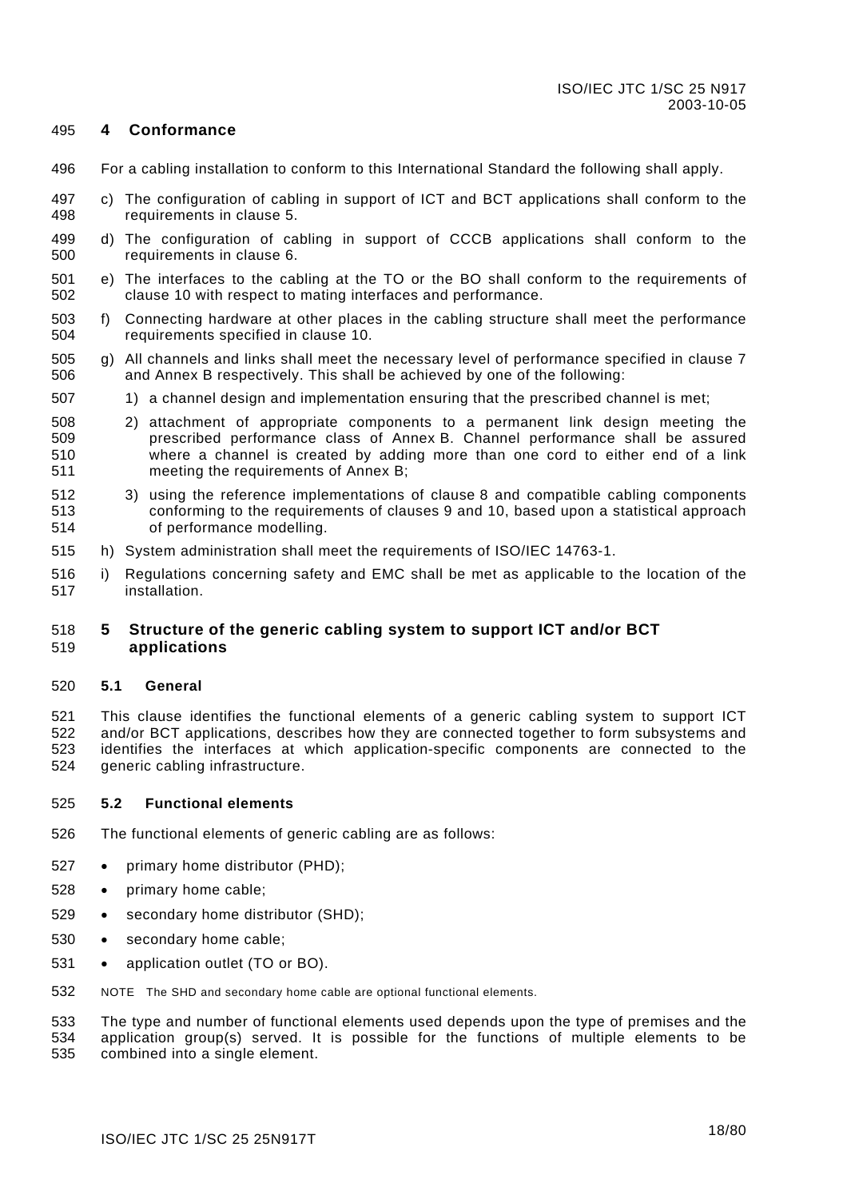## 4 Conformance

For a cabling installation to conform to this International Standard the following shall apply.

c) The configuration of cabling in support of ICT and BCT applications shall conform to the requirements in clause 5.

d) The configuration of cabling in support of CCCB applications shall conform to the requirements in clause 6.

e) The interfaces to the cabling at the TO or the BO shall conform to the requirements of clause 10 with respect to mating interfaces and performance.

f) Connecting hardware at other places in the cabling structure shall meet the performance requirements specified in clause 10.

g) All channels and links shall meet the necessary level of performance specified in clause 7 and Annex B respectively. This shall be achieved by one of the following:

   1) a channel design and implementation ensuring that the prescribed channel is met;

   2) attachment of appropriate components to a permanent link design meeting the prescribed performance class of Annex B. Channel performance shall be assured where a channel is created by adding more than one cord to either end of a link meeting the requirements of Annex B;

   3) using the reference implementations of clause 8 and compatible cabling components conforming to the requirements of clauses 9 and 10, based upon a statistical approach of performance modelling.

h) System administration shall meet the requirements of ISO/IEC 14763-1.

i) Regulations concerning safety and EMC shall be met as applicable to the location of the installation.

## 5 Structure of the generic cabling system to support ICT and/or BCT applications

### 5.1 General

This clause identifies the functional elements of a generic cabling system to support ICT and/or BCT applications, describes how they are connected together to form subsystems and identifies the interfaces at which application-specific components are connected to the generic cabling infrastructure.

### 5.2 Functional elements

The functional elements of generic cabling are as follows:

- primary home distributor (PHD);
- primary home cable;
- secondary home distributor (SHD);
- secondary home cable;
- application outlet (TO or BO).

NOTE The SHD and secondary home cable are optional functional elements.

The type and number of functional elements used depends upon the type of premises and the application group(s) served. It is possible for the functions of multiple elements to be combined into a single element.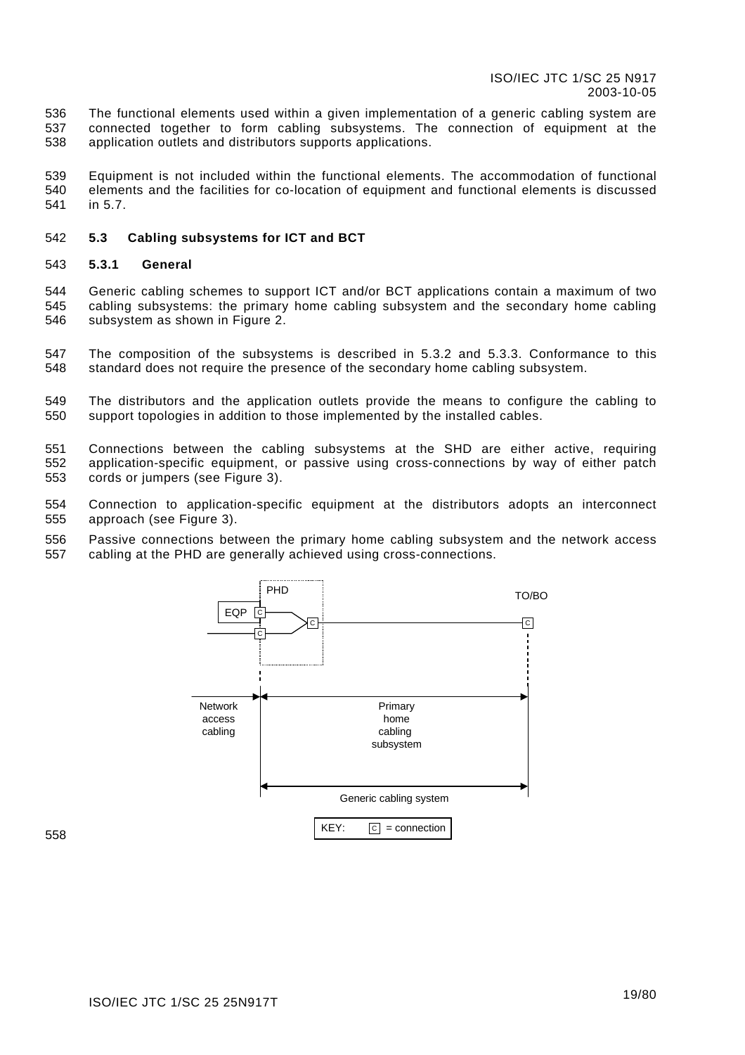The functional elements used within a given implementation of a generic cabling system are connected together to form cabling subsystems. The connection of equipment at the application outlets and distributors supports applications.

Equipment is not included within the functional elements. The accommodation of functional elements and the facilities for co-location of equipment and functional elements is discussed in 5.7.

### 5.3 Cabling subsystems for ICT and BCT

#### 5.3.1 General

Generic cabling schemes to support ICT and/or BCT applications contain a maximum of two cabling subsystems: the primary home cabling subsystem and the secondary home cabling subsystem as shown in Figure 2.

The composition of the subsystems is described in 5.3.2 and 5.3.3. Conformance to this standard does not require the presence of the secondary home cabling subsystem.

The distributors and the application outlets provide the means to configure the cabling to support topologies in addition to those implemented by the installed cables.

Connections between the cabling subsystems at the SHD are either active, requiring application-specific equipment, or passive using cross-connections by way of either patch cords or jumpers (see Figure 3).

Connection to application-specific equipment at the distributors adopts an interconnect approach (see Figure 3).

Passive connections between the primary home cabling subsystem and the network access cabling at the PHD are generally achieved using cross-connections.

PHD

EQP C

C

C

TO/BO

C

Network access cabling

Primary home cabling subsystem

Generic cabling system

KEY: C = connection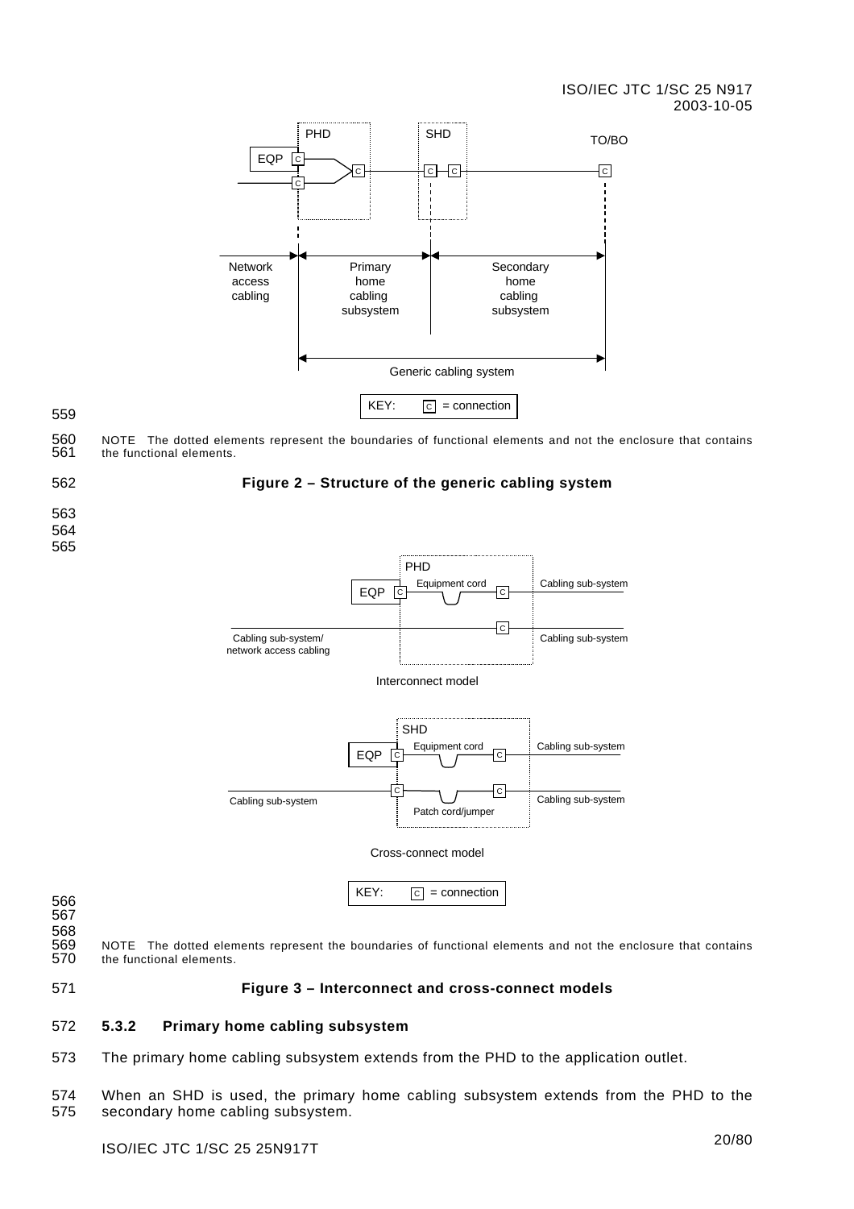NOTE The dotted elements represent the boundaries of functional elements and not the enclosure that contains the functional elements.

**Figure 2 – Structure of the generic cabling system**

NOTE The dotted elements represent the boundaries of functional elements and not the enclosure that contains the functional elements.

**Figure 3 – Interconnect and cross-connect models**

### 5.3.2 Primary home cabling subsystem

The primary home cabling subsystem extends from the PHD to the application outlet.

When an SHD is used, the primary home cabling subsystem extends from the PHD to the secondary home cabling subsystem.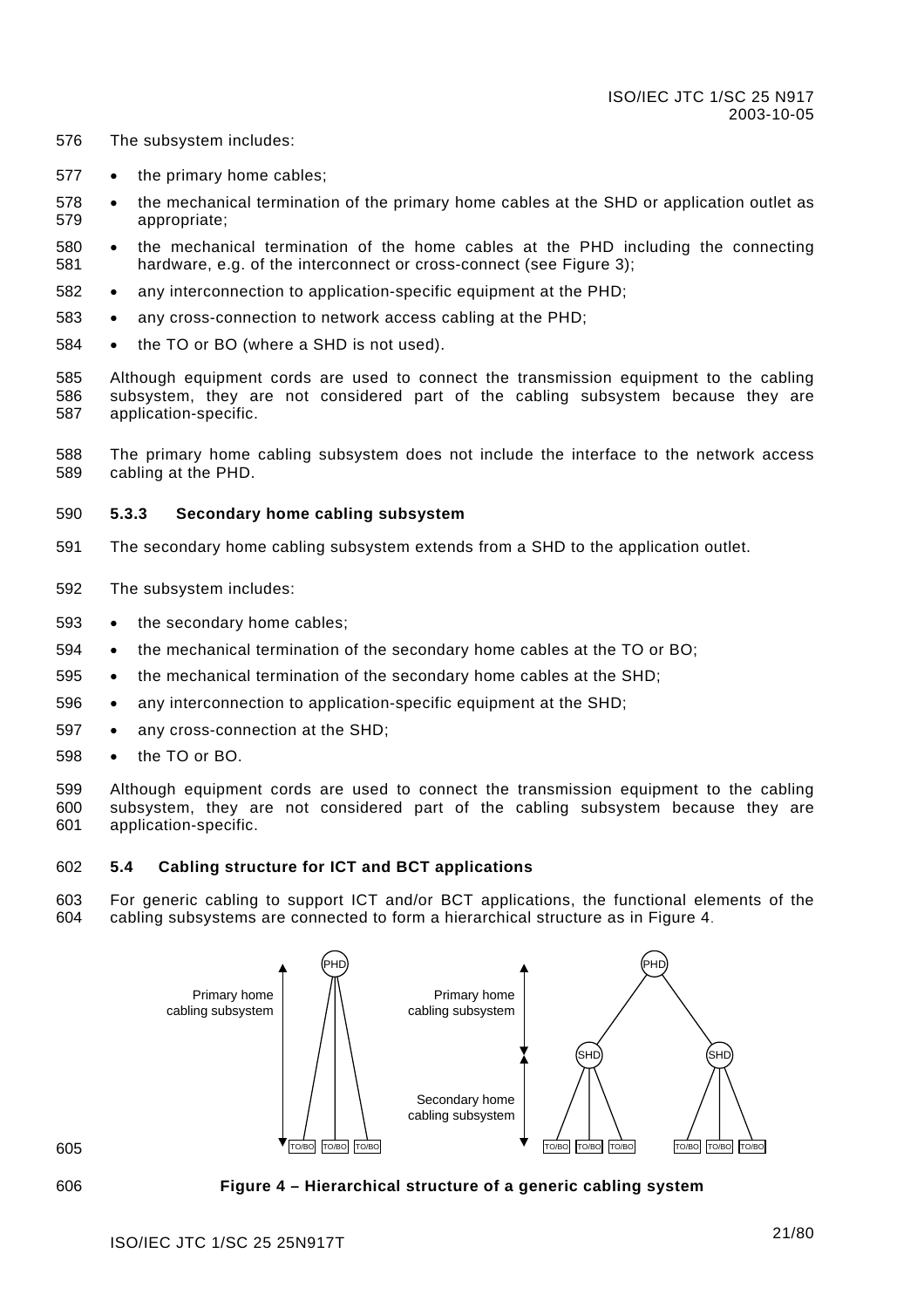The subsystem includes:

- the primary home cables;
- the mechanical termination of the primary home cables at the SHD or application outlet as appropriate;
- the mechanical termination of the home cables at the PHD including the connecting hardware, e.g. of the interconnect or cross-connect (see Figure 3);
- any interconnection to application-specific equipment at the PHD;
- any cross-connection to network access cabling at the PHD;
- the TO or BO (where a SHD is not used).

Although equipment cords are used to connect the transmission equipment to the cabling subsystem, they are not considered part of the cabling subsystem because they are application-specific.

The primary home cabling subsystem does not include the interface to the network access cabling at the PHD.

### 5.3.3 Secondary home cabling subsystem

The secondary home cabling subsystem extends from a SHD to the application outlet.

The subsystem includes:

- the secondary home cables;
- the mechanical termination of the secondary home cables at the TO or BO;
- the mechanical termination of the secondary home cables at the SHD;
- any interconnection to application-specific equipment at the SHD;
- any cross-connection at the SHD;
- the TO or BO.

Although equipment cords are used to connect the transmission equipment to the cabling subsystem, they are not considered part of the cabling subsystem because they are application-specific.

## 5.4 Cabling structure for ICT and BCT applications

For generic cabling to support ICT and/or BCT applications, the functional elements of the cabling subsystems are connected to form a hierarchical structure as in Figure 4.

**Figure 4 – Hierarchical structure of a generic cabling system**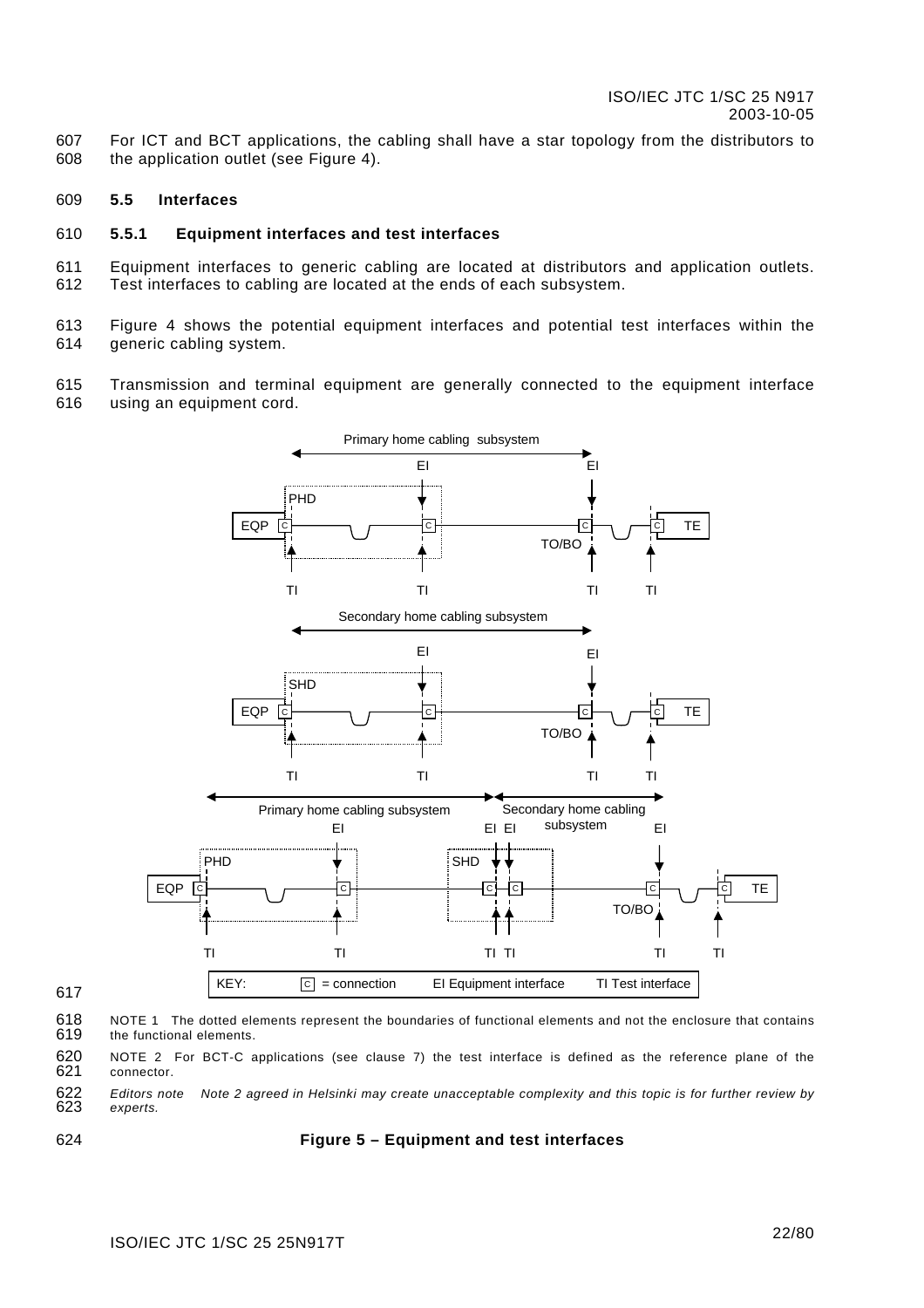For ICT and BCT applications, the cabling shall have a star topology from the distributors to the application outlet (see Figure 4).

## 5.5 Interfaces

### 5.5.1 Equipment interfaces and test interfaces

Equipment interfaces to generic cabling are located at distributors and application outlets. Test interfaces to cabling are located at the ends of each subsystem.

Figure 4 shows the potential equipment interfaces and potential test interfaces within the generic cabling system.

Transmission and terminal equipment are generally connected to the equipment interface using an equipment cord.

NOTE 1 The dotted elements represent the boundaries of functional elements and not the enclosure that contains the functional elements.

NOTE 2 For BCT-C applications (see clause 7) the test interface is defined as the reference plane of the connector.

*Editors note Note 2 agreed in Helsinki may create unacceptable complexity and this topic is for further review by experts.*

**Figure 5 – Equipment and test interfaces**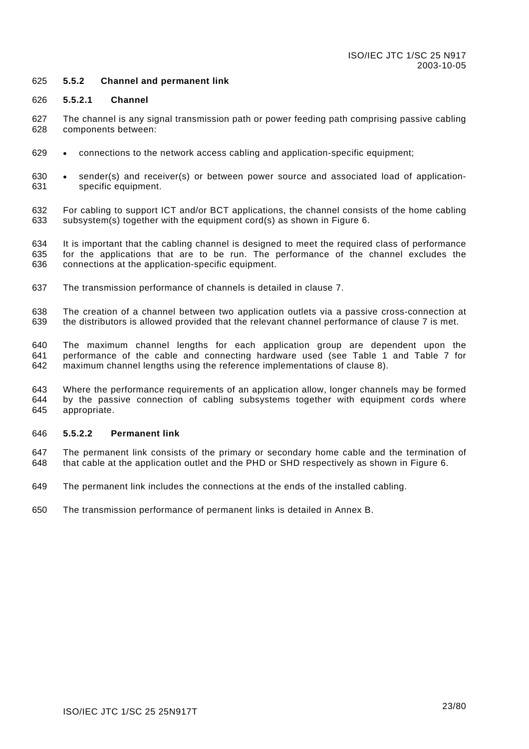### 5.5.2 Channel and permanent link

#### 5.5.2.1 Channel

The channel is any signal transmission path or power feeding path comprising passive cabling components between:

- connections to the network access cabling and application-specific equipment;
- sender(s) and receiver(s) or between power source and associated load of application-specific equipment.

For cabling to support ICT and/or BCT applications, the channel consists of the home cabling subsystem(s) together with the equipment cord(s) as shown in Figure 6.

It is important that the cabling channel is designed to meet the required class of performance for the applications that are to be run. The performance of the channel excludes the connections at the application-specific equipment.

The transmission performance of channels is detailed in clause 7.

The creation of a channel between two application outlets via a passive cross-connection at the distributors is allowed provided that the relevant channel performance of clause 7 is met.

The maximum channel lengths for each application group are dependent upon the performance of the cable and connecting hardware used (see Table 1 and Table 7 for maximum channel lengths using the reference implementations of clause 8).

Where the performance requirements of an application allow, longer channels may be formed by the passive connection of cabling subsystems together with equipment cords where appropriate.

#### 5.5.2.2 Permanent link

The permanent link consists of the primary or secondary home cable and the termination of that cable at the application outlet and the PHD or SHD respectively as shown in Figure 6.

The permanent link includes the connections at the ends of the installed cabling.

The transmission performance of permanent links is detailed in Annex B.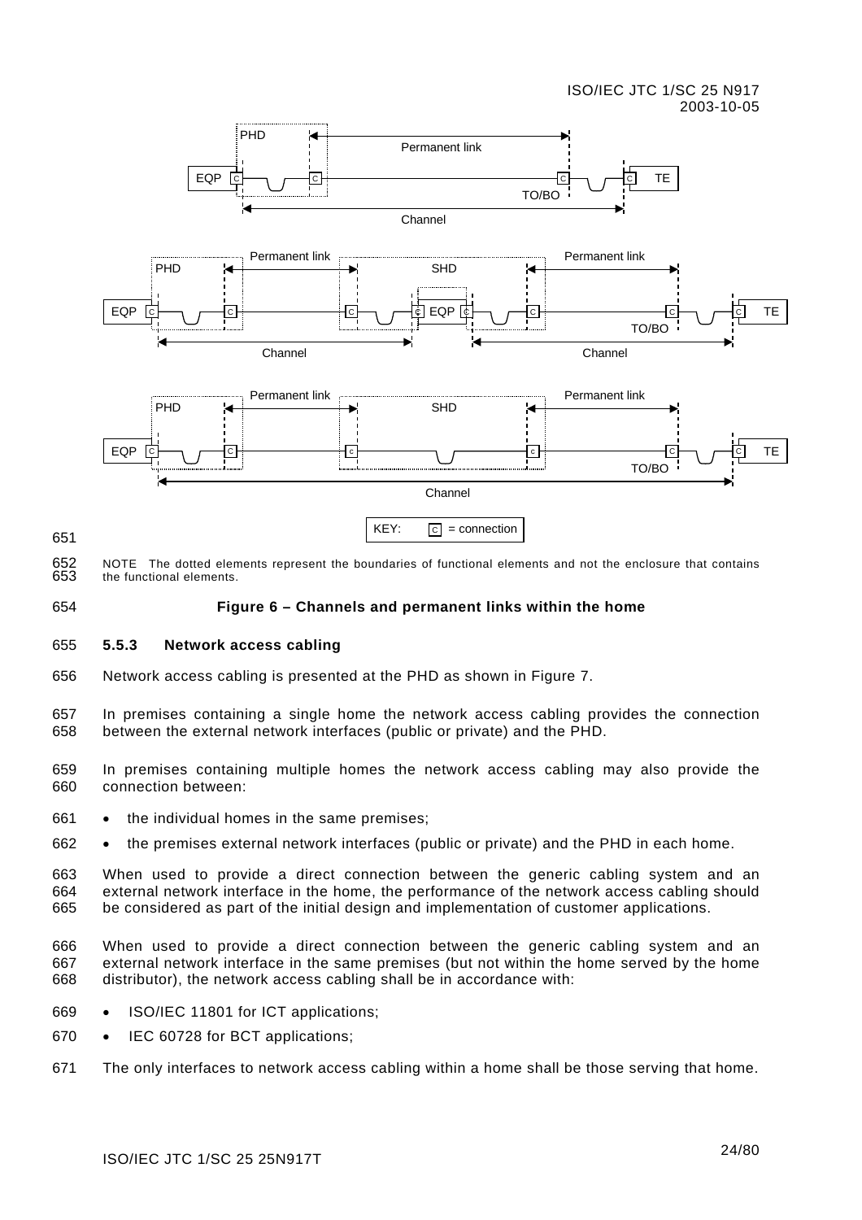NOTE The dotted elements represent the boundaries of functional elements and not the enclosure that contains the functional elements.

**Figure 6 – Channels and permanent links within the home**

### 5.5.3 Network access cabling

Network access cabling is presented at the PHD as shown in Figure 7.

In premises containing a single home the network access cabling provides the connection between the external network interfaces (public or private) and the PHD.

In premises containing multiple homes the network access cabling may also provide the connection between:

- the individual homes in the same premises;
- the premises external network interfaces (public or private) and the PHD in each home.

When used to provide a direct connection between the generic cabling system and an external network interface in the home, the performance of the network access cabling should be considered as part of the initial design and implementation of customer applications.

When used to provide a direct connection between the generic cabling system and an external network interface in the same premises (but not within the home served by the home distributor), the network access cabling shall be in accordance with:

- ISO/IEC 11801 for ICT applications;
- IEC 60728 for BCT applications;

The only interfaces to network access cabling within a home shall be those serving that home.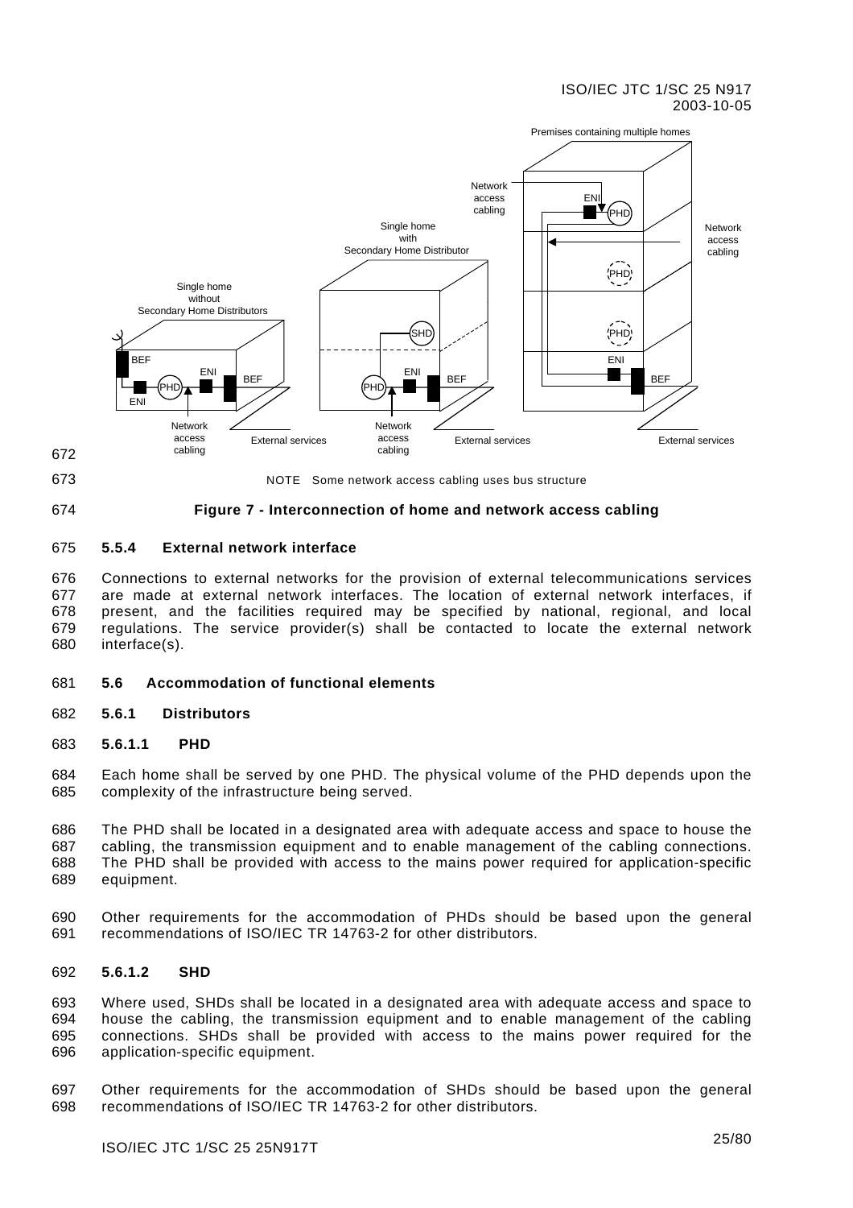NOTE Some network access cabling uses bus structure

**Figure 7 - Interconnection of home and network access cabling**

### 5.5.4 External network interface

Connections to external networks for the provision of external telecommunications services are made at external network interfaces. The location of external network interfaces, if present, and the facilities required may be specified by national, regional, and local regulations. The service provider(s) shall be contacted to locate the external network interface(s).

## 5.6 Accommodation of functional elements

### 5.6.1 Distributors

#### 5.6.1.1 PHD

Each home shall be served by one PHD. The physical volume of the PHD depends upon the complexity of the infrastructure being served.

The PHD shall be located in a designated area with adequate access and space to house the cabling, the transmission equipment and to enable management of the cabling connections. The PHD shall be provided with access to the mains power required for application-specific equipment.

Other requirements for the accommodation of PHDs should be based upon the general recommendations of ISO/IEC TR 14763-2 for other distributors.

#### 5.6.1.2 SHD

Where used, SHDs shall be located in a designated area with adequate access and space to house the cabling, the transmission equipment and to enable management of the cabling connections. SHDs shall be provided with access to the mains power required for the application-specific equipment.

Other requirements for the accommodation of SHDs should be based upon the general recommendations of ISO/IEC TR 14763-2 for other distributors.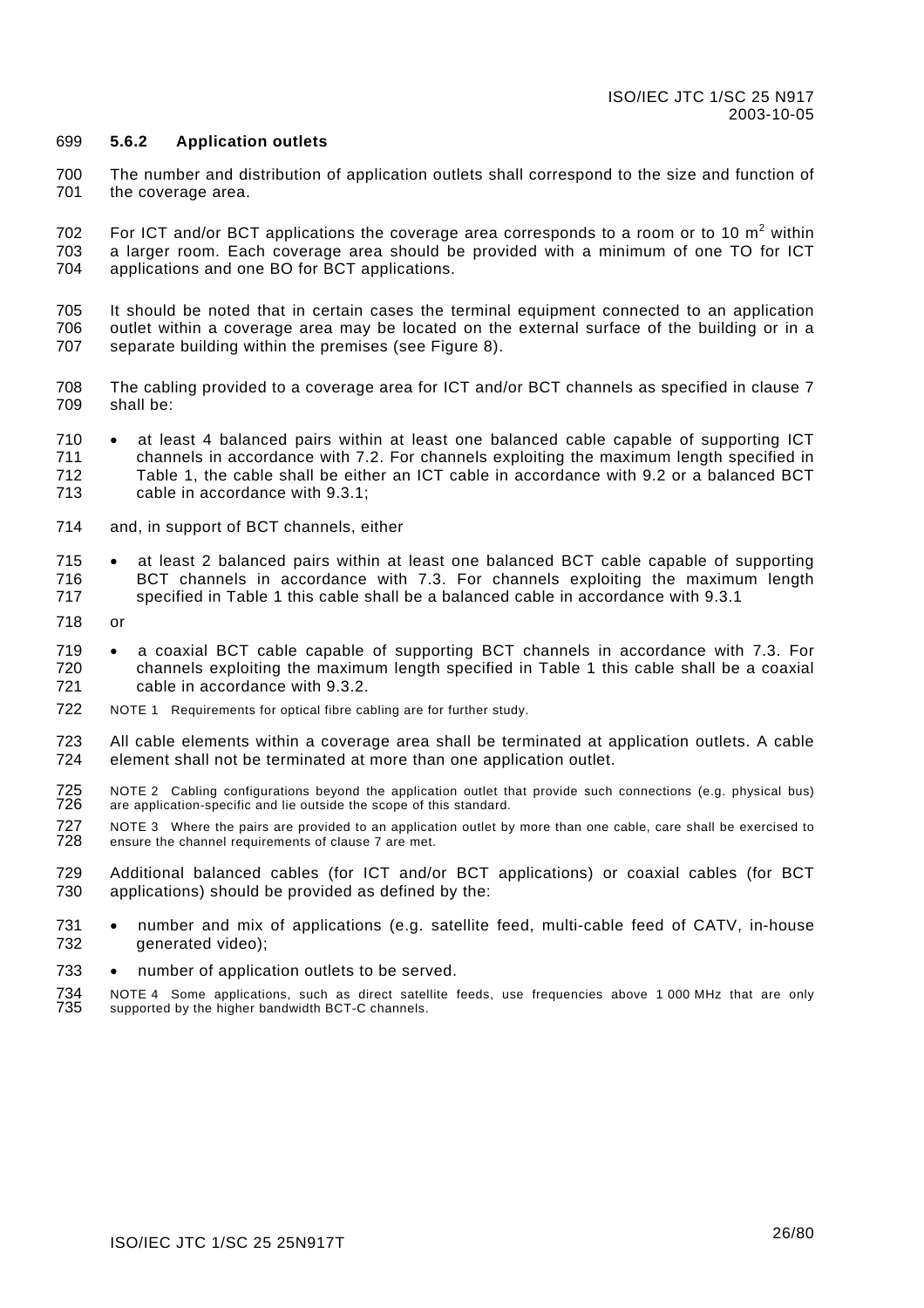### 5.6.2 Application outlets

The number and distribution of application outlets shall correspond to the size and function of the coverage area.

For ICT and/or BCT applications the coverage area corresponds to a room or to 10 $m^2$ within a larger room. Each coverage area should be provided with a minimum of one TO for ICT applications and one BO for BCT applications.

It should be noted that in certain cases the terminal equipment connected to an application outlet within a coverage area may be located on the external surface of the building or in a separate building within the premises (see Figure 8).

The cabling provided to a coverage area for ICT and/or BCT channels as specified in clause 7 shall be:

- at least 4 balanced pairs within at least one balanced cable capable of supporting ICT channels in accordance with 7.2. For channels exploiting the maximum length specified in Table 1, the cable shall be either an ICT cable in accordance with 9.2 or a balanced BCT cable in accordance with 9.3.1;

and, in support of BCT channels, either

- at least 2 balanced pairs within at least one balanced BCT cable capable of supporting BCT channels in accordance with 7.3. For channels exploiting the maximum length specified in Table 1 this cable shall be a balanced cable in accordance with 9.3.1

or

- a coaxial BCT cable capable of supporting BCT channels in accordance with 7.3. For channels exploiting the maximum length specified in Table 1 this cable shall be a coaxial cable in accordance with 9.3.2.

NOTE 1 Requirements for optical fibre cabling are for further study.

All cable elements within a coverage area shall be terminated at application outlets. A cable element shall not be terminated at more than one application outlet.

NOTE 2 Cabling configurations beyond the application outlet that provide such connections (e.g. physical bus) are application-specific and lie outside the scope of this standard.

NOTE 3 Where the pairs are provided to an application outlet by more than one cable, care shall be exercised to ensure the channel requirements of clause 7 are met.

Additional balanced cables (for ICT and/or BCT applications) or coaxial cables (for BCT applications) should be provided as defined by the:

- number and mix of applications (e.g. satellite feed, multi-cable feed of CATV, in-house generated video);
- number of application outlets to be served.

NOTE 4 Some applications, such as direct satellite feeds, use frequencies above 1 000 MHz that are only supported by the higher bandwidth BCT-C channels.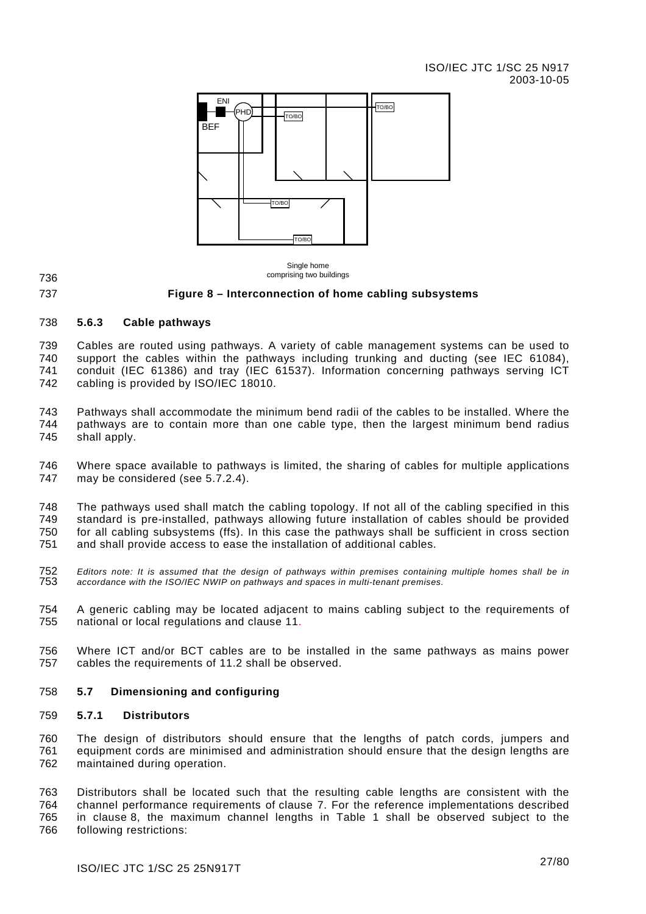Single home comprising two buildings

**Figure 8 – Interconnection of home cabling subsystems**

### 5.6.3 Cable pathways

Cables are routed using pathways. A variety of cable management systems can be used to support the cables within the pathways including trunking and ducting (see IEC 61084), conduit (IEC 61386) and tray (IEC 61537). Information concerning pathways serving ICT cabling is provided by ISO/IEC 18010.

Pathways shall accommodate the minimum bend radii of the cables to be installed. Where the pathways are to contain more than one cable type, then the largest minimum bend radius shall apply.

Where space available to pathways is limited, the sharing of cables for multiple applications may be considered (see 5.7.2.4).

The pathways used shall match the cabling topology. If not all of the cabling specified in this standard is pre-installed, pathways allowing future installation of cables should be provided for all cabling subsystems (ffs). In this case the pathways shall be sufficient in cross section and shall provide access to ease the installation of additional cables.

*Editors note: It is assumed that the design of pathways within premises containing multiple homes shall be in accordance with the ISO/IEC NWIP on pathways and spaces in multi-tenant premises.*

A generic cabling may be located adjacent to mains cabling subject to the requirements of national or local regulations and clause 11.

Where ICT and/or BCT cables are to be installed in the same pathways as mains power cables the requirements of 11.2 shall be observed.

## 5.7 Dimensioning and configuring

### 5.7.1 Distributors

The design of distributors should ensure that the lengths of patch cords, jumpers and equipment cords are minimised and administration should ensure that the design lengths are maintained during operation.

Distributors shall be located such that the resulting cable lengths are consistent with the channel performance requirements of clause 7. For the reference implementations described in clause 8, the maximum channel lengths in Table 1 shall be observed subject to the following restrictions: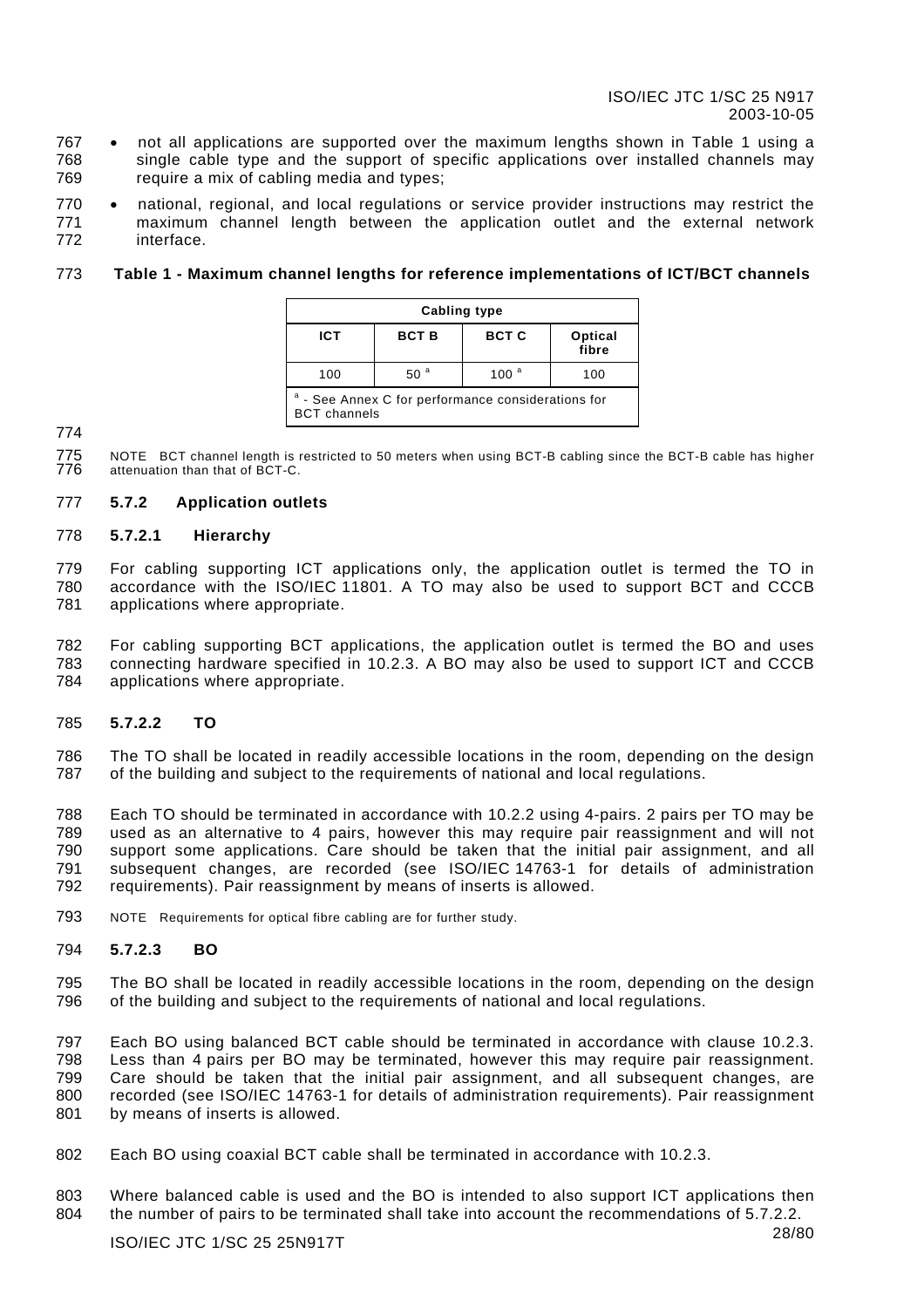- not all applications are supported over the maximum lengths shown in Table 1 using a single cable type and the support of specific applications over installed channels may require a mix of cabling media and types;
- national, regional, and local regulations or service provider instructions may restrict the maximum channel length between the application outlet and the external network interface.

**Table 1 - Maximum channel lengths for reference implementations of ICT/BCT channels**

| Cabling type | | | |
|---|---|---|---|
| **ICT** | **BCT B** | **BCT C** | **Optical fibre** |
| 100 | 50 [a] | 100 [a] | 100 |
| [a] - See Annex C for performance considerations for BCT channels | | | |

NOTE BCT channel length is restricted to 50 meters when using BCT-B cabling since the BCT-B cable has higher attenuation than that of BCT-C.

### 5.7.2 Application outlets

#### 5.7.2.1 Hierarchy

For cabling supporting ICT applications only, the application outlet is termed the TO in accordance with the ISO/IEC 11801. A TO may also be used to support BCT and CCCB applications where appropriate.

For cabling supporting BCT applications, the application outlet is termed the BO and uses connecting hardware specified in 10.2.3. A BO may also be used to support ICT and CCCB applications where appropriate.

#### 5.7.2.2 TO

The TO shall be located in readily accessible locations in the room, depending on the design of the building and subject to the requirements of national and local regulations.

Each TO should be terminated in accordance with 10.2.2 using 4-pairs. 2 pairs per TO may be used as an alternative to 4 pairs, however this may require pair reassignment and will not support some applications. Care should be taken that the initial pair assignment, and all subsequent changes, are recorded (see ISO/IEC 14763-1 for details of administration requirements). Pair reassignment by means of inserts is allowed.

NOTE Requirements for optical fibre cabling are for further study.

#### 5.7.2.3 BO

The BO shall be located in readily accessible locations in the room, depending on the design of the building and subject to the requirements of national and local regulations.

Each BO using balanced BCT cable should be terminated in accordance with clause 10.2.3. Less than 4 pairs per BO may be terminated, however this may require pair reassignment. Care should be taken that the initial pair assignment, and all subsequent changes, are recorded (see ISO/IEC 14763-1 for details of administration requirements). Pair reassignment by means of inserts is allowed.

Each BO using coaxial BCT cable shall be terminated in accordance with 10.2.3.

Where balanced cable is used and the BO is intended to also support ICT applications then the number of pairs to be terminated shall take into account the recommendations of 5.7.2.2.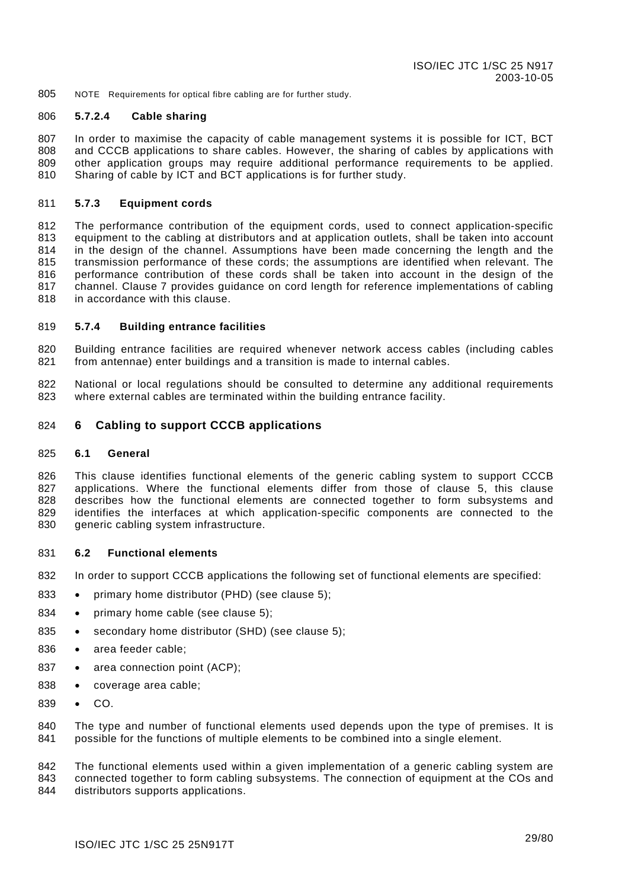NOTE Requirements for optical fibre cabling are for further study.

#### 5.7.2.4 Cable sharing

In order to maximise the capacity of cable management systems it is possible for ICT, BCT and CCCB applications to share cables. However, the sharing of cables by applications with other application groups may require additional performance requirements to be applied. Sharing of cable by ICT and BCT applications is for further study.

### 5.7.3 Equipment cords

The performance contribution of the equipment cords, used to connect application-specific equipment to the cabling at distributors and at application outlets, shall be taken into account in the design of the channel. Assumptions have been made concerning the length and the transmission performance of these cords; the assumptions are identified when relevant. The performance contribution of these cords shall be taken into account in the design of the channel. Clause 7 provides guidance on cord length for reference implementations of cabling in accordance with this clause.

### 5.7.4 Building entrance facilities

Building entrance facilities are required whenever network access cables (including cables from antennae) enter buildings and a transition is made to internal cables.

National or local regulations should be consulted to determine any additional requirements where external cables are terminated within the building entrance facility.

# 6 Cabling to support CCCB applications

## 6.1 General

This clause identifies functional elements of the generic cabling system to support CCCB applications. Where the functional elements differ from those of clause 5, this clause describes how the functional elements are connected together to form subsystems and identifies the interfaces at which application-specific components are connected to the generic cabling system infrastructure.

## 6.2 Functional elements

In order to support CCCB applications the following set of functional elements are specified:

- primary home distributor (PHD) (see clause 5);
- primary home cable (see clause 5);
- secondary home distributor (SHD) (see clause 5);
- area feeder cable;
- area connection point (ACP);
- coverage area cable;
- CO.

The type and number of functional elements used depends upon the type of premises. It is possible for the functions of multiple elements to be combined into a single element.

The functional elements used within a given implementation of a generic cabling system are connected together to form cabling subsystems. The connection of equipment at the COs and distributors supports applications.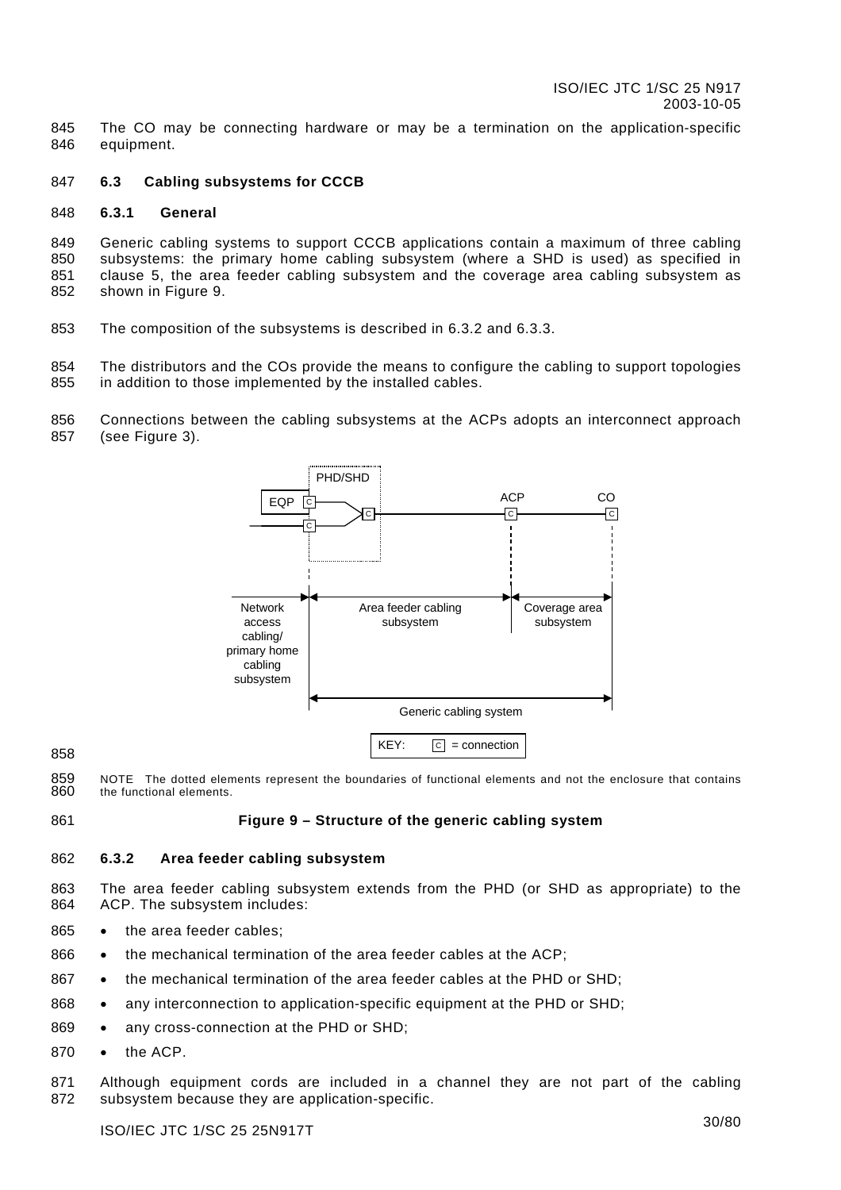The CO may be connecting hardware or may be a termination on the application-specific equipment.

### 6.3 Cabling subsystems for CCCB

#### 6.3.1 General

Generic cabling systems to support CCCB applications contain a maximum of three cabling subsystems: the primary home cabling subsystem (where a SHD is used) as specified in clause 5, the area feeder cabling subsystem and the coverage area cabling subsystem as shown in Figure 9.

The composition of the subsystems is described in 6.3.2 and 6.3.3.

The distributors and the COs provide the means to configure the cabling to support topologies in addition to those implemented by the installed cables.

Connections between the cabling subsystems at the ACPs adopts an interconnect approach (see Figure 3).

NOTE The dotted elements represent the boundaries of functional elements and not the enclosure that contains the functional elements.

**Figure 9 – Structure of the generic cabling system**

#### 6.3.2 Area feeder cabling subsystem

The area feeder cabling subsystem extends from the PHD (or SHD as appropriate) to the ACP. The subsystem includes:

- the area feeder cables;
- the mechanical termination of the area feeder cables at the ACP;
- the mechanical termination of the area feeder cables at the PHD or SHD;
- any interconnection to application-specific equipment at the PHD or SHD;
- any cross-connection at the PHD or SHD;
- the ACP.

Although equipment cords are included in a channel they are not part of the cabling subsystem because they are application-specific.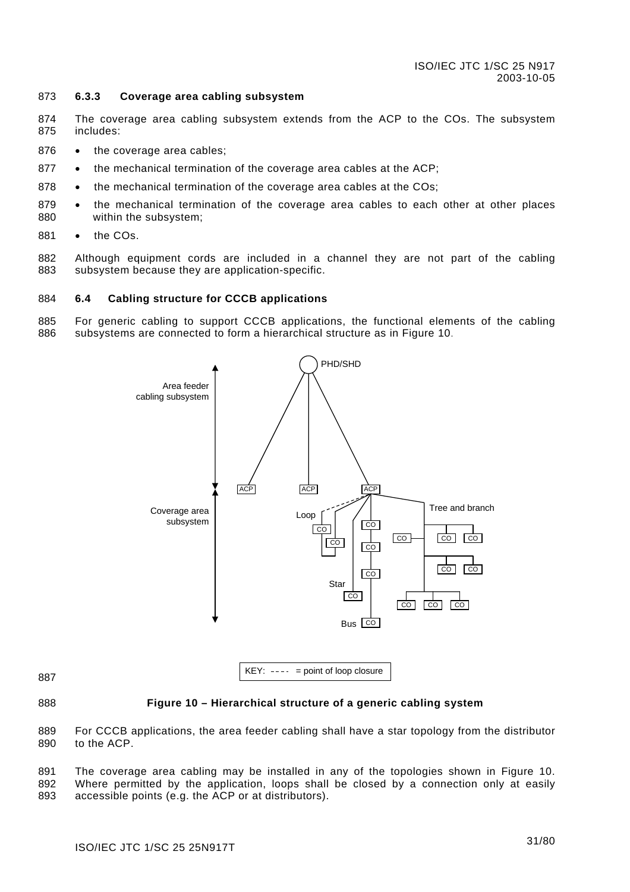### 6.3.3 Coverage area cabling subsystem

The coverage area cabling subsystem extends from the ACP to the COs. The subsystem includes:

- the coverage area cables;
- the mechanical termination of the coverage area cables at the ACP;
- the mechanical termination of the coverage area cables at the COs;
- the mechanical termination of the coverage area cables to each other at other places within the subsystem;
- the COs.

Although equipment cords are included in a channel they are not part of the cabling subsystem because they are application-specific.

## 6.4 Cabling structure for CCCB applications

For generic cabling to support CCCB applications, the functional elements of the cabling subsystems are connected to form a hierarchical structure as in Figure 10.

**Figure 10 – Hierarchical structure of a generic cabling system**

For CCCB applications, the area feeder cabling shall have a star topology from the distributor to the ACP.

The coverage area cabling may be installed in any of the topologies shown in Figure 10. Where permitted by the application, loops shall be closed by a connection only at easily accessible points (e.g. the ACP or at distributors).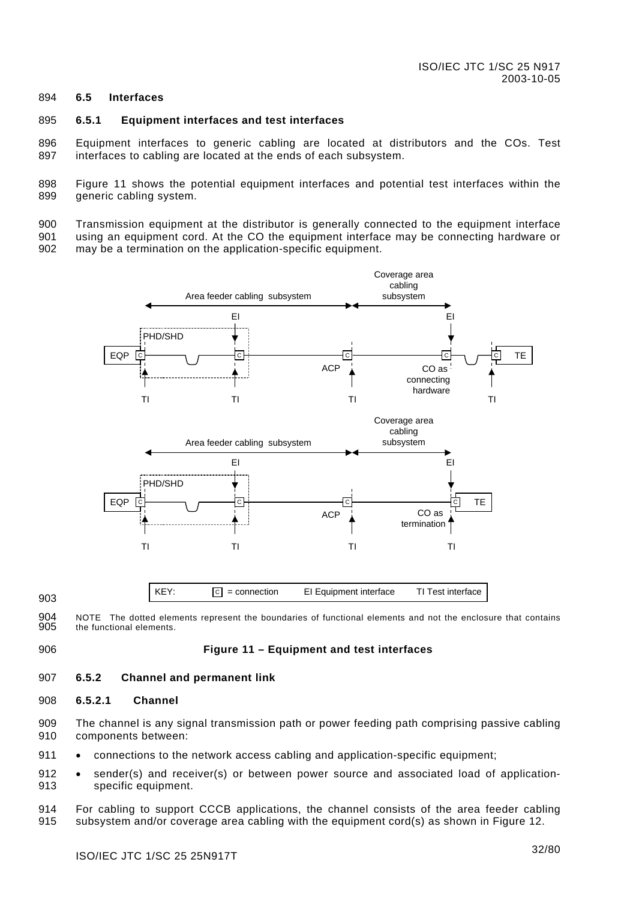## 6.5 Interfaces

### 6.5.1 Equipment interfaces and test interfaces

Equipment interfaces to generic cabling are located at distributors and the COs. Test interfaces to cabling are located at the ends of each subsystem.

Figure 11 shows the potential equipment interfaces and potential test interfaces within the generic cabling system.

Transmission equipment at the distributor is generally connected to the equipment interface using an equipment cord. At the CO the equipment interface may be connecting hardware or may be a termination on the application-specific equipment.

NOTE The dotted elements represent the boundaries of functional elements and not the enclosure that contains the functional elements.

**Figure 11 – Equipment and test interfaces**

### 6.5.2 Channel and permanent link

#### 6.5.2.1 Channel

The channel is any signal transmission path or power feeding path comprising passive cabling components between:

- connections to the network access cabling and application-specific equipment;
- sender(s) and receiver(s) or between power source and associated load of application-specific equipment.

For cabling to support CCCB applications, the channel consists of the area feeder cabling subsystem and/or coverage area cabling with the equipment cord(s) as shown in Figure 12.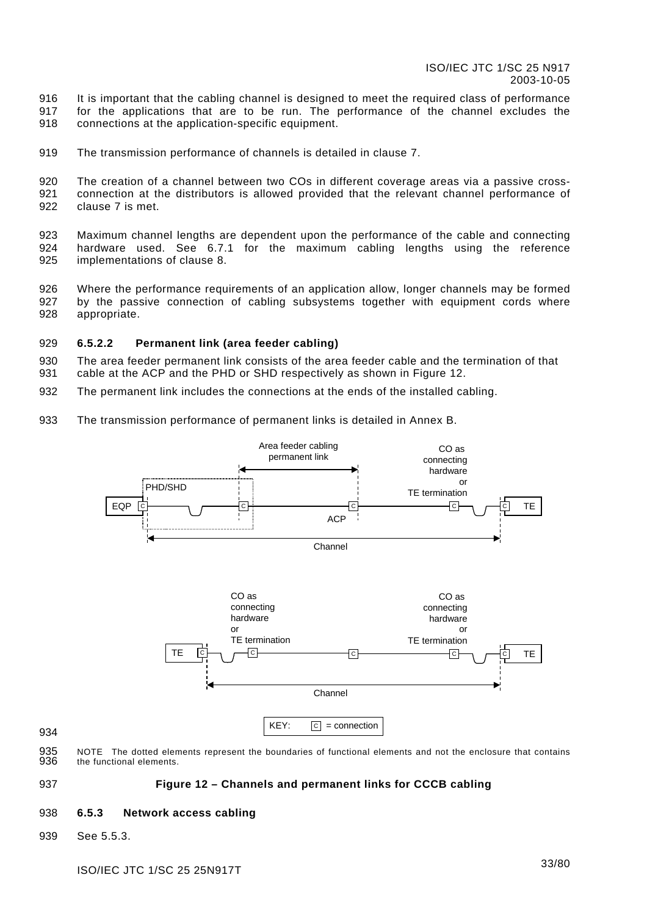It is important that the cabling channel is designed to meet the required class of performance for the applications that are to be run. The performance of the channel excludes the connections at the application-specific equipment.

The transmission performance of channels is detailed in clause 7.

The creation of a channel between two COs in different coverage areas via a passive cross-connection at the distributors is allowed provided that the relevant channel performance of clause 7 is met.

Maximum channel lengths are dependent upon the performance of the cable and connecting hardware used. See 6.7.1 for the maximum cabling lengths using the reference implementations of clause 8.

Where the performance requirements of an application allow, longer channels may be formed by the passive connection of cabling subsystems together with equipment cords where appropriate.

#### 6.5.2.2 Permanent link (area feeder cabling)

The area feeder permanent link consists of the area feeder cable and the termination of that cable at the ACP and the PHD or SHD respectively as shown in Figure 12.

The permanent link includes the connections at the ends of the installed cabling.

The transmission performance of permanent links is detailed in Annex B.

NOTE The dotted elements represent the boundaries of functional elements and not the enclosure that contains the functional elements.

**Figure 12 – Channels and permanent links for CCCB cabling**

### 6.5.3 Network access cabling

See 5.5.3.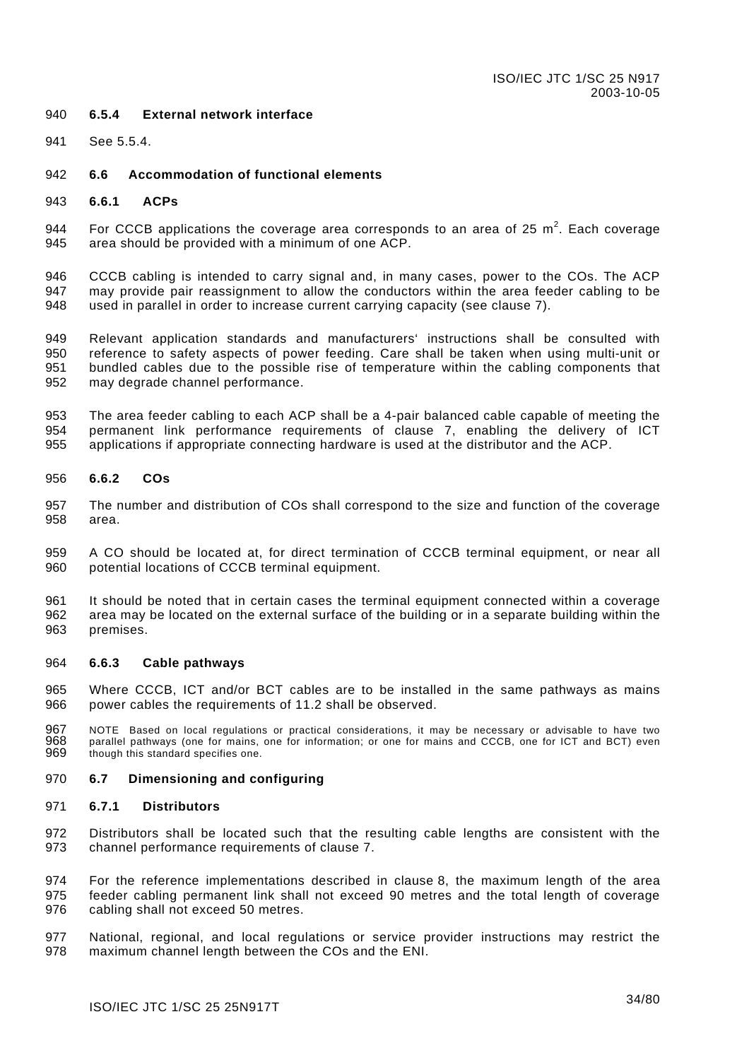#### 6.5.4 External network interface

See 5.5.4.

### 6.6 Accommodation of functional elements

#### 6.6.1 ACPs

For CCCB applications the coverage area corresponds to an area of 25 $m^2$. Each coverage area should be provided with a minimum of one ACP.

CCCB cabling is intended to carry signal and, in many cases, power to the COs. The ACP may provide pair reassignment to allow the conductors within the area feeder cabling to be used in parallel in order to increase current carrying capacity (see clause 7).

Relevant application standards and manufacturers' instructions shall be consulted with reference to safety aspects of power feeding. Care shall be taken when using multi-unit or bundled cables due to the possible rise of temperature within the cabling components that may degrade channel performance.

The area feeder cabling to each ACP shall be a 4-pair balanced cable capable of meeting the permanent link performance requirements of clause 7, enabling the delivery of ICT applications if appropriate connecting hardware is used at the distributor and the ACP.

#### 6.6.2 COs

The number and distribution of COs shall correspond to the size and function of the coverage area.

A CO should be located at, for direct termination of CCCB terminal equipment, or near all potential locations of CCCB terminal equipment.

It should be noted that in certain cases the terminal equipment connected within a coverage area may be located on the external surface of the building or in a separate building within the premises.

#### 6.6.3 Cable pathways

Where CCCB, ICT and/or BCT cables are to be installed in the same pathways as mains power cables the requirements of 11.2 shall be observed.

NOTE Based on local regulations or practical considerations, it may be necessary or advisable to have two parallel pathways (one for mains, one for information; or one for mains and CCCB, one for ICT and BCT) even though this standard specifies one.

### 6.7 Dimensioning and configuring

#### 6.7.1 Distributors

Distributors shall be located such that the resulting cable lengths are consistent with the channel performance requirements of clause 7.

For the reference implementations described in clause 8, the maximum length of the area feeder cabling permanent link shall not exceed 90 metres and the total length of coverage cabling shall not exceed 50 metres.

National, regional, and local regulations or service provider instructions may restrict the maximum channel length between the COs and the ENI.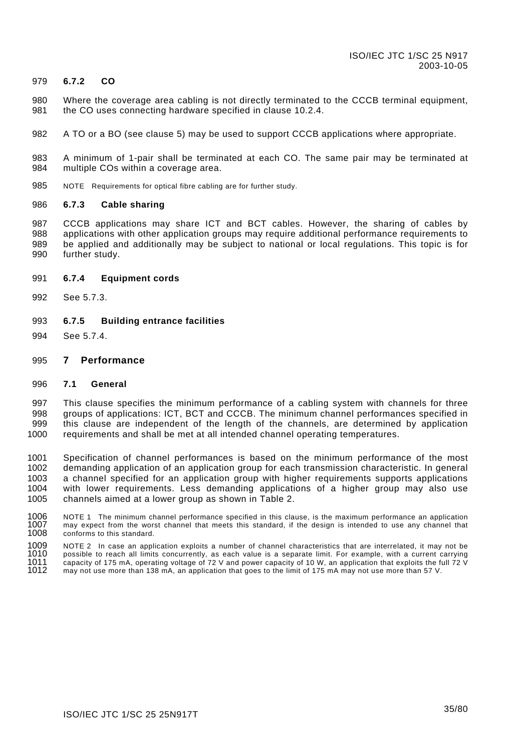### 6.7.2 CO

Where the coverage area cabling is not directly terminated to the CCCB terminal equipment, the CO uses connecting hardware specified in clause 10.2.4.

A TO or a BO (see clause 5) may be used to support CCCB applications where appropriate.

A minimum of 1-pair shall be terminated at each CO. The same pair may be terminated at multiple COs within a coverage area.

NOTE Requirements for optical fibre cabling are for further study.

### 6.7.3 Cable sharing

CCCB applications may share ICT and BCT cables. However, the sharing of cables by applications with other application groups may require additional performance requirements to be applied and additionally may be subject to national or local regulations. This topic is for further study.

### 6.7.4 Equipment cords

See 5.7.3.

### 6.7.5 Building entrance facilities

See 5.7.4.

# 7 Performance

## 7.1 General

This clause specifies the minimum performance of a cabling system with channels for three groups of applications: ICT, BCT and CCCB. The minimum channel performances specified in this clause are independent of the length of the channels, are determined by application requirements and shall be met at all intended channel operating temperatures.

Specification of channel performances is based on the minimum performance of the most demanding application of an application group for each transmission characteristic. In general a channel specified for an application group with higher requirements supports applications with lower requirements. Less demanding applications of a higher group may also use channels aimed at a lower group as shown in Table 2.

NOTE 1 The minimum channel performance specified in this clause, is the maximum performance an application may expect from the worst channel that meets this standard, if the design is intended to use any channel that conforms to this standard.

NOTE 2 In case an application exploits a number of channel characteristics that are interrelated, it may not be possible to reach all limits concurrently, as each value is a separate limit. For example, with a current carrying capacity of 175 mA, operating voltage of 72 V and power capacity of 10 W, an application that exploits the full 72 V may not use more than 138 mA, an application that goes to the limit of 175 mA may not use more than 57 V.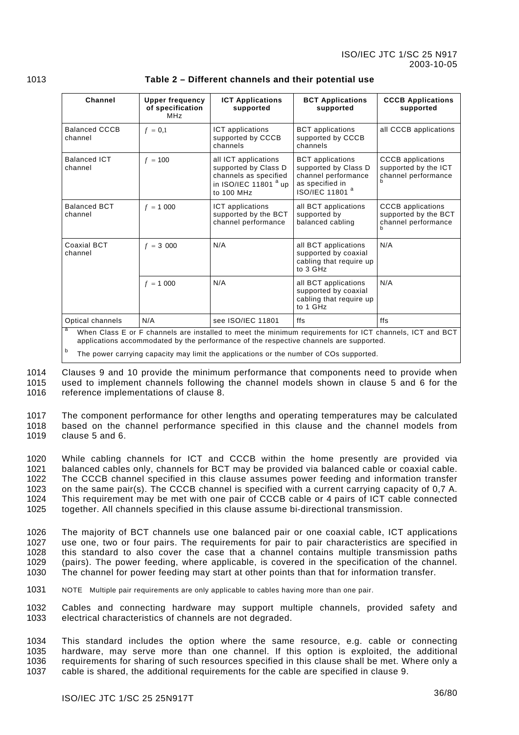**Table 2 – Different channels and their potential use**

| Channel | Upper frequency of specification MHz | ICT Applications supported | BCT Applications supported | CCCB Applications supported |
|---|---|---|---|---|
| Balanced CCCB channel | $f = 0{,}1$ | ICT applications supported by CCCB channels | BCT applications supported by CCCB channels | all CCCB applications |
| Balanced ICT channel | $f = 100$ | all ICT applications supported by Class D channels as specified in ISO/IEC 11801 [a] up to 100 MHz | BCT applications supported by Class D channel performance as specified in ISO/IEC 11801 [a] | CCCB applications supported by the ICT channel performance [b] |
| Balanced BCT channel | $f = 1\ 000$ | ICT applications supported by the BCT channel performance | all BCT applications supported by balanced cabling | CCCB applications supported by the BCT channel performance [b] |
| Coaxial BCT channel | $f = 3\ 000$ | N/A | all BCT applications supported by coaxial cabling that require up to 3 GHz | N/A |
| | $f = 1\ 000$ | N/A | all BCT applications supported by coaxial cabling that require up to 1 GHz | N/A |
| Optical channels | N/A | see ISO/IEC 11801 | ffs | ffs |

[a] When Class E or F channels are installed to meet the minimum requirements for ICT channels, ICT and BCT applications accommodated by the performance of the respective channels are supported.

[b] The power carrying capacity may limit the applications or the number of COs supported.

Clauses 9 and 10 provide the minimum performance that components need to provide when used to implement channels following the channel models shown in clause 5 and 6 for the reference implementations of clause 8.

The component performance for other lengths and operating temperatures may be calculated based on the channel performance specified in this clause and the channel models from clause 5 and 6.

While cabling channels for ICT and CCCB within the home presently are provided via balanced cables only, channels for BCT may be provided via balanced cable or coaxial cable. The CCCB channel specified in this clause assumes power feeding and information transfer on the same pair(s). The CCCB channel is specified with a current carrying capacity of 0,7 A. This requirement may be met with one pair of CCCB cable or 4 pairs of ICT cable connected together. All channels specified in this clause assume bi-directional transmission.

The majority of BCT channels use one balanced pair or one coaxial cable, ICT applications use one, two or four pairs. The requirements for pair to pair characteristics are specified in this standard to also cover the case that a channel contains multiple transmission paths (pairs). The power feeding, where applicable, is covered in the specification of the channel. The channel for power feeding may start at other points than that for information transfer.

NOTE Multiple pair requirements are only applicable to cables having more than one pair.

Cables and connecting hardware may support multiple channels, provided safety and electrical characteristics of channels are not degraded.

This standard includes the option where the same resource, e.g. cable or connecting hardware, may serve more than one channel. If this option is exploited, the additional requirements for sharing of such resources specified in this clause shall be met. Where only a cable is shared, the additional requirements for the cable are specified in clause 9.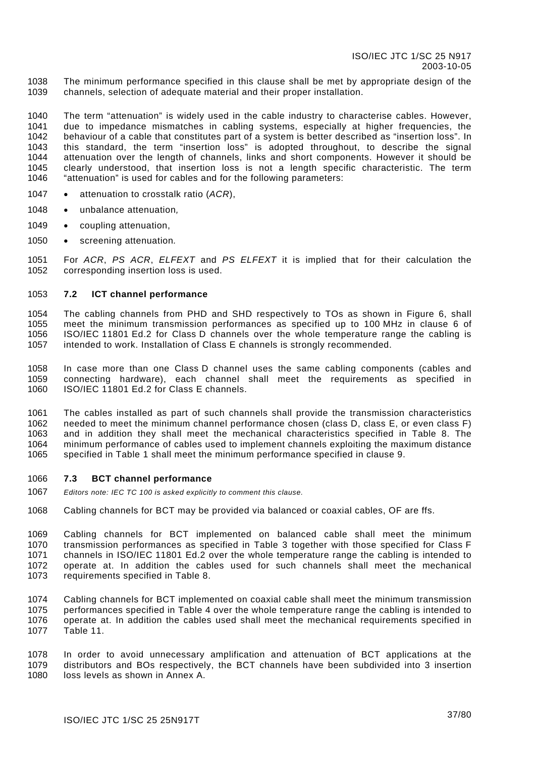The minimum performance specified in this clause shall be met by appropriate design of the channels, selection of adequate material and their proper installation.

The term "attenuation" is widely used in the cable industry to characterise cables. However, due to impedance mismatches in cabling systems, especially at higher frequencies, the behaviour of a cable that constitutes part of a system is better described as "insertion loss". In this standard, the term "insertion loss" is adopted throughout, to describe the signal attenuation over the length of channels, links and short components. However it should be clearly understood, that insertion loss is not a length specific characteristic. The term "attenuation" is used for cables and for the following parameters:

- attenuation to crosstalk ratio (*ACR*),
- unbalance attenuation*,*
- coupling attenuation,
- screening attenuation*.*

For *ACR*, *PS ACR*, *ELFEXT* and *PS ELFEXT* it is implied that for their calculation the corresponding insertion loss is used.

### 7.2 ICT channel performance

The cabling channels from PHD and SHD respectively to TOs as shown in Figure 6, shall meet the minimum transmission performances as specified up to 100 MHz in clause 6 of ISO/IEC 11801 Ed.2 for Class D channels over the whole temperature range the cabling is intended to work. Installation of Class E channels is strongly recommended.

In case more than one Class D channel uses the same cabling components (cables and connecting hardware), each channel shall meet the requirements as specified in ISO/IEC 11801 Ed.2 for Class E channels.

The cables installed as part of such channels shall provide the transmission characteristics needed to meet the minimum channel performance chosen (class D, class E, or even class F) and in addition they shall meet the mechanical characteristics specified in Table 8. The minimum performance of cables used to implement channels exploiting the maximum distance specified in Table 1 shall meet the minimum performance specified in clause 9.

### 7.3 BCT channel performance

*Editors note: IEC TC 100 is asked explicitly to comment this clause.*

Cabling channels for BCT may be provided via balanced or coaxial cables, OF are ffs.

Cabling channels for BCT implemented on balanced cable shall meet the minimum transmission performances as specified in Table 3 together with those specified for Class F channels in ISO/IEC 11801 Ed.2 over the whole temperature range the cabling is intended to operate at. In addition the cables used for such channels shall meet the mechanical requirements specified in Table 8.

Cabling channels for BCT implemented on coaxial cable shall meet the minimum transmission performances specified in Table 4 over the whole temperature range the cabling is intended to operate at. In addition the cables used shall meet the mechanical requirements specified in Table 11.

In order to avoid unnecessary amplification and attenuation of BCT applications at the distributors and BOs respectively, the BCT channels have been subdivided into 3 insertion loss levels as shown in Annex A.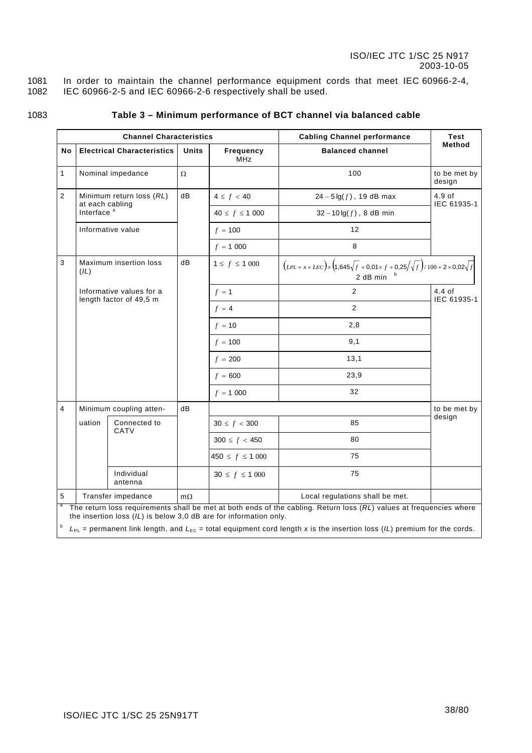1081 In order to maintain the channel performance equipment cords that meet IEC 60966-2-4,
1082 IEC 60966-2-5 and IEC 60966-2-6 respectively shall be used.

1083 **Table 3 – Minimum performance of BCT channel via balanced cable**

| Channel Characteristics | | | | | Cabling Channel performance | Test Method |
|---|---|---|---|---|---|---|
| **No** | **Electrical Characteristics** | | **Units** | **Frequency MHz** | **Balanced channel** | |
| 1 | Nominal impedance | | Ω | | 100 | to be met by design |
| 2 | Minimum return loss (*RL*) at each cabling Interface [a] | | dB | $4 \leq f < 40$ | $24 - 5\lg(f)$ , 19 dB max | 4.9 of IEC 61935-1 |
| | | | | $40 \leq f \leq 1\,000$ | $32 - 10\lg(f)$ , 8 dB min | |
| | Informative value | | | $f = 100$ | 12 | |
| | | | | $f = 1\,000$ | 8 | |
| 3 | Maximum insertion loss (*IL*) | | dB | $1 \leq f \leq 1\,000$ | $\left(LPL + x \times LEC\right) \times \left(1{,}645\sqrt{f} + 0{,}01 \times f + 0{,}25/\sqrt{f}\right)/100 + 2 \times 0{,}02\sqrt{f}$ 2 dB min [b] | |
| | Informative values for a length factor of 49,5 m | | | $f = 1$ | 2 | 4.4 of IEC 61935-1 |
| | | | | $f = 4$ | 2 | |
| | | | | $f = 10$ | 2,8 | |
| | | | | $f = 100$ | 9,1 | |
| | | | | $f = 200$ | 13,1 | |
| | | | | $f = 600$ | 23,9 | |
| | | | | $f = 1\,000$ | 32 | |
| 4 | Minimum coupling attenuation | | dB | | | to be met by design |
| | | Connected to CATV | | $30 \leq f < 300$ | 85 | |
| | | | | $300 \leq f < 450$ | 80 | |
| | | | | $450 \leq f \leq 1\,000$ | 75 | |
| | | Individual antenna | | $30 \leq f \leq 1\,000$ | 75 | |
| 5 | Transfer impedance | | mΩ | | Local regulations shall be met. | |

[a] The return loss requirements shall be met at both ends of the cabling. Return loss (*RL*) values at frequencies where the insertion loss (*IL*) is below 3,0 dB are for information only.

[b] $L_{PL}$ = permanent link length, and $L_{EC}$ = total equipment cord length $x$ is the insertion loss (*IL*) premium for the cords.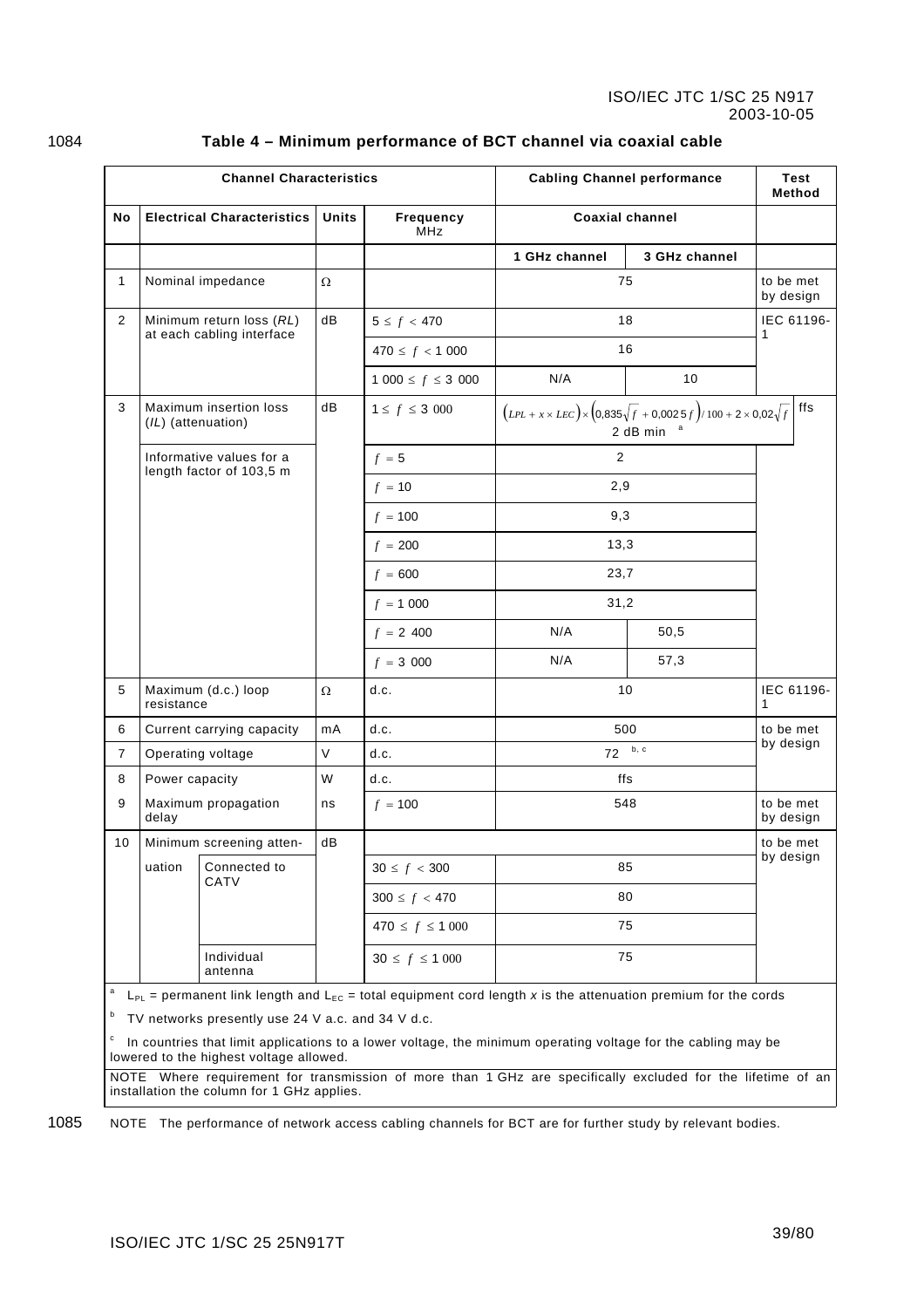**Table 4 – Minimum performance of BCT channel via coaxial cable**

| Channel Characteristics | | | | | Cabling Channel performance | | Test Method |
|---|---|---|---|---|---|---|---|
| **No** | **Electrical Characteristics** | | **Units** | **Frequency MHz** | **Coaxial channel** | | |
| | | | | | **1 GHz channel** | **3 GHz channel** | |
| 1 | Nominal impedance | | Ω | | 75 | | to be met by design |
| 2 | Minimum return loss (*RL*) at each cabling interface | | dB | $5 \leq f < 470$ | 18 | | IEC 61196-1 |
| | | | | $470 \leq f < 1\ 000$ | 16 | | |
| | | | | $1\ 000 \leq f \leq 3\ 000$ | N/A | 10 | |
| 3 | Maximum insertion loss (*IL*) (attenuation) | | dB | $1 \leq f \leq 3\ 000$ | $\left(LPL + x \times LEC\right) \times \left(0{,}835\sqrt{f} + 0{,}0025f\right)/100 + 2 \times 0{,}02\sqrt{f}$ 2 dB min [a] | | ffs |
| | Informative values for a length factor of 103,5 m | | | $f = 5$ | 2 | | |
| | | | | $f = 10$ | 2,9 | | |
| | | | | $f = 100$ | 9,3 | | |
| | | | | $f = 200$ | 13,3 | | |
| | | | | $f = 600$ | 23,7 | | |
| | | | | $f = 1\ 000$ | 31,2 | | |
| | | | | $f = 2\ 400$ | N/A | 50,5 | |
| | | | | $f = 3\ 000$ | N/A | 57,3 | |
| 5 | Maximum (d.c.) loop resistance | | Ω | d.c. | 10 | | IEC 61196-1 |
| 6 | Current carrying capacity | | mA | d.c. | 500 | | to be met by design |
| 7 | Operating voltage | | V | d.c. | 72 [b, c] | | |
| 8 | Power capacity | | W | d.c. | ffs | | |
| 9 | Maximum propagation delay | | ns | $f = 100$ | 548 | | to be met by design |
| 10 | Minimum screening attenuation | | dB | | | | to be met by design |
| | | Connected to CATV | | $30 \leq f < 300$ | 85 | | |
| | | | | $300 \leq f < 470$ | 80 | | |
| | | | | $470 \leq f \leq 1\ 000$ | 75 | | |
| | | Individual antenna | | $30 \leq f \leq 1\ 000$ | 75 | | |

[a] $L_{PL}$ = permanent link length and $L_{EC}$ = total equipment cord length *x* is the attenuation premium for the cords

[b] TV networks presently use 24 V a.c. and 34 V d.c.

[c] In countries that limit applications to a lower voltage, the minimum operating voltage for the cabling may be lowered to the highest voltage allowed.

NOTE Where requirement for transmission of more than 1 GHz are specifically excluded for the lifetime of an installation the column for 1 GHz applies.

NOTE The performance of network access cabling channels for BCT are for further study by relevant bodies.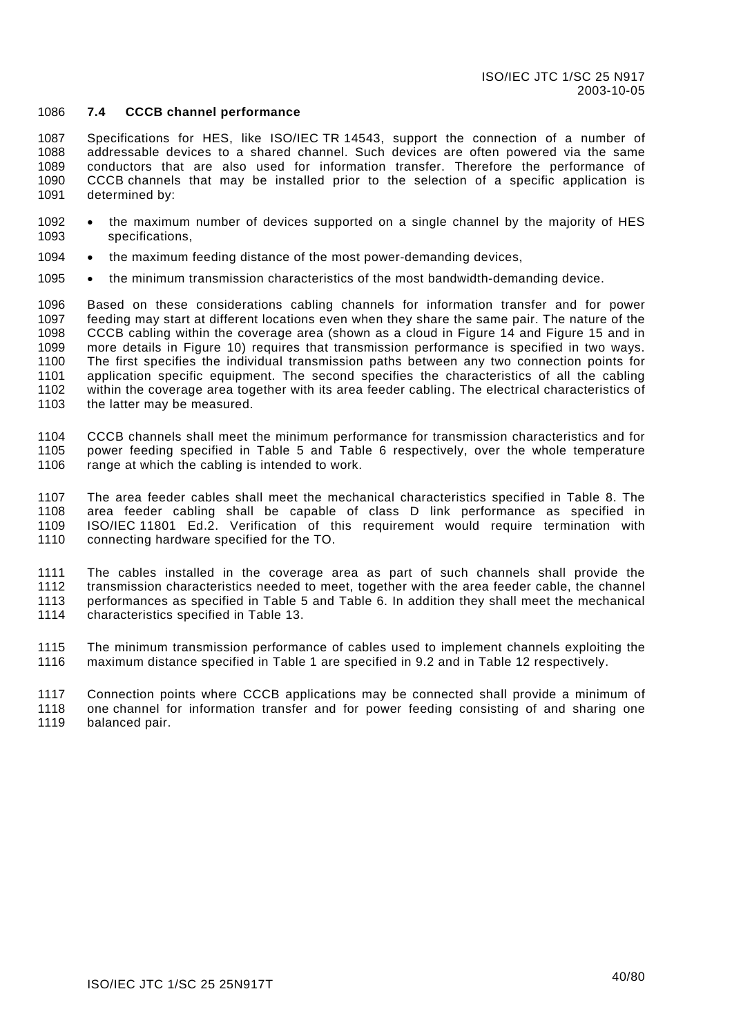### 7.4 CCCB channel performance

Specifications for HES, like ISO/IEC TR 14543, support the connection of a number of addressable devices to a shared channel. Such devices are often powered via the same conductors that are also used for information transfer. Therefore the performance of CCCB channels that may be installed prior to the selection of a specific application is determined by:

- the maximum number of devices supported on a single channel by the majority of HES specifications,
- the maximum feeding distance of the most power-demanding devices,
- the minimum transmission characteristics of the most bandwidth-demanding device.

Based on these considerations cabling channels for information transfer and for power feeding may start at different locations even when they share the same pair. The nature of the CCCB cabling within the coverage area (shown as a cloud in Figure 14 and Figure 15 and in more details in Figure 10) requires that transmission performance is specified in two ways. The first specifies the individual transmission paths between any two connection points for application specific equipment. The second specifies the characteristics of all the cabling within the coverage area together with its area feeder cabling. The electrical characteristics of the latter may be measured.

CCCB channels shall meet the minimum performance for transmission characteristics and for power feeding specified in Table 5 and Table 6 respectively, over the whole temperature range at which the cabling is intended to work.

The area feeder cables shall meet the mechanical characteristics specified in Table 8. The area feeder cabling shall be capable of class D link performance as specified in ISO/IEC 11801 Ed.2. Verification of this requirement would require termination with connecting hardware specified for the TO.

The cables installed in the coverage area as part of such channels shall provide the transmission characteristics needed to meet, together with the area feeder cable, the channel performances as specified in Table 5 and Table 6. In addition they shall meet the mechanical characteristics specified in Table 13.

The minimum transmission performance of cables used to implement channels exploiting the maximum distance specified in Table 1 are specified in 9.2 and in Table 12 respectively.

Connection points where CCCB applications may be connected shall provide a minimum of one channel for information transfer and for power feeding consisting of and sharing one balanced pair.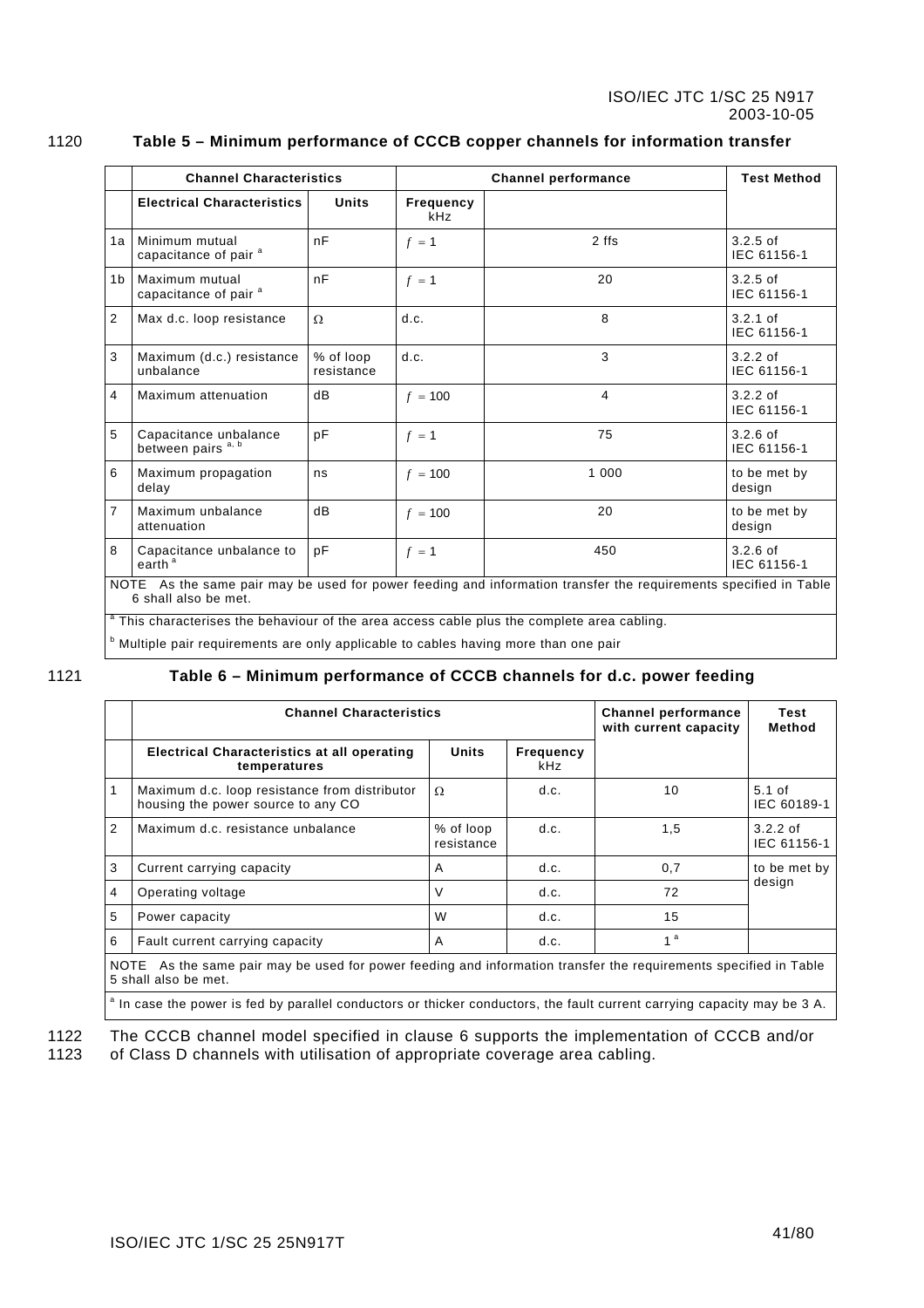**Table 5 – Minimum performance of CCCB copper channels for information transfer**

| | Channel Characteristics | | Channel performance | | Test Method |
|---|---|---|---|---|---|
| | Electrical Characteristics | Units | Frequency kHz | | |
| 1a | Minimum mutual capacitance of pair [a] | nF | $f = 1$ | 2 ffs | 3.2.5 of IEC 61156-1 |
| 1b | Maximum mutual capacitance of pair [a] | nF | $f = 1$ | 20 | 3.2.5 of IEC 61156-1 |
| 2 | Max d.c. loop resistance | Ω | d.c. | 8 | 3.2.1 of IEC 61156-1 |
| 3 | Maximum (d.c.) resistance unbalance | % of loop resistance | d.c. | 3 | 3.2.2 of IEC 61156-1 |
| 4 | Maximum attenuation | dB | $f = 100$ | 4 | 3.2.2 of IEC 61156-1 |
| 5 | Capacitance unbalance between pairs [a, b] | pF | $f = 1$ | 75 | 3.2.6 of IEC 61156-1 |
| 6 | Maximum propagation delay | ns | $f = 100$ | 1 000 | to be met by design |
| 7 | Maximum unbalance attenuation | dB | $f = 100$ | 20 | to be met by design |
| 8 | Capacitance unbalance to earth [a] | pF | $f = 1$ | 450 | 3.2.6 of IEC 61156-1 |

NOTE As the same pair may be used for power feeding and information transfer the requirements specified in Table 6 shall also be met.

[a] This characterises the behaviour of the area access cable plus the complete area cabling.

[b] Multiple pair requirements are only applicable to cables having more than one pair

**Table 6 – Minimum performance of CCCB channels for d.c. power feeding**

| | Channel Characteristics | | | Channel performance with current capacity | Test Method |
|---|---|---|---|---|---|
| | Electrical Characteristics at all operating temperatures | Units | Frequency kHz | | |
| 1 | Maximum d.c. loop resistance from distributor housing the power source to any CO | Ω | d.c. | 10 | 5.1 of IEC 60189-1 |
| 2 | Maximum d.c. resistance unbalance | % of loop resistance | d.c. | 1,5 | 3.2.2 of IEC 61156-1 |
| 3 | Current carrying capacity | A | d.c. | 0,7 | to be met by design |
| 4 | Operating voltage | V | d.c. | 72 | |
| 5 | Power capacity | W | d.c. | 15 | |
| 6 | Fault current carrying capacity | A | d.c. | 1 [a] | |

NOTE As the same pair may be used for power feeding and information transfer the requirements specified in Table 5 shall also be met.

[a] In case the power is fed by parallel conductors or thicker conductors, the fault current carrying capacity may be 3 A.

The CCCB channel model specified in clause 6 supports the implementation of CCCB and/or of Class D channels with utilisation of appropriate coverage area cabling.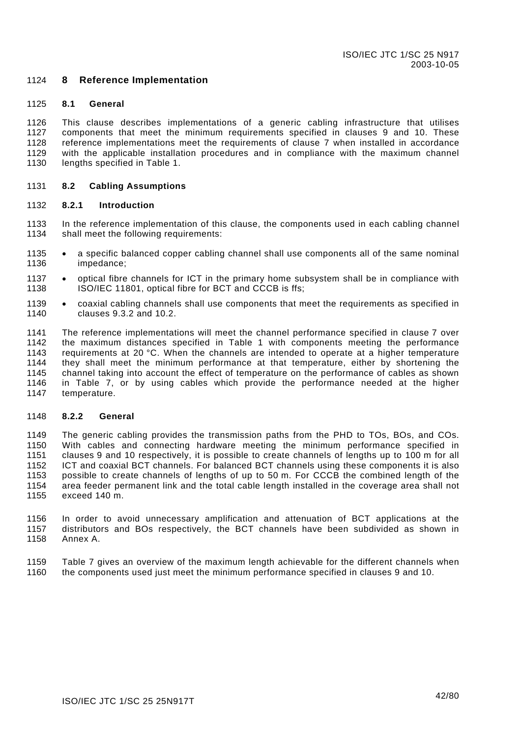# 8 Reference Implementation

## 8.1 General

This clause describes implementations of a generic cabling infrastructure that utilises components that meet the minimum requirements specified in clauses 9 and 10. These reference implementations meet the requirements of clause 7 when installed in accordance with the applicable installation procedures and in compliance with the maximum channel lengths specified in Table 1.

## 8.2 Cabling Assumptions

### 8.2.1 Introduction

In the reference implementation of this clause, the components used in each cabling channel shall meet the following requirements:

- a specific balanced copper cabling channel shall use components all of the same nominal impedance;
- optical fibre channels for ICT in the primary home subsystem shall be in compliance with ISO/IEC 11801, optical fibre for BCT and CCCB is ffs;
- coaxial cabling channels shall use components that meet the requirements as specified in clauses 9.3.2 and 10.2.

The reference implementations will meet the channel performance specified in clause 7 over the maximum distances specified in Table 1 with components meeting the performance requirements at 20 °C. When the channels are intended to operate at a higher temperature they shall meet the minimum performance at that temperature, either by shortening the channel taking into account the effect of temperature on the performance of cables as shown in Table 7, or by using cables which provide the performance needed at the higher temperature.

### 8.2.2 General

The generic cabling provides the transmission paths from the PHD to TOs, BOs, and COs. With cables and connecting hardware meeting the minimum performance specified in clauses 9 and 10 respectively, it is possible to create channels of lengths up to 100 m for all ICT and coaxial BCT channels. For balanced BCT channels using these components it is also possible to create channels of lengths of up to 50 m. For CCCB the combined length of the area feeder permanent link and the total cable length installed in the coverage area shall not exceed 140 m.

In order to avoid unnecessary amplification and attenuation of BCT applications at the distributors and BOs respectively, the BCT channels have been subdivided as shown in Annex A.

Table 7 gives an overview of the maximum length achievable for the different channels when the components used just meet the minimum performance specified in clauses 9 and 10.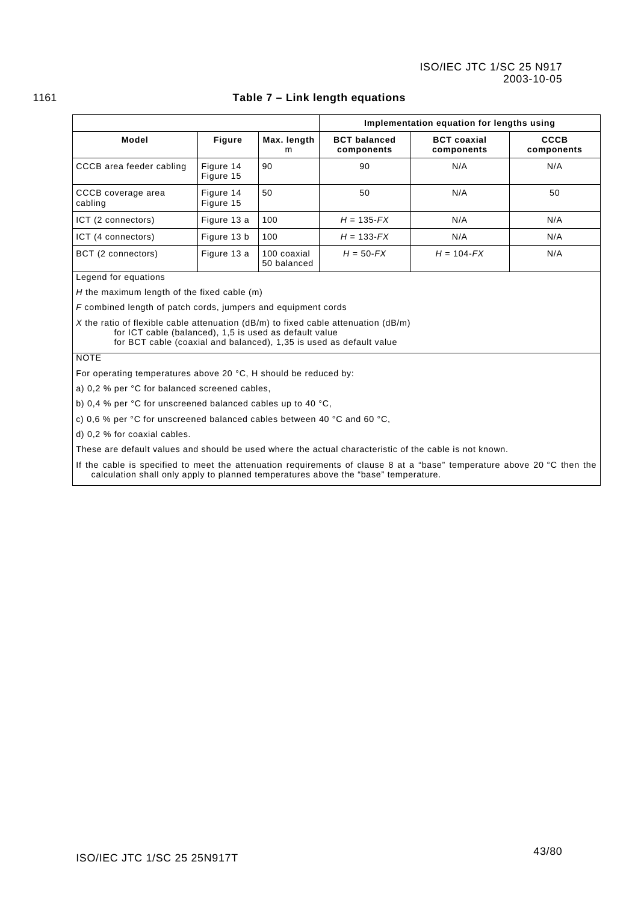**Table 7 – Link length equations**

| | | | Implementation equation for lengths using | | |
|---|---|---|---|---|---|
| **Model** | **Figure** | **Max. length** m | **BCT balanced components** | **BCT coaxial components** | **CCCB components** |
| CCCB area feeder cabling | Figure 14 Figure 15 | 90 | 90 | N/A | N/A |
| CCCB coverage area cabling | Figure 14 Figure 15 | 50 | 50 | N/A | 50 |
| ICT (2 connectors) | Figure 13 a | 100 | $H = 135\text{-}FX$ | N/A | N/A |
| ICT (4 connectors) | Figure 13 b | 100 | $H = 133\text{-}FX$ | N/A | N/A |
| BCT (2 connectors) | Figure 13 a | 100 coaxial 50 balanced | $H = 50\text{-}FX$ | $H = 104\text{-}FX$ | N/A |

Legend for equations

$H$ the maximum length of the fixed cable (m)

$F$ combined length of patch cords, jumpers and equipment cords

$X$ the ratio of flexible cable attenuation (dB/m) to fixed cable attenuation (dB/m)
for ICT cable (balanced), 1,5 is used as default value
for BCT cable (coaxial and balanced), 1,35 is used as default value

NOTE

For operating temperatures above 20 °C, H should be reduced by:

a) 0,2 % per °C for balanced screened cables,

b) 0,4 % per °C for unscreened balanced cables up to 40 °C,

c) 0,6 % per °C for unscreened balanced cables between 40 °C and 60 °C,

d) 0,2 % for coaxial cables.

These are default values and should be used where the actual characteristic of the cable is not known.

If the cable is specified to meet the attenuation requirements of clause 8 at a "base" temperature above 20 °C then the calculation shall only apply to planned temperatures above the "base" temperature.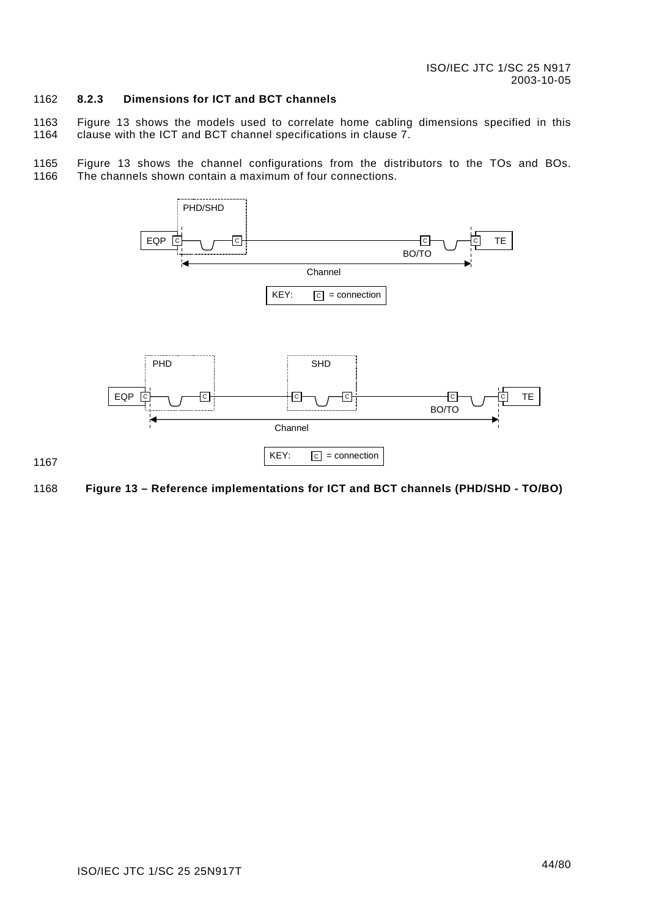### 8.2.3 Dimensions for ICT and BCT channels

Figure 13 shows the models used to correlate home cabling dimensions specified in this clause with the ICT and BCT channel specifications in clause 7.

Figure 13 shows the channel configurations from the distributors to the TOs and BOs. The channels shown contain a maximum of four connections.

**Figure 13 – Reference implementations for ICT and BCT channels (PHD/SHD - TO/BO)**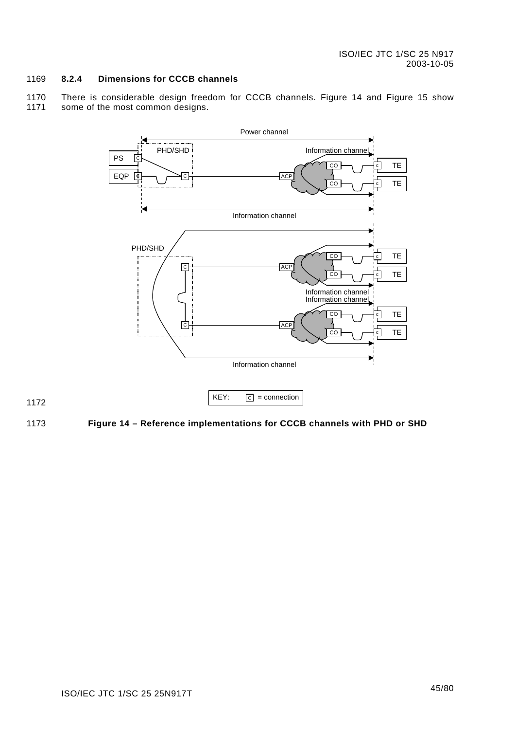### 8.2.4 Dimensions for CCCB channels

There is considerable design freedom for CCCB channels. Figure 14 and Figure 15 show some of the most common designs.

KEY: C = connection

**Figure 14 – Reference implementations for CCCB channels with PHD or SHD**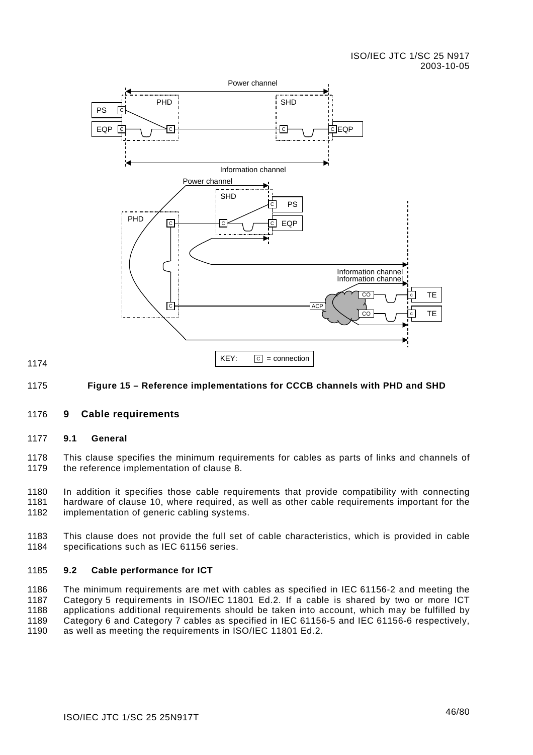Figure 15 – Reference implementations for CCCB channels with PHD and SHD

## 9 Cable requirements

### 9.1 General

This clause specifies the minimum requirements for cables as parts of links and channels of the reference implementation of clause 8.

In addition it specifies those cable requirements that provide compatibility with connecting hardware of clause 10, where required, as well as other cable requirements important for the implementation of generic cabling systems.

This clause does not provide the full set of cable characteristics, which is provided in cable specifications such as IEC 61156 series.

### 9.2 Cable performance for ICT

The minimum requirements are met with cables as specified in IEC 61156-2 and meeting the Category 5 requirements in ISO/IEC 11801 Ed.2. If a cable is shared by two or more ICT applications additional requirements should be taken into account, which may be fulfilled by Category 6 and Category 7 cables as specified in IEC 61156-5 and IEC 61156-6 respectively, as well as meeting the requirements in ISO/IEC 11801 Ed.2.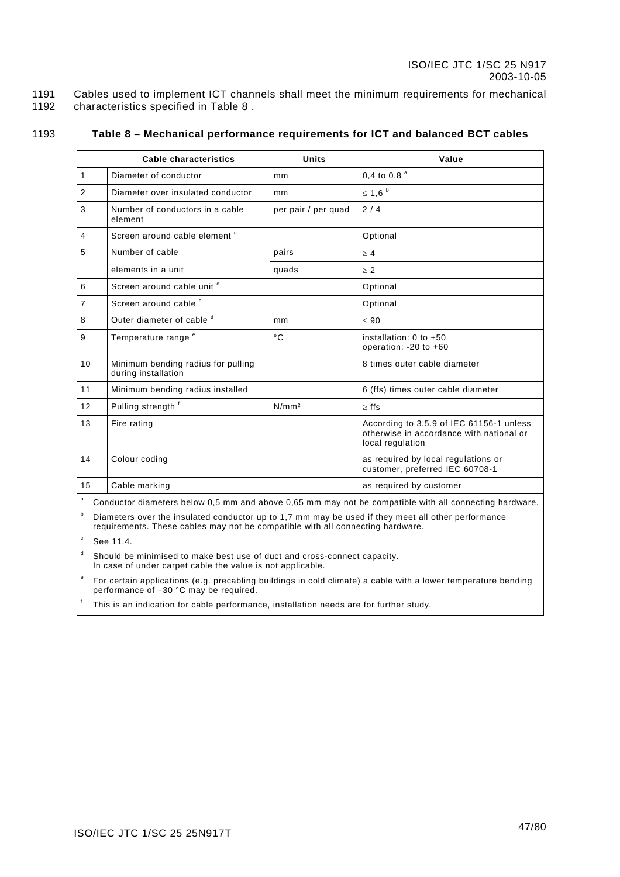1191 Cables used to implement ICT channels shall meet the minimum requirements for mechanical
1192 characteristics specified in Table 8 .

1193 **Table 8 – Mechanical performance requirements for ICT and balanced BCT cables**

| Cable characteristics | | Units | Value |
|---|---|---|---|
| 1 | Diameter of conductor | mm | 0,4 to 0,8 [a] |
| 2 | Diameter over insulated conductor | mm | ≤ 1,6 [b] |
| 3 | Number of conductors in a cable element | per pair / per quad | 2 / 4 |
| 4 | Screen around cable element [c] | | Optional |
| 5 | Number of cable | pairs | ≥ 4 |
| | elements in a unit | quads | ≥ 2 |
| 6 | Screen around cable unit [c] | | Optional |
| 7 | Screen around cable [c] | | Optional |
| 8 | Outer diameter of cable [d] | mm | ≤ 90 |
| 9 | Temperature range [e] | °C | installation: 0 to +50<br>operation: -20 to +60 |
| 10 | Minimum bending radius for pulling during installation | | 8 times outer cable diameter |
| 11 | Minimum bending radius installed | | 6 (ffs) times outer cable diameter |
| 12 | Pulling strength [f] | N/mm² | ≥ ffs |
| 13 | Fire rating | | According to 3.5.9 of IEC 61156-1 unless otherwise in accordance with national or local regulation |
| 14 | Colour coding | | as required by local regulations or customer, preferred IEC 60708-1 |
| 15 | Cable marking | | as required by customer |

[a] Conductor diameters below 0,5 mm and above 0,65 mm may not be compatible with all connecting hardware.

[b] Diameters over the insulated conductor up to 1,7 mm may be used if they meet all other performance requirements. These cables may not be compatible with all connecting hardware.

[c] See 11.4.

[d] Should be minimised to make best use of duct and cross-connect capacity. In case of under carpet cable the value is not applicable.

[e] For certain applications (e.g. precabling buildings in cold climate) a cable with a lower temperature bending performance of –30 °C may be required.

[f] This is an indication for cable performance, installation needs are for further study.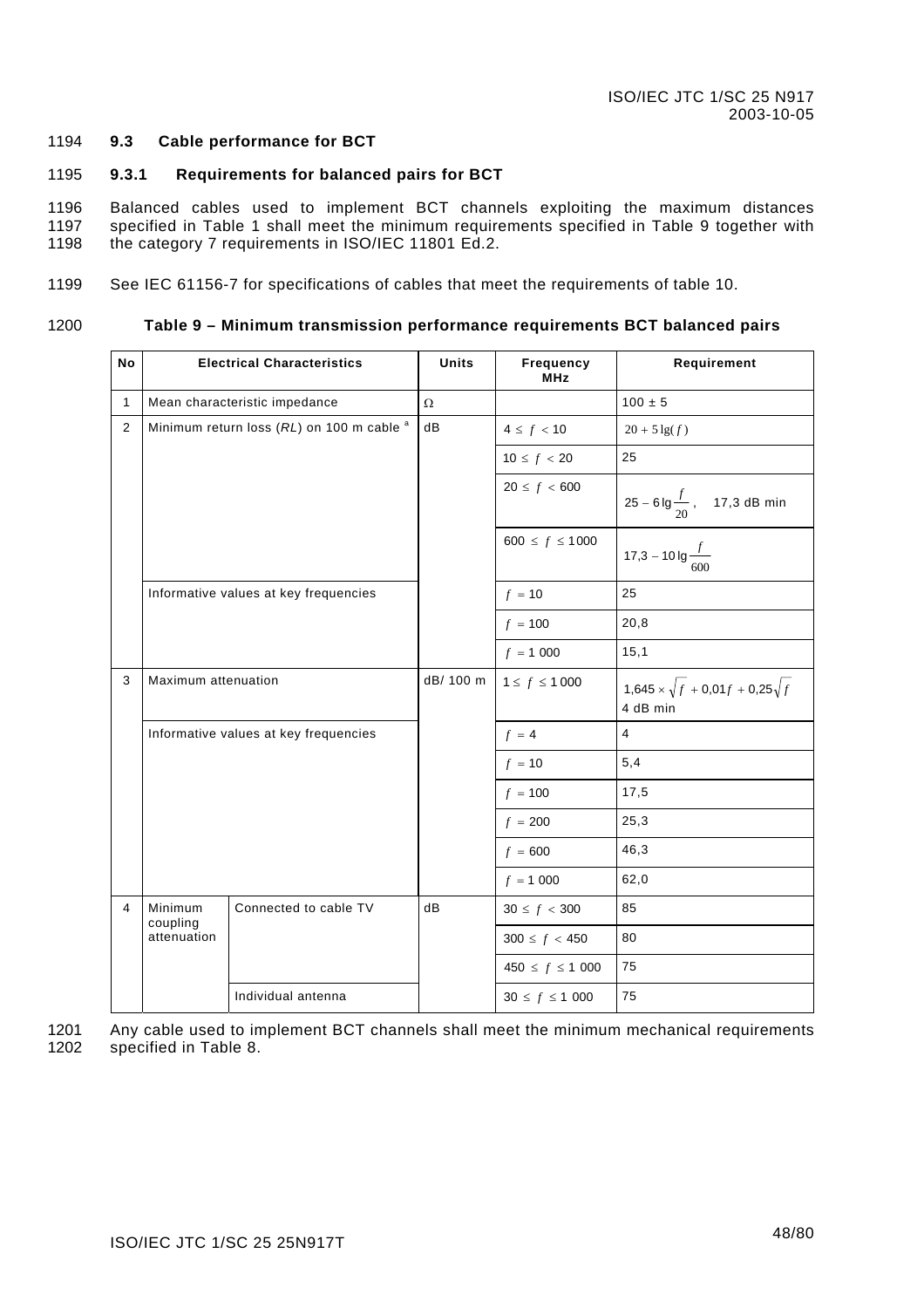### 9.3 Cable performance for BCT

#### 9.3.1 Requirements for balanced pairs for BCT

Balanced cables used to implement BCT channels exploiting the maximum distances specified in Table 1 shall meet the minimum requirements specified in Table 9 together with the category 7 requirements in ISO/IEC 11801 Ed.2.

See IEC 61156-7 for specifications of cables that meet the requirements of table 10.

**Table 9 – Minimum transmission performance requirements BCT balanced pairs**

| No | Electrical Characteristics | | Units | Frequency MHz | Requirement |
|---|---|---|---|---|---|
| 1 | Mean characteristic impedance | | Ω | | 100 ± 5 |
| 2 | Minimum return loss (*RL*) on 100 m cable [a] | | dB | $4 \leq f < 10$ | $20 + 5\lg(f)$ |
| | | | | $10 \leq f < 20$ | 25 |
| | | | | $20 \leq f < 600$ | $25 - 6\lg\frac{f}{20}$, 17,3 dB min |
| | | | | $600 \leq f \leq 1000$ | $17{,}3 - 10\lg\frac{f}{600}$ |
| | Informative values at key frequencies | | | $f = 10$ | 25 |
| | | | | $f = 100$ | 20,8 |
| | | | | $f = 1\,000$ | 15,1 |
| 3 | Maximum attenuation | | dB/ 100 m | $1 \leq f \leq 1000$ | $1{,}645 \times \sqrt{f} + 0{,}01f + 0{,}25\sqrt{f}$ 4 dB min |
| | Informative values at key frequencies | | | $f = 4$ | 4 |
| | | | | $f = 10$ | 5,4 |
| | | | | $f = 100$ | 17,5 |
| | | | | $f = 200$ | 25,3 |
| | | | | $f = 600$ | 46,3 |
| | | | | $f = 1\,000$ | 62,0 |
| 4 | Minimum coupling attenuation | Connected to cable TV | dB | $30 \leq f < 300$ | 85 |
| | | | | $300 \leq f < 450$ | 80 |
| | | | | $450 \leq f \leq 1\,000$ | 75 |
| | | Individual antenna | | $30 \leq f \leq 1\,000$ | 75 |

Any cable used to implement BCT channels shall meet the minimum mechanical requirements specified in Table 8.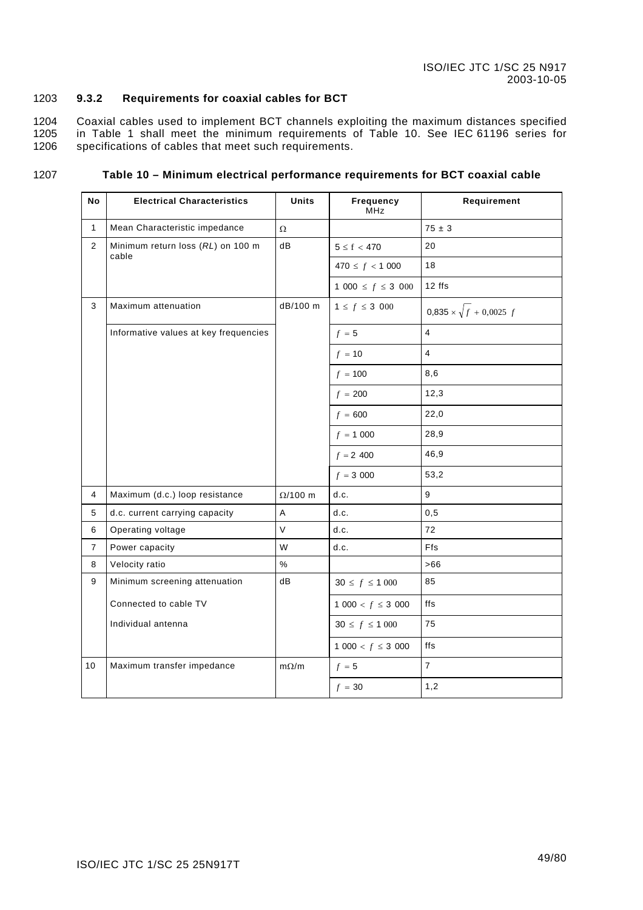1203 **9.3.2 Requirements for coaxial cables for BCT**

1204 Coaxial cables used to implement BCT channels exploiting the maximum distances specified
1205 in Table 1 shall meet the minimum requirements of Table 10. See IEC 61196 series for
1206 specifications of cables that meet such requirements.

1207 **Table 10 – Minimum electrical performance requirements for BCT coaxial cable**

| No | Electrical Characteristics | Units | Frequency MHz | Requirement |
|---|---|---|---|---|
| 1 | Mean Characteristic impedance | Ω | | 75 ± 3 |
| 2 | Minimum return loss (*RL*) on 100 m cable | dB | $5 \leq f < 470$ | 20 |
| | | | $470 \leq f < 1\,000$ | 18 |
| | | | $1\,000 \leq f \leq 3\,000$ | 12 ffs |
| 3 | Maximum attenuation | dB/100 m | $1 \leq f \leq 3\,000$ | $0{,}835 \times \sqrt{f} + 0{,}0025\ f$ |
| | Informative values at key frequencies | | $f = 5$ | 4 |
| | | | $f = 10$ | 4 |
| | | | $f = 100$ | 8,6 |
| | | | $f = 200$ | 12,3 |
| | | | $f = 600$ | 22,0 |
| | | | $f = 1\,000$ | 28,9 |
| | | | $f = 2\,400$ | 46,9 |
| | | | $f = 3\,000$ | 53,2 |
| 4 | Maximum (d.c.) loop resistance | Ω/100 m | d.c. | 9 |
| 5 | d.c. current carrying capacity | A | d.c. | 0,5 |
| 6 | Operating voltage | V | d.c. | 72 |
| 7 | Power capacity | W | d.c. | Ffs |
| 8 | Velocity ratio | % | | >66 |
| 9 | Minimum screening attenuation | dB | $30 \leq f \leq 1\,000$ | 85 |
| | Connected to cable TV | | $1\,000 < f \leq 3\,000$ | ffs |
| | Individual antenna | | $30 \leq f \leq 1\,000$ | 75 |
| | | | $1\,000 < f \leq 3\,000$ | ffs |
| 10 | Maximum transfer impedance | mΩ/m | $f = 5$ | 7 |
| | | | $f = 30$ | 1,2 |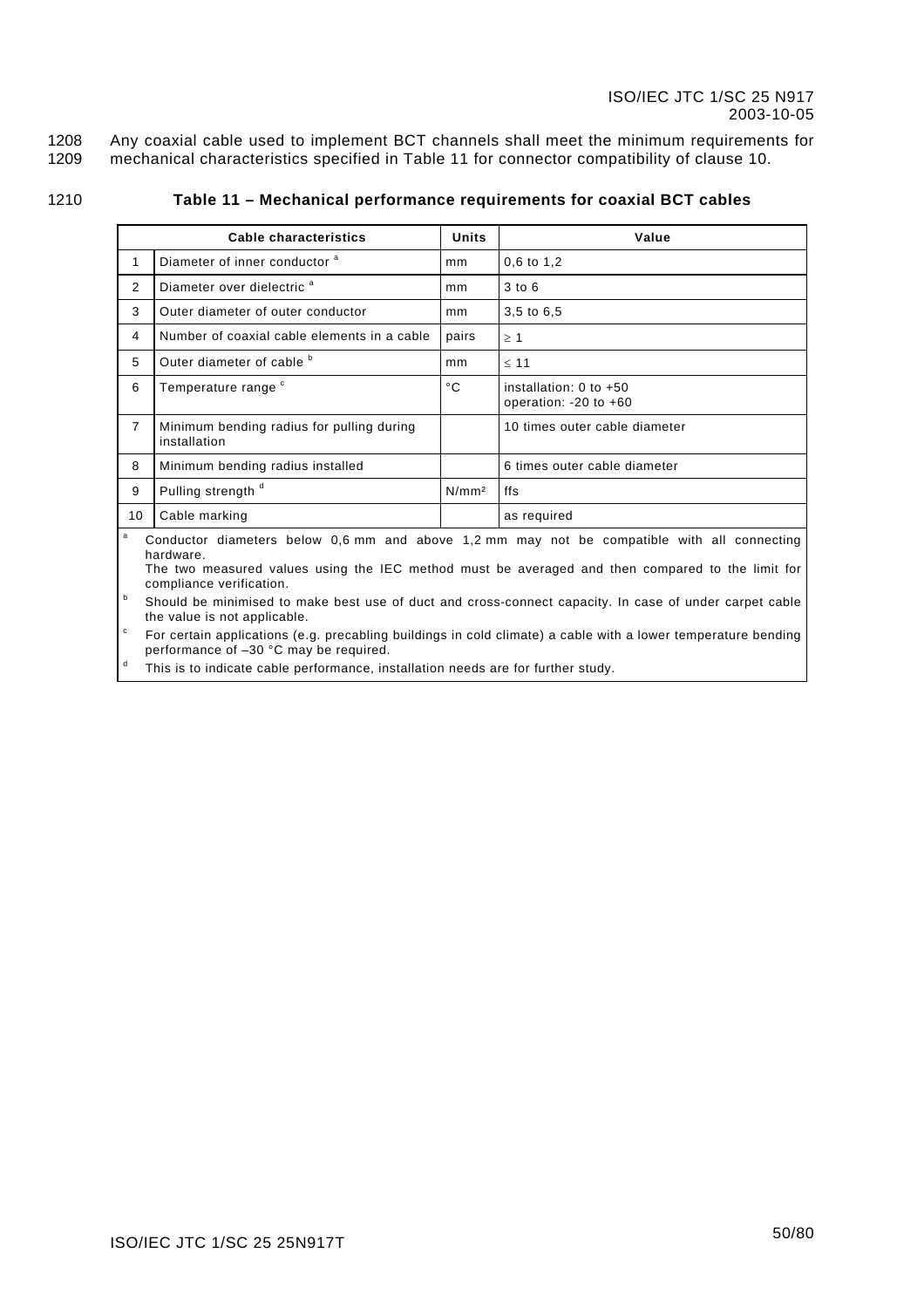1208 Any coaxial cable used to implement BCT channels shall meet the minimum requirements for
1209 mechanical characteristics specified in Table 11 for connector compatibility of clause 10.

1210 **Table 11 – Mechanical performance requirements for coaxial BCT cables**

| | Cable characteristics | Units | Value |
|---|---|---|---|
| 1 | Diameter of inner conductor [a] | mm | 0,6 to 1,2 |
| 2 | Diameter over dielectric [a] | mm | 3 to 6 |
| 3 | Outer diameter of outer conductor | mm | 3,5 to 6,5 |
| 4 | Number of coaxial cable elements in a cable | pairs | ≥ 1 |
| 5 | Outer diameter of cable [b] | mm | ≤ 11 |
| 6 | Temperature range [c] | °C | installation: 0 to +50<br>operation: -20 to +60 |
| 7 | Minimum bending radius for pulling during installation | | 10 times outer cable diameter |
| 8 | Minimum bending radius installed | | 6 times outer cable diameter |
| 9 | Pulling strength [d] | N/mm² | ffs |
| 10 | Cable marking | | as required |

[a] Conductor diameters below 0,6 mm and above 1,2 mm may not be compatible with all connecting hardware.
The two measured values using the IEC method must be averaged and then compared to the limit for compliance verification.

[b] Should be minimised to make best use of duct and cross-connect capacity. In case of under carpet cable the value is not applicable.

[c] For certain applications (e.g. precabling buildings in cold climate) a cable with a lower temperature bending performance of –30 °C may be required.

[d] This is to indicate cable performance, installation needs are for further study.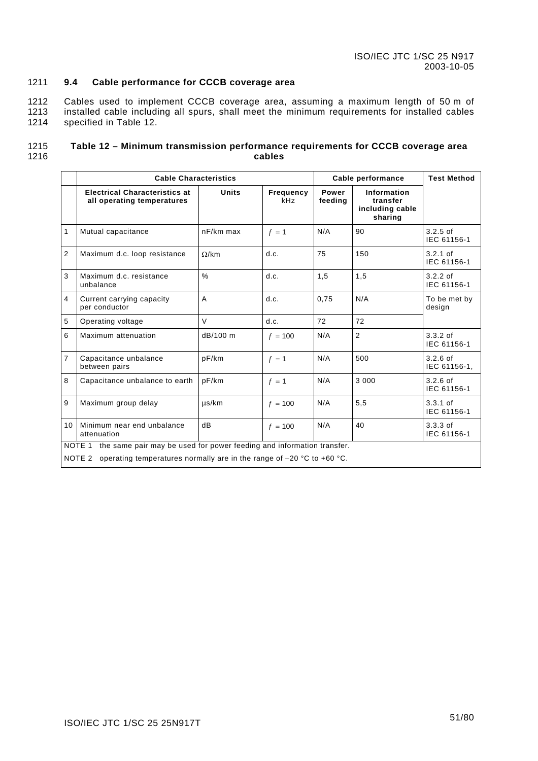### 9.4 Cable performance for CCCB coverage area

Cables used to implement CCCB coverage area, assuming a maximum length of 50 m of installed cable including all spurs, shall meet the minimum requirements for installed cables specified in Table 12.

**Table 12 – Minimum transmission performance requirements for CCCB coverage area cables**

| | Cable Characteristics | | | Cable performance | | Test Method |
|---|---|---|---|---|---|---|
| | **Electrical Characteristics at all operating temperatures** | **Units** | **Frequency** kHz | **Power feeding** | **Information transfer including cable sharing** | |
| 1 | Mutual capacitance | nF/km max | $f = 1$ | N/A | 90 | 3.2.5 of IEC 61156-1 |
| 2 | Maximum d.c. loop resistance | Ω/km | d.c. | 75 | 150 | 3.2.1 of IEC 61156-1 |
| 3 | Maximum d.c. resistance unbalance | % | d.c. | 1,5 | 1,5 | 3.2.2 of IEC 61156-1 |
| 4 | Current carrying capacity per conductor | A | d.c. | 0,75 | N/A | To be met by design |
| 5 | Operating voltage | V | d.c. | 72 | 72 | |
| 6 | Maximum attenuation | dB/100 m | $f = 100$ | N/A | 2 | 3.3.2 of IEC 61156-1 |
| 7 | Capacitance unbalance between pairs | pF/km | $f = 1$ | N/A | 500 | 3.2.6 of IEC 61156-1, |
| 8 | Capacitance unbalance to earth | pF/km | $f = 1$ | N/A | 3 000 | 3.2.6 of IEC 61156-1 |
| 9 | Maximum group delay | µs/km | $f = 100$ | N/A | 5,5 | 3.3.1 of IEC 61156-1 |
| 10 | Minimum near end unbalance attenuation | dB | $f = 100$ | N/A | 40 | 3.3.3 of IEC 61156-1 |

NOTE 1 the same pair may be used for power feeding and information transfer.

NOTE 2 operating temperatures normally are in the range of –20 °C to +60 °C.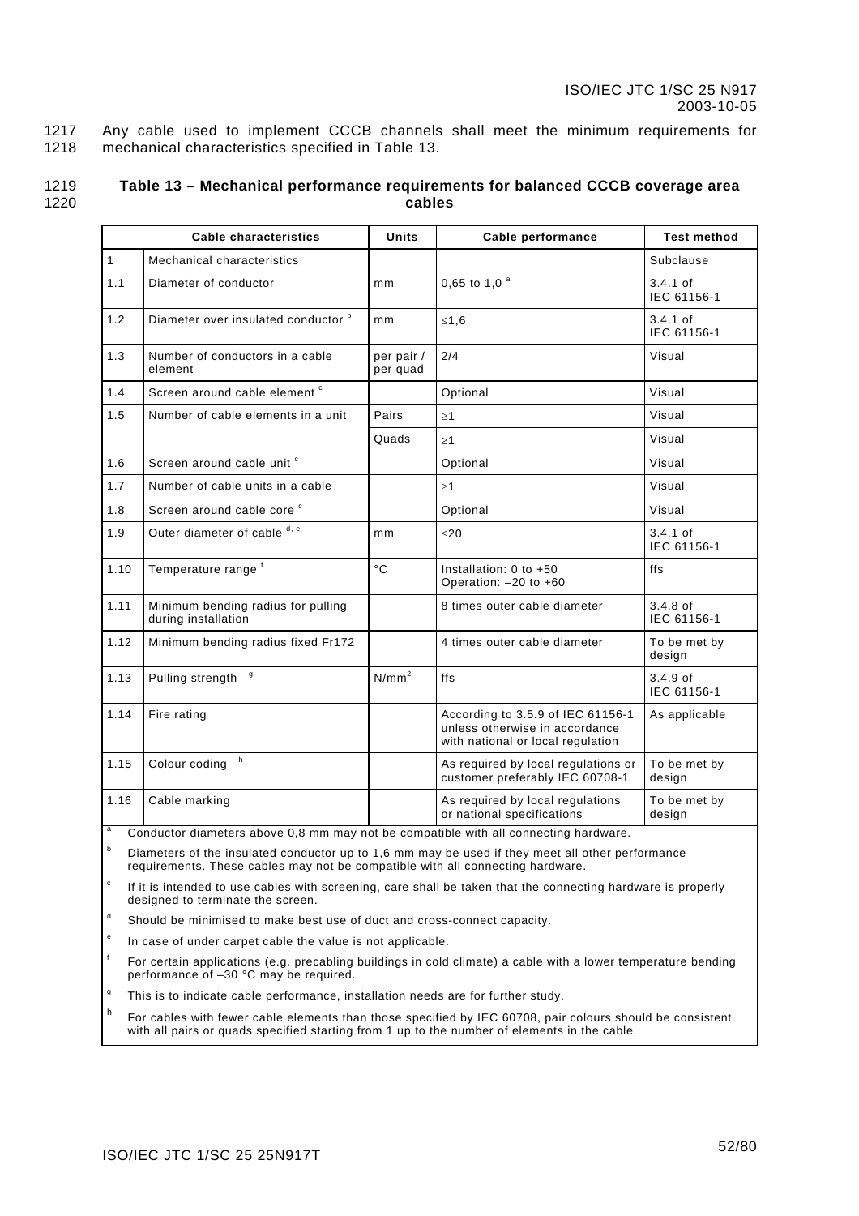1217 Any cable used to implement CCCB channels shall meet the minimum requirements for
1218 mechanical characteristics specified in Table 13.

1219 **Table 13 – Mechanical performance requirements for balanced CCCB coverage area**
1220 **cables**

| | Cable characteristics | Units | Cable performance | Test method |
|---|---|---|---|---|
| 1 | Mechanical characteristics | | | Subclause |
| 1.1 | Diameter of conductor | mm | 0,65 to 1,0 [a] | 3.4.1 of IEC 61156-1 |
| 1.2 | Diameter over insulated conductor [b] | mm | ≤1,6 | 3.4.1 of IEC 61156-1 |
| 1.3 | Number of conductors in a cable element | per pair / per quad | 2/4 | Visual |
| 1.4 | Screen around cable element [c] | | Optional | Visual |
| 1.5 | Number of cable elements in a unit | Pairs | ≥1 | Visual |
| | | Quads | ≥1 | Visual |
| 1.6 | Screen around cable unit [c] | | Optional | Visual |
| 1.7 | Number of cable units in a cable | | ≥1 | Visual |
| 1.8 | Screen around cable core [c] | | Optional | Visual |
| 1.9 | Outer diameter of cable [d, e] | mm | ≤20 | 3.4.1 of IEC 61156-1 |
| 1.10 | Temperature range [f] | °C | Installation: 0 to +50<br>Operation: –20 to +60 | ffs |
| 1.11 | Minimum bending radius for pulling during installation | | 8 times outer cable diameter | 3.4.8 of IEC 61156-1 |
| 1.12 | Minimum bending radius fixed Fr172 | | 4 times outer cable diameter | To be met by design |
| 1.13 | Pulling strength [g] | $N/mm^2$ | ffs | 3.4.9 of IEC 61156-1 |
| 1.14 | Fire rating | | According to 3.5.9 of IEC 61156-1 unless otherwise in accordance with national or local regulation | As applicable |
| 1.15 | Colour coding [h] | | As required by local regulations or customer preferably IEC 60708-1 | To be met by design |
| 1.16 | Cable marking | | As required by local regulations or national specifications | To be met by design |

[a] Conductor diameters above 0,8 mm may not be compatible with all connecting hardware.

[b] Diameters of the insulated conductor up to 1,6 mm may be used if they meet all other performance requirements. These cables may not be compatible with all connecting hardware.

[c] If it is intended to use cables with screening, care shall be taken that the connecting hardware is properly designed to terminate the screen.

[d] Should be minimised to make best use of duct and cross-connect capacity.

[e] In case of under carpet cable the value is not applicable.

[f] For certain applications (e.g. precabling buildings in cold climate) a cable with a lower temperature bending performance of –30 °C may be required.

[g] This is to indicate cable performance, installation needs are for further study.

[h] For cables with fewer cable elements than those specified by IEC 60708, pair colours should be consistent with all pairs or quads specified starting from 1 up to the number of elements in the cable.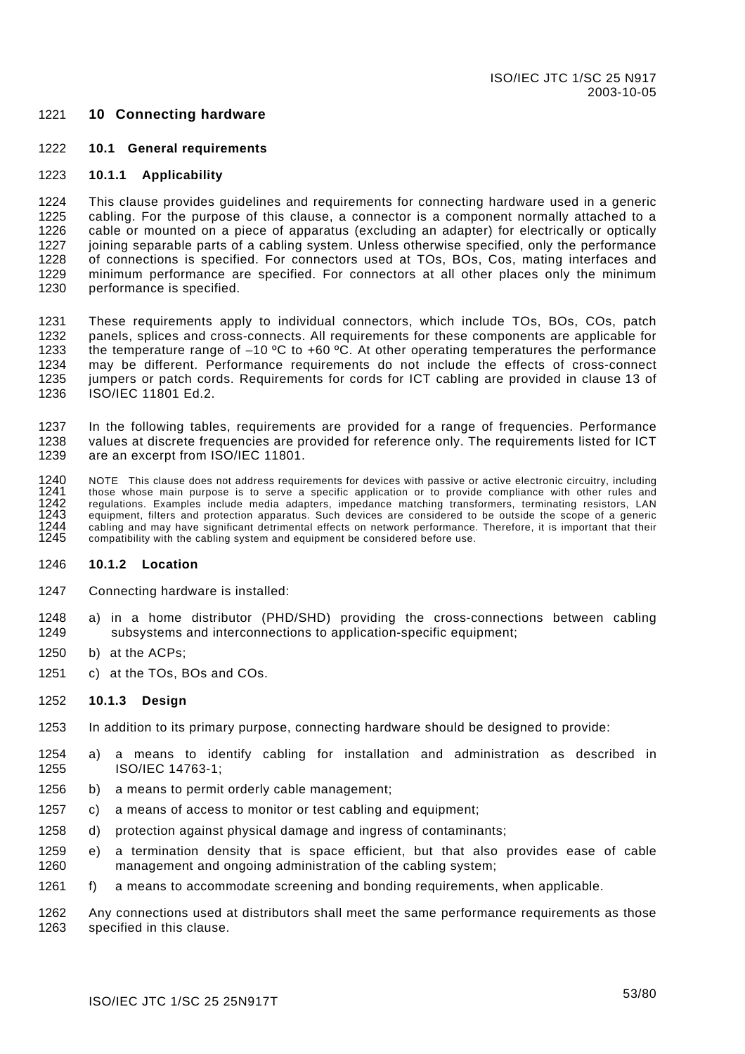# 10 Connecting hardware

## 10.1 General requirements

### 10.1.1 Applicability

This clause provides guidelines and requirements for connecting hardware used in a generic cabling. For the purpose of this clause, a connector is a component normally attached to a cable or mounted on a piece of apparatus (excluding an adapter) for electrically or optically joining separable parts of a cabling system. Unless otherwise specified, only the performance of connections is specified. For connectors used at TOs, BOs, Cos, mating interfaces and minimum performance are specified. For connectors at all other places only the minimum performance is specified.

These requirements apply to individual connectors, which include TOs, BOs, COs, patch panels, splices and cross-connects. All requirements for these components are applicable for the temperature range of –10 ºC to +60 ºC. At other operating temperatures the performance may be different. Performance requirements do not include the effects of cross-connect jumpers or patch cords. Requirements for cords for ICT cabling are provided in clause 13 of ISO/IEC 11801 Ed.2.

In the following tables, requirements are provided for a range of frequencies. Performance values at discrete frequencies are provided for reference only. The requirements listed for ICT are an excerpt from ISO/IEC 11801.

NOTE This clause does not address requirements for devices with passive or active electronic circuitry, including those whose main purpose is to serve a specific application or to provide compliance with other rules and regulations. Examples include media adapters, impedance matching transformers, terminating resistors, LAN equipment, filters and protection apparatus. Such devices are considered to be outside the scope of a generic cabling and may have significant detrimental effects on network performance. Therefore, it is important that their compatibility with the cabling system and equipment be considered before use.

### 10.1.2 Location

Connecting hardware is installed:

a) in a home distributor (PHD/SHD) providing the cross-connections between cabling subsystems and interconnections to application-specific equipment;

b) at the ACPs;

c) at the TOs, BOs and COs.

### 10.1.3 Design

In addition to its primary purpose, connecting hardware should be designed to provide:

a) a means to identify cabling for installation and administration as described in ISO/IEC 14763-1;

b) a means to permit orderly cable management;

c) a means of access to monitor or test cabling and equipment;

d) protection against physical damage and ingress of contaminants;

e) a termination density that is space efficient, but that also provides ease of cable management and ongoing administration of the cabling system;

f) a means to accommodate screening and bonding requirements, when applicable.

Any connections used at distributors shall meet the same performance requirements as those specified in this clause.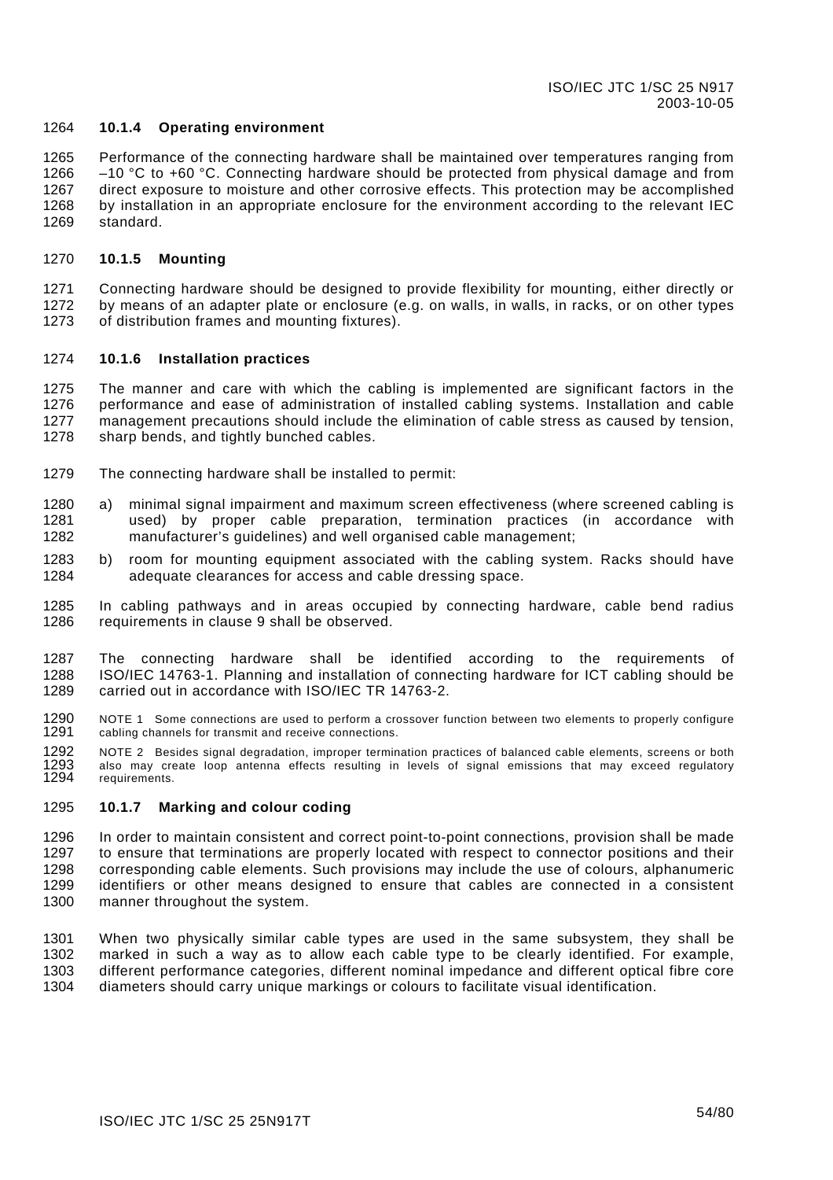#### 10.1.4 Operating environment

Performance of the connecting hardware shall be maintained over temperatures ranging from –10 °C to +60 °C. Connecting hardware should be protected from physical damage and from direct exposure to moisture and other corrosive effects. This protection may be accomplished by installation in an appropriate enclosure for the environment according to the relevant IEC standard.

#### 10.1.5 Mounting

Connecting hardware should be designed to provide flexibility for mounting, either directly or by means of an adapter plate or enclosure (e.g. on walls, in walls, in racks, or on other types of distribution frames and mounting fixtures).

#### 10.1.6 Installation practices

The manner and care with which the cabling is implemented are significant factors in the performance and ease of administration of installed cabling systems. Installation and cable management precautions should include the elimination of cable stress as caused by tension, sharp bends, and tightly bunched cables.

The connecting hardware shall be installed to permit:

a) minimal signal impairment and maximum screen effectiveness (where screened cabling is used) by proper cable preparation, termination practices (in accordance with manufacturer's guidelines) and well organised cable management;

b) room for mounting equipment associated with the cabling system. Racks should have adequate clearances for access and cable dressing space.

In cabling pathways and in areas occupied by connecting hardware, cable bend radius requirements in clause 9 shall be observed.

The connecting hardware shall be identified according to the requirements of ISO/IEC 14763-1. Planning and installation of connecting hardware for ICT cabling should be carried out in accordance with ISO/IEC TR 14763-2.

NOTE 1 Some connections are used to perform a crossover function between two elements to properly configure cabling channels for transmit and receive connections.

NOTE 2 Besides signal degradation, improper termination practices of balanced cable elements, screens or both also may create loop antenna effects resulting in levels of signal emissions that may exceed regulatory requirements.

#### 10.1.7 Marking and colour coding

In order to maintain consistent and correct point-to-point connections, provision shall be made to ensure that terminations are properly located with respect to connector positions and their corresponding cable elements. Such provisions may include the use of colours, alphanumeric identifiers or other means designed to ensure that cables are connected in a consistent manner throughout the system.

When two physically similar cable types are used in the same subsystem, they shall be marked in such a way as to allow each cable type to be clearly identified. For example, different performance categories, different nominal impedance and different optical fibre core diameters should carry unique markings or colours to facilitate visual identification.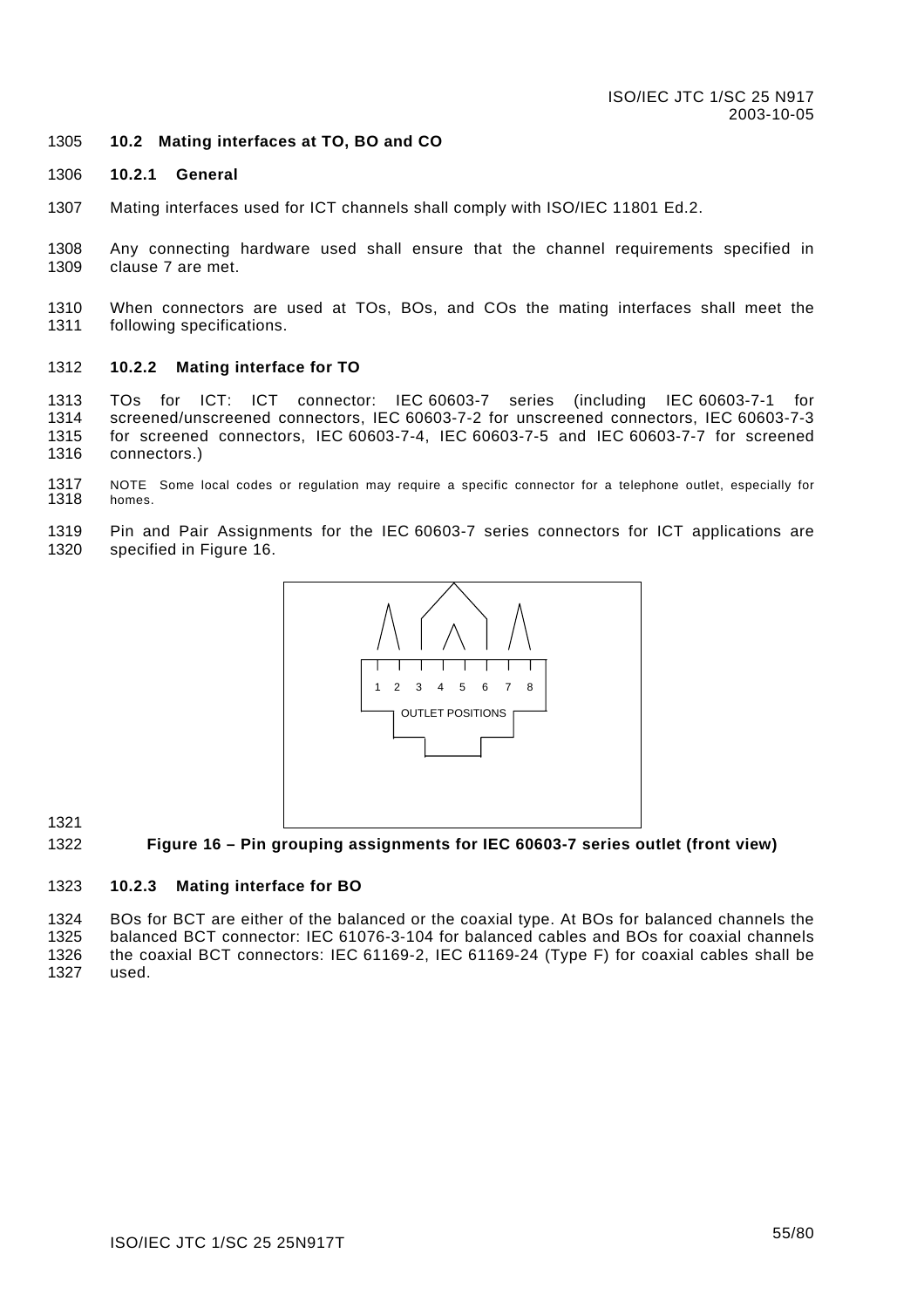## 10.2 Mating interfaces at TO, BO and CO

### 10.2.1 General

Mating interfaces used for ICT channels shall comply with ISO/IEC 11801 Ed.2.

Any connecting hardware used shall ensure that the channel requirements specified in clause 7 are met.

When connectors are used at TOs, BOs, and COs the mating interfaces shall meet the following specifications.

### 10.2.2 Mating interface for TO

TOs for ICT: ICT connector: IEC 60603-7 series (including IEC 60603-7-1 for screened/unscreened connectors, IEC 60603-7-2 for unscreened connectors, IEC 60603-7-3 for screened connectors, IEC 60603-7-4, IEC 60603-7-5 and IEC 60603-7-7 for screened connectors.)

NOTE Some local codes or regulation may require a specific connector for a telephone outlet, especially for homes.

Pin and Pair Assignments for the IEC 60603-7 series connectors for ICT applications are specified in Figure 16.

1 2 3 4 5 6 7 8

OUTLET POSITIONS

**Figure 16 – Pin grouping assignments for IEC 60603-7 series outlet (front view)**

### 10.2.3 Mating interface for BO

BOs for BCT are either of the balanced or the coaxial type. At BOs for balanced channels the balanced BCT connector: IEC 61076-3-104 for balanced cables and BOs for coaxial channels the coaxial BCT connectors: IEC 61169-2, IEC 61169-24 (Type F) for coaxial cables shall be used.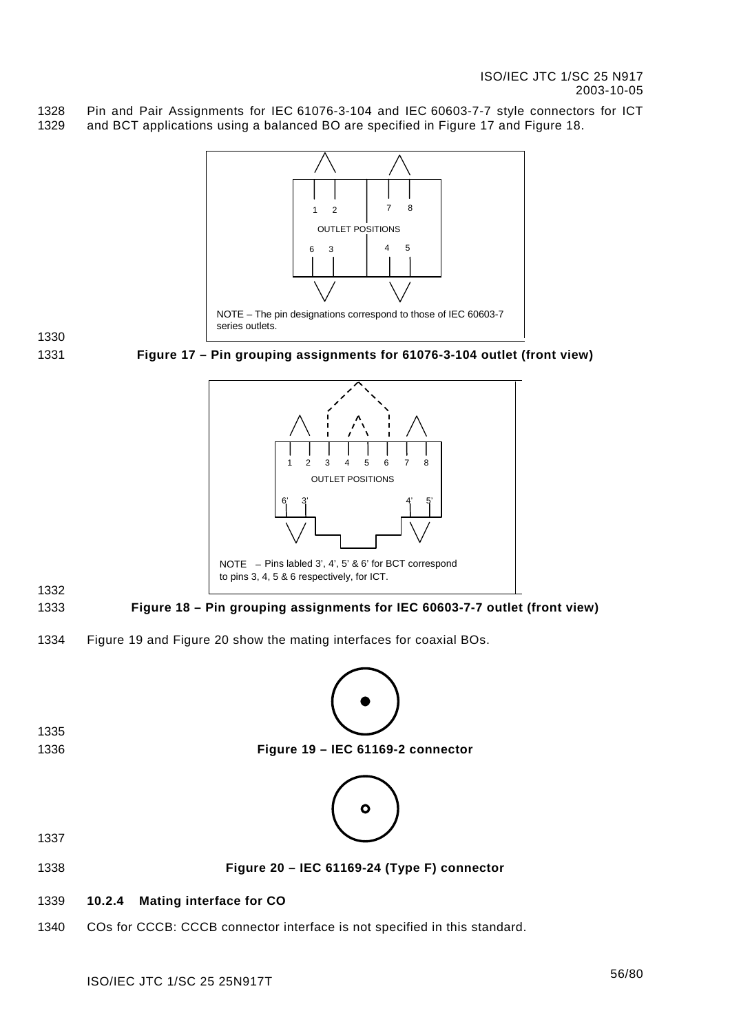Pin and Pair Assignments for IEC 61076-3-104 and IEC 60603-7-7 style connectors for ICT and BCT applications using a balanced BO are specified in Figure 17 and Figure 18.

1 2 7 8
OUTLET POSITIONS
6 3 4 5

NOTE – The pin designations correspond to those of IEC 60603-7 series outlets.

**Figure 17 – Pin grouping assignments for 61076-3-104 outlet (front view)**

1 2 3 4 5 6 7 8
OUTLET POSITIONS
6' 3' 4' 5'

NOTE – Pins labled 3', 4', 5' & 6' for BCT correspond to pins 3, 4, 5 & 6 respectively, for ICT.

**Figure 18 – Pin grouping assignments for IEC 60603-7-7 outlet (front view)**

Figure 19 and Figure 20 show the mating interfaces for coaxial BOs.

**Figure 19 – IEC 61169-2 connector**

**Figure 20 – IEC 61169-24 (Type F) connector**

### 10.2.4 Mating interface for CO

COs for CCCB: CCCB connector interface is not specified in this standard.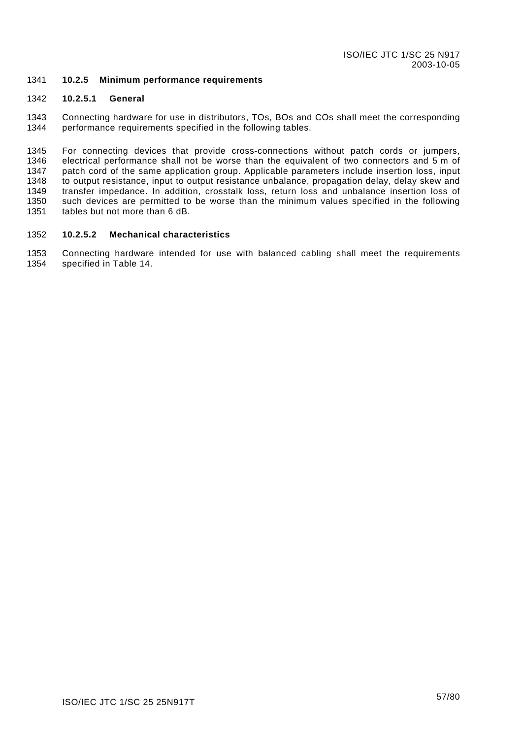#### 10.2.5 Minimum performance requirements

##### 10.2.5.1 General

Connecting hardware for use in distributors, TOs, BOs and COs shall meet the corresponding performance requirements specified in the following tables.

For connecting devices that provide cross-connections without patch cords or jumpers, electrical performance shall not be worse than the equivalent of two connectors and 5 m of patch cord of the same application group. Applicable parameters include insertion loss, input to output resistance, input to output resistance unbalance, propagation delay, delay skew and transfer impedance. In addition, crosstalk loss, return loss and unbalance insertion loss of such devices are permitted to be worse than the minimum values specified in the following tables but not more than 6 dB.

##### 10.2.5.2 Mechanical characteristics

Connecting hardware intended for use with balanced cabling shall meet the requirements specified in Table 14.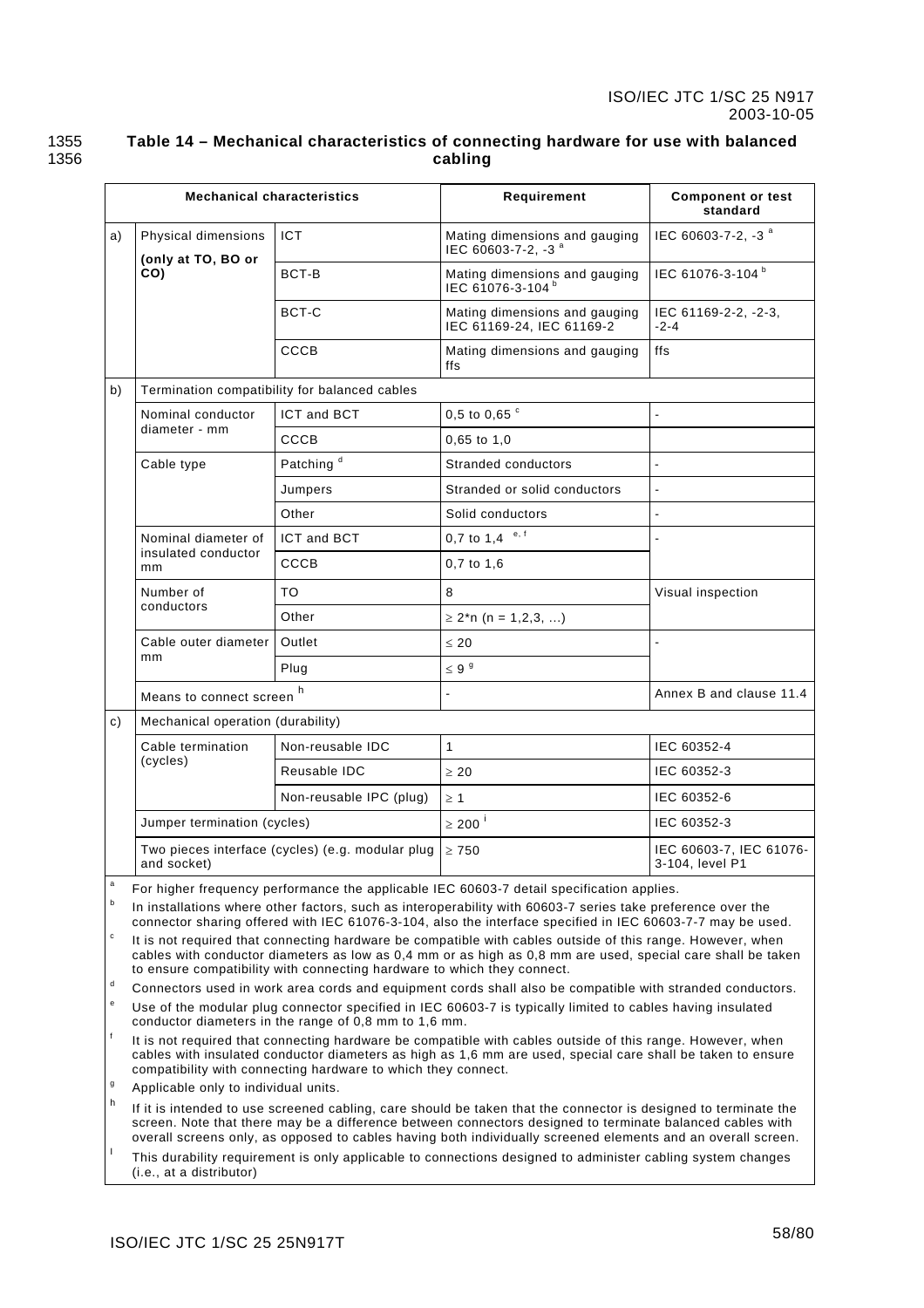**Table 14 – Mechanical characteristics of connecting hardware for use with balanced cabling**

| Mechanical characteristics | | | Requirement | Component or test standard |
|---|---|---|---|---|
| a) | Physical dimensions **(only at TO, BO or CO)** | ICT | Mating dimensions and gauging IEC 60603-7-2, -3 [a] | IEC 60603-7-2, -3 [a] |
| | | BCT-B | Mating dimensions and gauging IEC 61076-3-104 [b] | IEC 61076-3-104 [b] |
| | | BCT-C | Mating dimensions and gauging IEC 61169-24, IEC 61169-2 | IEC 61169-2-2, -2-3, -2-4 |
| | | CCCB | Mating dimensions and gauging ffs | ffs |
| b) | Termination compatibility for balanced cables | | | |
| | Nominal conductor diameter - mm | ICT and BCT | 0,5 to 0,65 [c] | - |
| | | CCCB | 0,65 to 1,0 | |
| | Cable type | Patching [d] | Stranded conductors | - |
| | | Jumpers | Stranded or solid conductors | - |
| | | Other | Solid conductors | - |
| | Nominal diameter of insulated conductor mm | ICT and BCT | 0,7 to 1,4 [e, f] | - |
| | | CCCB | 0,7 to 1,6 | |
| | Number of conductors | TO | 8 | Visual inspection |
| | | Other | ≥ 2*n (n = 1,2,3, …) | |
| | Cable outer diameter mm | Outlet | ≤ 20 | - |
| | | Plug | ≤ 9 [g] | |
| | Means to connect screen [h] | | - | Annex B and clause 11.4 |
| c) | Mechanical operation (durability) | | | |
| | Cable termination (cycles) | Non-reusable IDC | 1 | IEC 60352-4 |
| | | Reusable IDC | ≥ 20 | IEC 60352-3 |
| | | Non-reusable IPC (plug) | ≥ 1 | IEC 60352-6 |
| | Jumper termination (cycles) | | ≥ 200 [i] | IEC 60352-3 |
| | Two pieces interface (cycles) (e.g. modular plug and socket) | | ≥ 750 | IEC 60603-7, IEC 61076-3-104, level P1 |

[a] For higher frequency performance the applicable IEC 60603-7 detail specification applies.

[b] In installations where other factors, such as interoperability with 60603-7 series take preference over the connector sharing offered with IEC 61076-3-104, also the interface specified in IEC 60603-7-7 may be used.

[c] It is not required that connecting hardware be compatible with cables outside of this range. However, when cables with conductor diameters as low as 0,4 mm or as high as 0,8 mm are used, special care shall be taken to ensure compatibility with connecting hardware to which they connect.

[d] Connectors used in work area cords and equipment cords shall also be compatible with stranded conductors.

[e] Use of the modular plug connector specified in IEC 60603-7 is typically limited to cables having insulated conductor diameters in the range of 0,8 mm to 1,6 mm.

[f] It is not required that connecting hardware be compatible with cables outside of this range. However, when cables with insulated conductor diameters as high as 1,6 mm are used, special care shall be taken to ensure compatibility with connecting hardware to which they connect.

[g] Applicable only to individual units.

[h] If it is intended to use screened cabling, care should be taken that the connector is designed to terminate the screen. Note that there may be a difference between connectors designed to terminate balanced cables with overall screens only, as opposed to cables having both individually screened elements and an overall screen.

[i] This durability requirement is only applicable to connections designed to administer cabling system changes (i.e., at a distributor)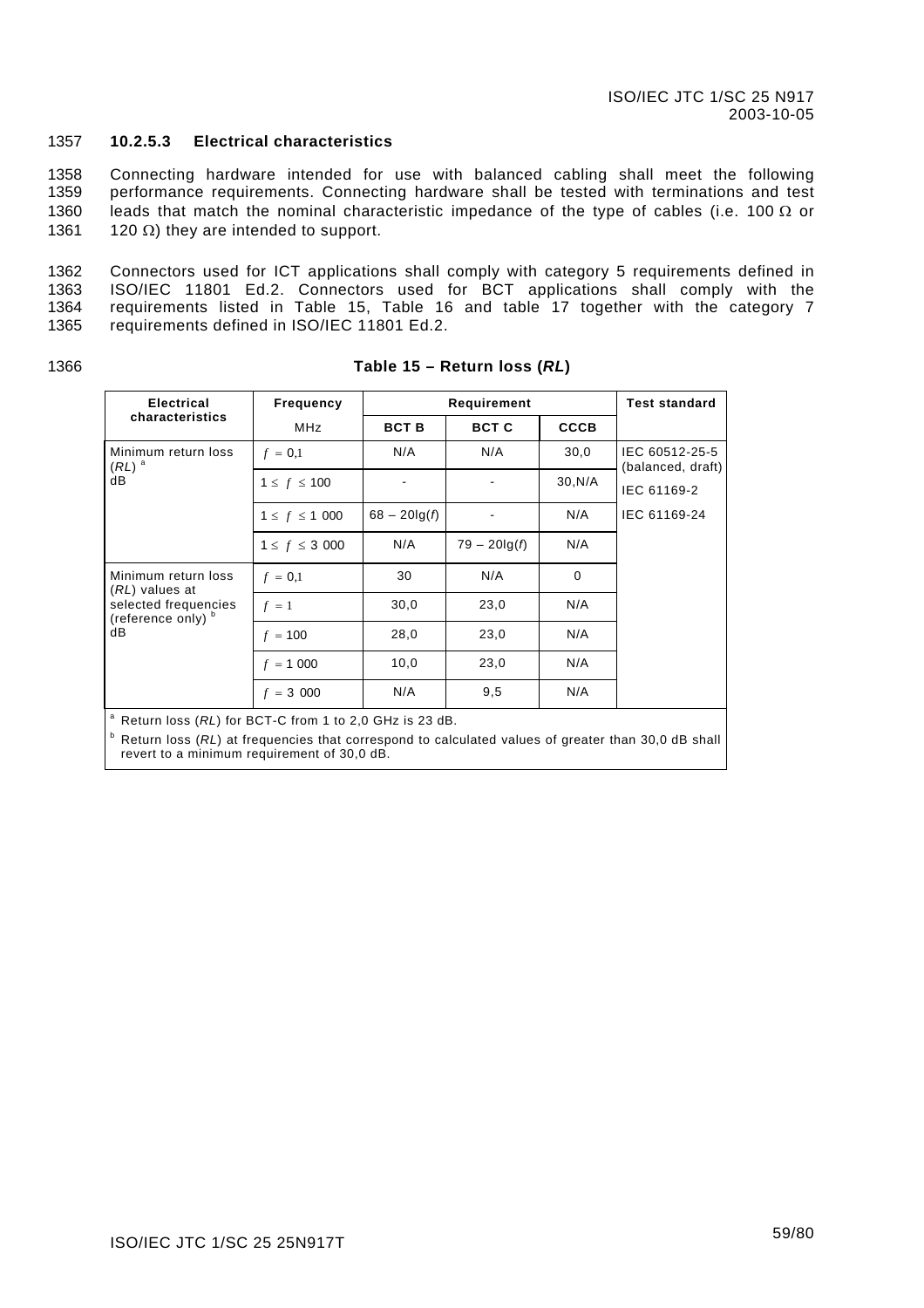### 10.2.5.3 Electrical characteristics

Connecting hardware intended for use with balanced cabling shall meet the following performance requirements. Connecting hardware shall be tested with terminations and test leads that match the nominal characteristic impedance of the type of cables (i.e. 100 Ω or 120 Ω) they are intended to support.

Connectors used for ICT applications shall comply with category 5 requirements defined in ISO/IEC 11801 Ed.2. Connectors used for BCT applications shall comply with the requirements listed in Table 15, Table 16 and table 17 together with the category 7 requirements defined in ISO/IEC 11801 Ed.2.

**Table 15 – Return loss (*RL*)**

| Electrical characteristics | Frequency | Requirement | | | Test standard |
|---|---|---|---|---|---|
| | MHz | **BCT B** | **BCT C** | **CCCB** | |
| Minimum return loss (*RL*) [a] dB | $f = 0{,}1$ | N/A | N/A | 30,0 | IEC 60512-25-5 (balanced, draft) |
| | $1 \leq f \leq 100$ | - | - | 30,N/A | IEC 61169-2 |
| | $1 \leq f \leq 1\ 000$ | $68 - 20\lg(f)$ | - | N/A | IEC 61169-24 |
| | $1 \leq f \leq 3\ 000$ | N/A | $79 - 20\lg(f)$ | N/A | |
| Minimum return loss (*RL*) values at selected frequencies (reference only) [b] dB | $f = 0{,}1$ | 30 | N/A | 0 | |
| | $f = 1$ | 30,0 | 23,0 | N/A | |
| | $f = 100$ | 28,0 | 23,0 | N/A | |
| | $f = 1\ 000$ | 10,0 | 23,0 | N/A | |
| | $f = 3\ 000$ | N/A | 9,5 | N/A | |

[a] Return loss (*RL*) for BCT-C from 1 to 2,0 GHz is 23 dB.

[b] Return loss (*RL*) at frequencies that correspond to calculated values of greater than 30,0 dB shall revert to a minimum requirement of 30,0 dB.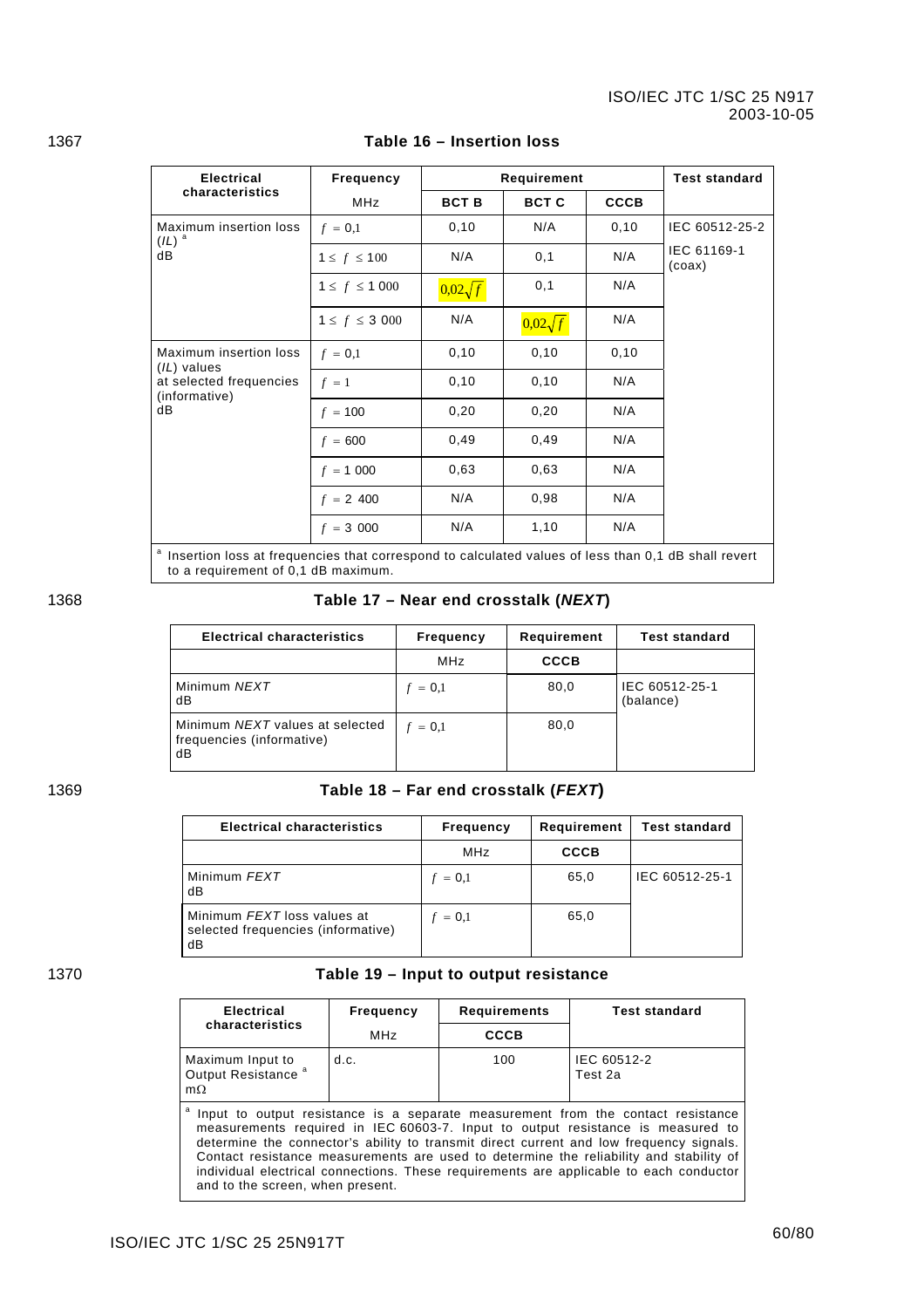1367

**Table 16 – Insertion loss**

| Electrical characteristics | Frequency | Requirement | | | Test standard |
|---|---|---|---|---|---|
| | MHz | **BCT B** | **BCT C** | **CCCB** | |
| Maximum insertion loss ($IL$) [a] dB | $f = 0{,}1$ | 0,10 | N/A | 0,10 | IEC 60512-25-2 |
| | $1 \le f \le 100$ | N/A | 0,1 | N/A | IEC 61169-1 (coax) |
| | $1 \le f \le 1\,000$ | $0{,}02\sqrt{f}$ | 0,1 | N/A | |
| | $1 \le f \le 3\,000$ | N/A | $0{,}02\sqrt{f}$ | N/A | |
| Maximum insertion loss ($IL$) values at selected frequencies (informative) dB | $f = 0{,}1$ | 0,10 | 0,10 | 0,10 | |
| | $f = 1$ | 0,10 | 0,10 | N/A | |
| | $f = 100$ | 0,20 | 0,20 | N/A | |
| | $f = 600$ | 0,49 | 0,49 | N/A | |
| | $f = 1\,000$ | 0,63 | 0,63 | N/A | |
| | $f = 2\,400$ | N/A | 0,98 | N/A | |
| | $f = 3\,000$ | N/A | 1,10 | N/A | |

[a] Insertion loss at frequencies that correspond to calculated values of less than 0,1 dB shall revert to a requirement of 0,1 dB maximum.

1368

**Table 17 – Near end crosstalk (*NEXT*)**

| Electrical characteristics | Frequency | Requirement | Test standard |
|---|---|---|---|
| | MHz | **CCCB** | |
| Minimum *NEXT* dB | $f = 0{,}1$ | 80,0 | IEC 60512-25-1 (balance) |
| Minimum *NEXT* values at selected frequencies (informative) dB | $f = 0{,}1$ | 80,0 | |

1369

**Table 18 – Far end crosstalk (*FEXT*)**

| Electrical characteristics | Frequency | Requirement | Test standard |
|---|---|---|---|
| | MHz | **CCCB** | |
| Minimum *FEXT* dB | $f = 0{,}1$ | 65,0 | IEC 60512-25-1 |
| Minimum *FEXT* loss values at selected frequencies (informative) dB | $f = 0{,}1$ | 65,0 | |

1370

**Table 19 – Input to output resistance**

| Electrical characteristics | Frequency | Requirements | Test standard |
|---|---|---|---|
| | MHz | **CCCB** | |
| Maximum Input to Output Resistance [a] mΩ | d.c. | 100 | IEC 60512-2 Test 2a |

[a] Input to output resistance is a separate measurement from the contact resistance measurements required in IEC 60603-7. Input to output resistance is measured to determine the connector's ability to transmit direct current and low frequency signals. Contact resistance measurements are used to determine the reliability and stability of individual electrical connections. These requirements are applicable to each conductor and to the screen, when present.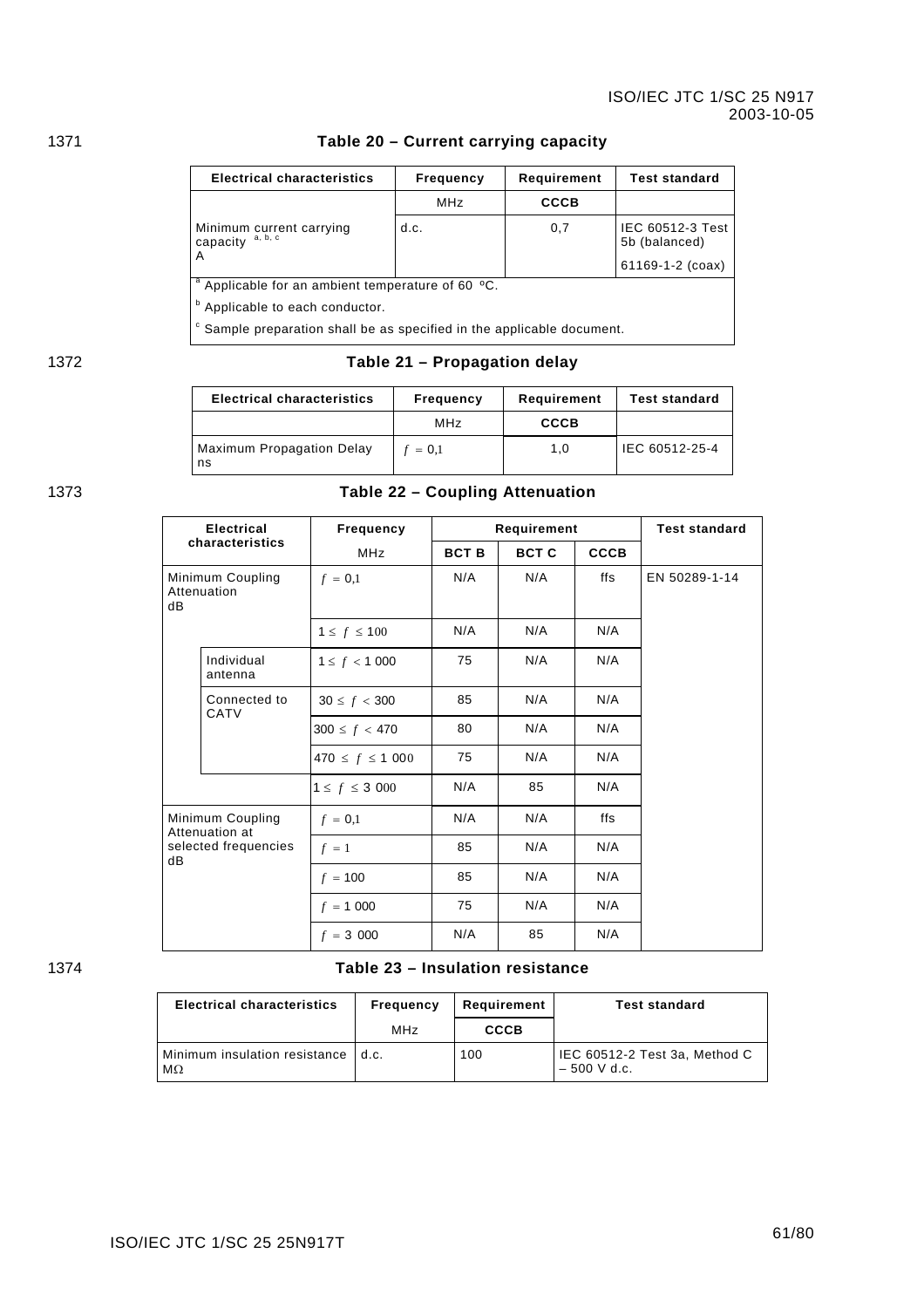1371

**Table 20 – Current carrying capacity**

| Electrical characteristics | Frequency | Requirement | Test standard |
|---|---|---|---|
| | MHz | **CCCB** | |
| Minimum current carrying capacity [a, b, c] A | d.c. | 0,7 | IEC 60512-3 Test 5b (balanced) 61169-1-2 (coax) |
| [a] Applicable for an ambient temperature of 60 ºC. | | | |
| [b] Applicable to each conductor. | | | |
| [c] Sample preparation shall be as specified in the applicable document. | | | |

1372

**Table 21 – Propagation delay**

| Electrical characteristics | Frequency | Requirement | Test standard |
|---|---|---|---|
| | MHz | **CCCB** | |
| Maximum Propagation Delay ns | $f = 0{,}1$ | 1,0 | IEC 60512-25-4 |

1373

**Table 22 – Coupling Attenuation**

| Electrical characteristics | | Frequency | Requirement | | | Test standard |
|---|---|---|---|---|---|---|
| | | MHz | **BCT B** | **BCT C** | **CCCB** | |
| Minimum Coupling Attenuation dB | | $f = 0{,}1$ | N/A | N/A | ffs | EN 50289-1-14 |
| | | $1 \leq f \leq 100$ | N/A | N/A | N/A | |
| | Individual antenna | $1 \leq f < 1\ 000$ | 75 | N/A | N/A | |
| | Connected to CATV | $30 \leq f < 300$ | 85 | N/A | N/A | |
| | | $300 \leq f < 470$ | 80 | N/A | N/A | |
| | | $470 \leq f \leq 1\ 000$ | 75 | N/A | N/A | |
| | | $1 \leq f \leq 3\ 000$ | N/A | 85 | N/A | |
| Minimum Coupling Attenuation at selected frequencies dB | | $f = 0{,}1$ | N/A | N/A | ffs | |
| | | $f = 1$ | 85 | N/A | N/A | |
| | | $f = 100$ | 85 | N/A | N/A | |
| | | $f = 1\ 000$ | 75 | N/A | N/A | |
| | | $f = 3\ 000$ | N/A | 85 | N/A | |

1374

**Table 23 – Insulation resistance**

| Electrical characteristics | Frequency | Requirement | Test standard |
|---|---|---|---|
| | MHz | **CCCB** | |
| Minimum insulation resistance MΩ | d.c. | 100 | IEC 60512-2 Test 3a, Method C – 500 V d.c. |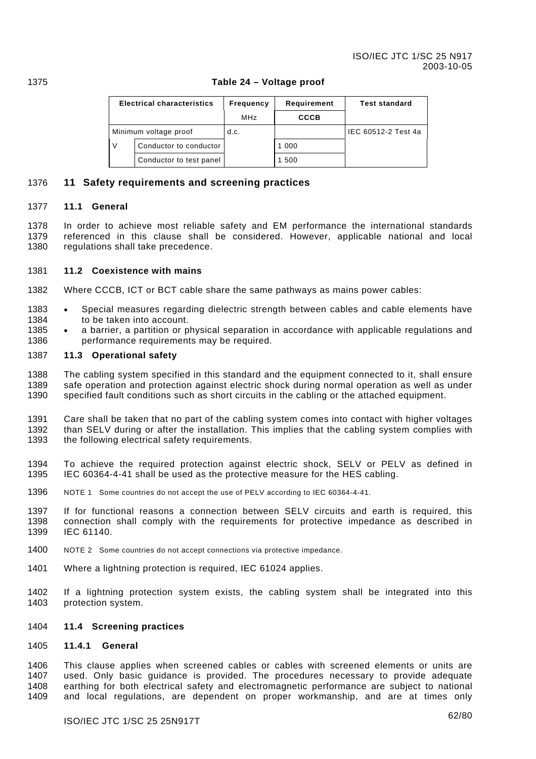**Table 24 – Voltage proof**

| Electrical characteristics | | Frequency | Requirement | Test standard |
|---|---|---|---|---|
| | | MHz | **CCCB** | |
| Minimum voltage proof | | d.c. | | IEC 60512-2 Test 4a |
| V | Conductor to conductor | | 1 000 | |
| | Conductor to test panel | | 1 500 | |

## 11 Safety requirements and screening practices

### 11.1 General

In order to achieve most reliable safety and EM performance the international standards referenced in this clause shall be considered. However, applicable national and local regulations shall take precedence.

### 11.2 Coexistence with mains

Where CCCB, ICT or BCT cable share the same pathways as mains power cables:

- Special measures regarding dielectric strength between cables and cable elements have to be taken into account.
- a barrier, a partition or physical separation in accordance with applicable regulations and performance requirements may be required.

### 11.3 Operational safety

The cabling system specified in this standard and the equipment connected to it, shall ensure safe operation and protection against electric shock during normal operation as well as under specified fault conditions such as short circuits in the cabling or the attached equipment.

Care shall be taken that no part of the cabling system comes into contact with higher voltages than SELV during or after the installation. This implies that the cabling system complies with the following electrical safety requirements.

To achieve the required protection against electric shock, SELV or PELV as defined in IEC 60364-4-41 shall be used as the protective measure for the HES cabling.

NOTE 1 Some countries do not accept the use of PELV according to IEC 60364-4-41.

If for functional reasons a connection between SELV circuits and earth is required, this connection shall comply with the requirements for protective impedance as described in IEC 61140.

NOTE 2 Some countries do not accept connections via protective impedance.

Where a lightning protection is required, IEC 61024 applies.

If a lightning protection system exists, the cabling system shall be integrated into this protection system.

### 11.4 Screening practices

#### 11.4.1 General

This clause applies when screened cables or cables with screened elements or units are used. Only basic guidance is provided. The procedures necessary to provide adequate earthing for both electrical safety and electromagnetic performance are subject to national and local regulations, are dependent on proper workmanship, and are at times only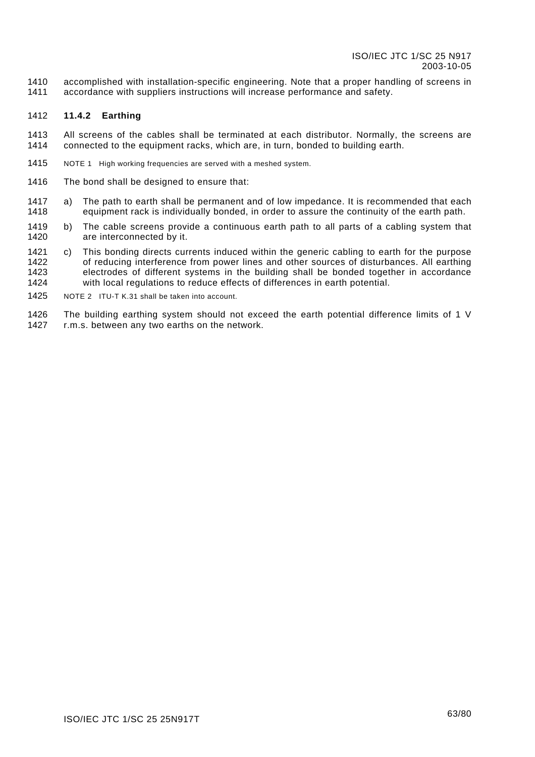accomplished with installation-specific engineering. Note that a proper handling of screens in accordance with suppliers instructions will increase performance and safety.

#### 11.4.2 Earthing

All screens of the cables shall be terminated at each distributor. Normally, the screens are connected to the equipment racks, which are, in turn, bonded to building earth.

NOTE 1 High working frequencies are served with a meshed system.

The bond shall be designed to ensure that:

a) The path to earth shall be permanent and of low impedance. It is recommended that each equipment rack is individually bonded, in order to assure the continuity of the earth path.

b) The cable screens provide a continuous earth path to all parts of a cabling system that are interconnected by it.

c) This bonding directs currents induced within the generic cabling to earth for the purpose of reducing interference from power lines and other sources of disturbances. All earthing electrodes of different systems in the building shall be bonded together in accordance with local regulations to reduce effects of differences in earth potential.

NOTE 2 ITU-T K.31 shall be taken into account.

The building earthing system should not exceed the earth potential difference limits of 1 V r.m.s. between any two earths on the network.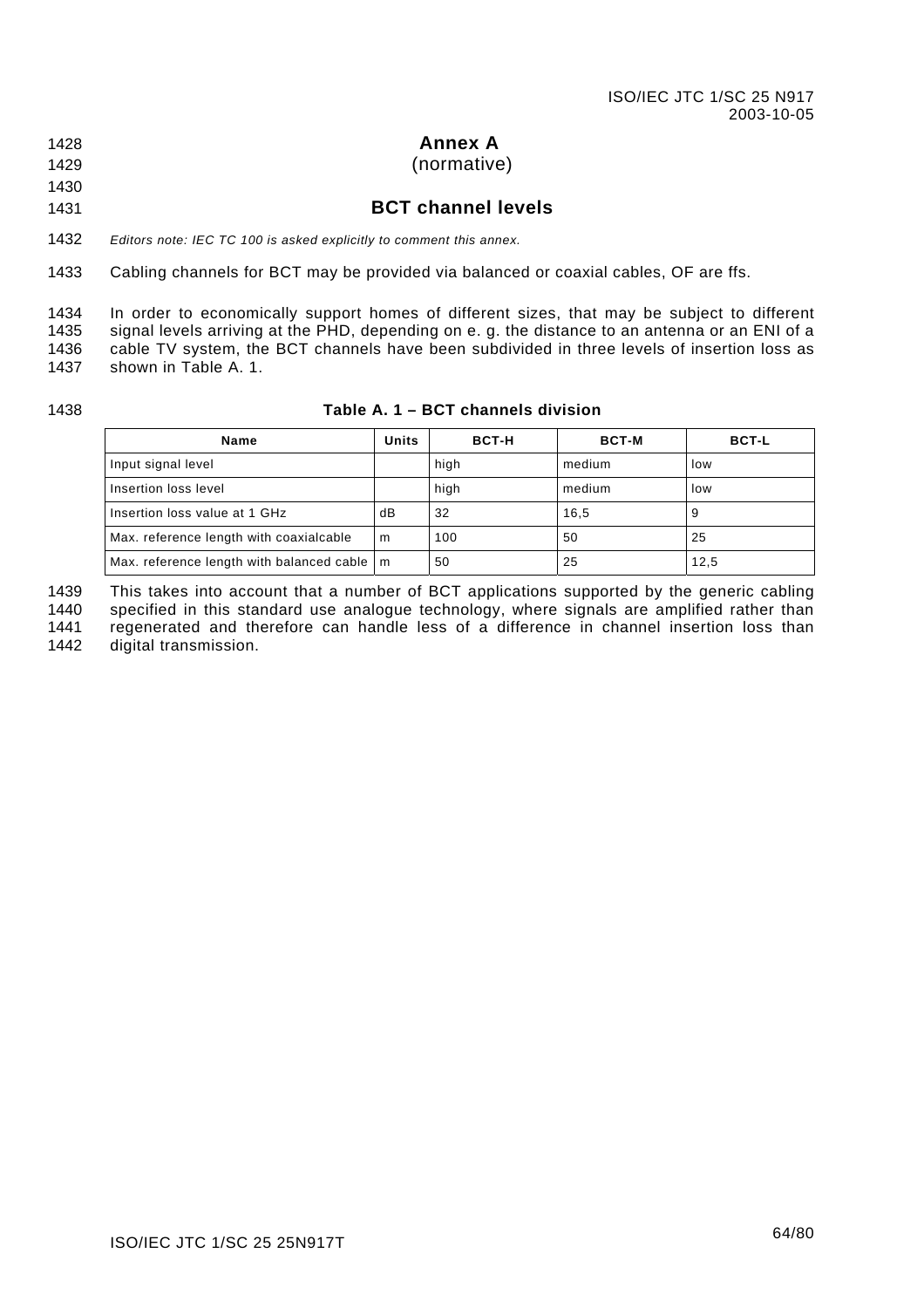# Annex A
(normative)

## BCT channel levels

*Editors note: IEC TC 100 is asked explicitly to comment this annex.*

Cabling channels for BCT may be provided via balanced or coaxial cables, OF are ffs.

In order to economically support homes of different sizes, that may be subject to different signal levels arriving at the PHD, depending on e. g. the distance to an antenna or an ENI of a cable TV system, the BCT channels have been subdivided in three levels of insertion loss as shown in Table A. 1.

**Table A. 1 – BCT channels division**

| Name | Units | BCT-H | BCT-M | BCT-L |
|---|---|---|---|---|
| Input signal level | | high | medium | low |
| Insertion loss level | | high | medium | low |
| Insertion loss value at 1 GHz | dB | 32 | 16,5 | 9 |
| Max. reference length with coaxialcable | m | 100 | 50 | 25 |
| Max. reference length with balanced cable | m | 50 | 25 | 12,5 |

This takes into account that a number of BCT applications supported by the generic cabling specified in this standard use analogue technology, where signals are amplified rather than regenerated and therefore can handle less of a difference in channel insertion loss than digital transmission.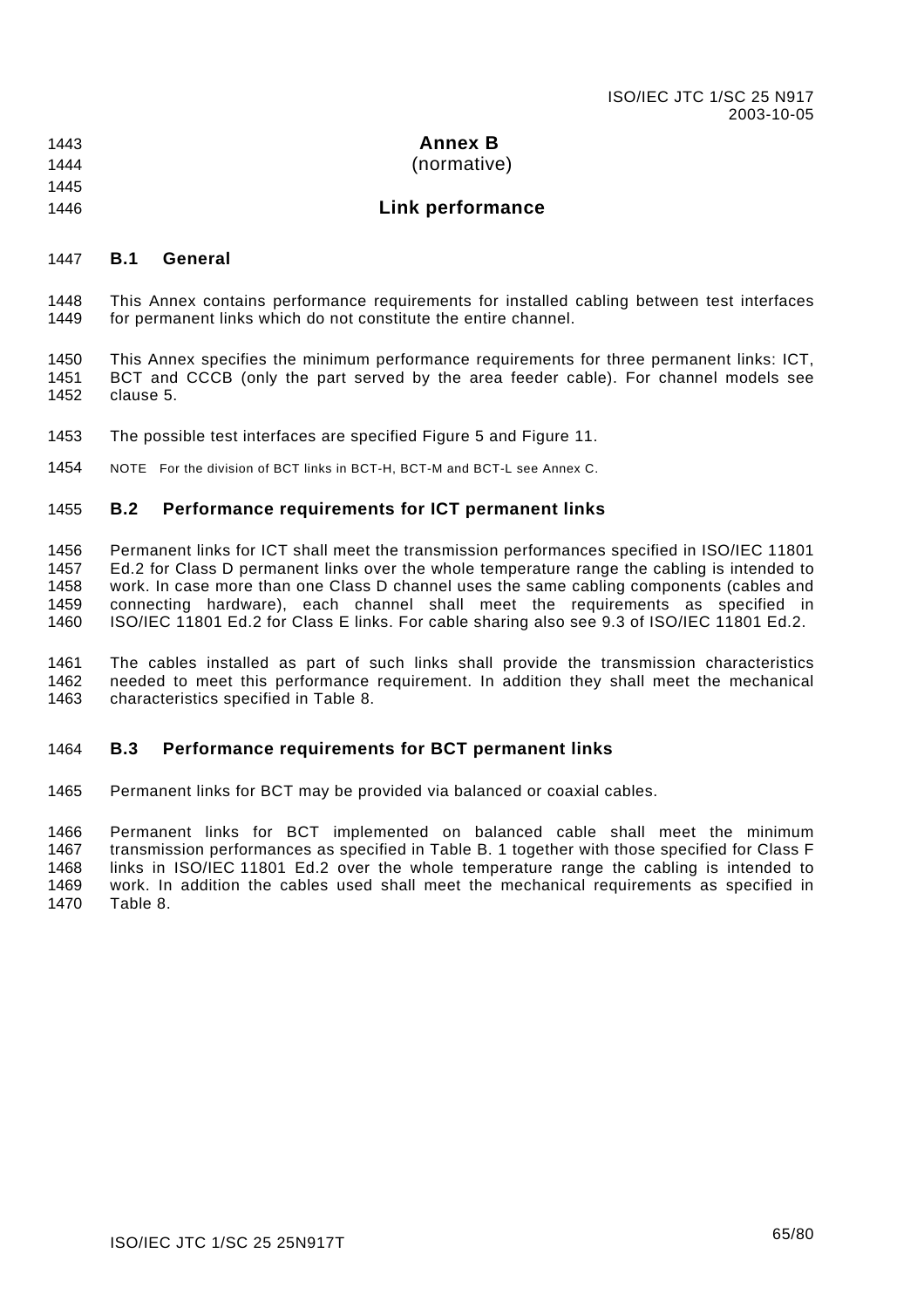# Annex B
(normative)

# Link performance

## B.1 General

This Annex contains performance requirements for installed cabling between test interfaces for permanent links which do not constitute the entire channel.

This Annex specifies the minimum performance requirements for three permanent links: ICT, BCT and CCCB (only the part served by the area feeder cable). For channel models see clause 5.

The possible test interfaces are specified Figure 5 and Figure 11.

NOTE For the division of BCT links in BCT-H, BCT-M and BCT-L see Annex C.

## B.2 Performance requirements for ICT permanent links

Permanent links for ICT shall meet the transmission performances specified in ISO/IEC 11801 Ed.2 for Class D permanent links over the whole temperature range the cabling is intended to work. In case more than one Class D channel uses the same cabling components (cables and connecting hardware), each channel shall meet the requirements as specified in ISO/IEC 11801 Ed.2 for Class E links. For cable sharing also see 9.3 of ISO/IEC 11801 Ed.2.

The cables installed as part of such links shall provide the transmission characteristics needed to meet this performance requirement. In addition they shall meet the mechanical characteristics specified in Table 8.

## B.3 Performance requirements for BCT permanent links

Permanent links for BCT may be provided via balanced or coaxial cables.

Permanent links for BCT implemented on balanced cable shall meet the minimum transmission performances as specified in Table B. 1 together with those specified for Class F links in ISO/IEC 11801 Ed.2 over the whole temperature range the cabling is intended to work. In addition the cables used shall meet the mechanical requirements as specified in Table 8.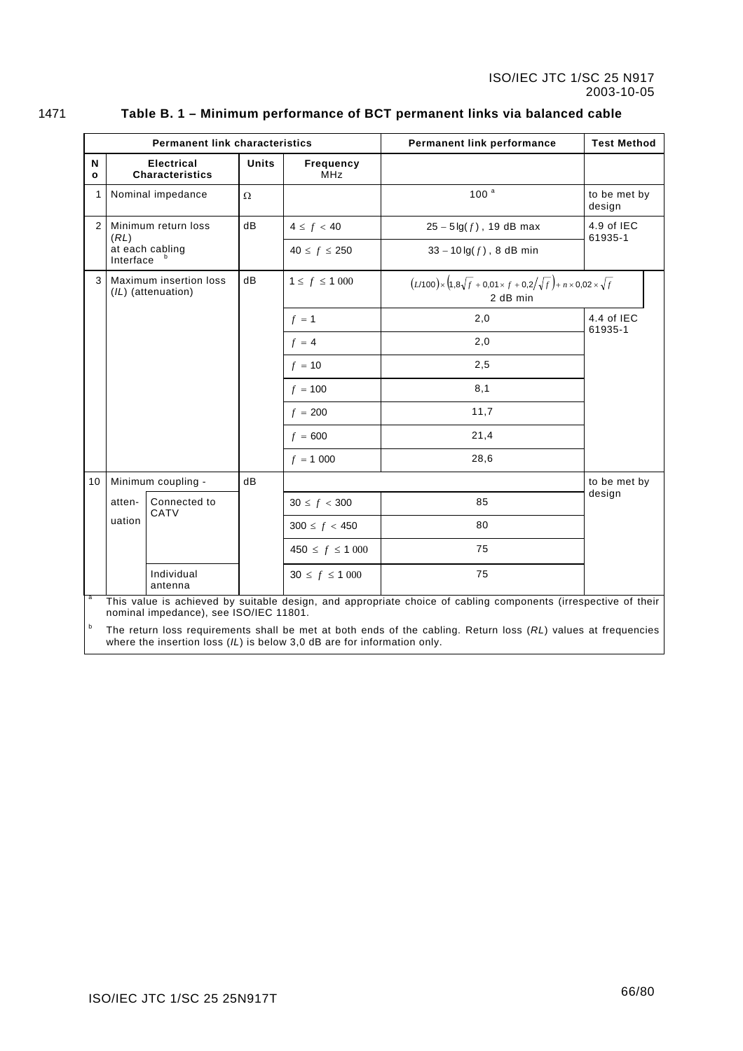1471 **Table B. 1 – Minimum performance of BCT permanent links via balanced cable**

| Permanent link characteristics | | | | | Permanent link performance | Test Method |
|---|---|---|---|---|---|---|
| **No** | **Electrical Characteristics** | | **Units** | **Frequency** MHz | | |
| 1 | Nominal impedance | | Ω | | 100 [a] | to be met by design |
| 2 | Minimum return loss (*RL*) at each cabling Interface [b] | | dB | $4 \le f < 40$ | $25 - 5\lg(f)$ , 19 dB max | 4.9 of IEC 61935-1 |
| | | | | $40 \le f \le 250$ | $33 - 10\lg(f)$ , 8 dB min | |
| 3 | Maximum insertion loss (*IL*) (attenuation) | | dB | $1 \le f \le 1\,000$ | $(L/100) \times (1{,}8\sqrt{f} + 0{,}01 \times f + 0{,}2/\sqrt{f}) + n \times 0{,}02 \times \sqrt{f}$ 2 dB min | |
| | | | | $f = 1$ | 2,0 | 4.4 of IEC 61935-1 |
| | | | | $f = 4$ | 2,0 | |
| | | | | $f = 10$ | 2,5 | |
| | | | | $f = 100$ | 8,1 | |
| | | | | $f = 200$ | 11,7 | |
| | | | | $f = 600$ | 21,4 | |
| | | | | $f = 1\,000$ | 28,6 | |
| 10 | Minimum coupling - | | dB | | | to be met by design |
| | atten-uation | Connected to CATV | | $30 \le f < 300$ | 85 | |
| | | | | $300 \le f < 450$ | 80 | |
| | | | | $450 \le f \le 1\,000$ | 75 | |
| | | Individual antenna | | $30 \le f \le 1\,000$ | 75 | |

[a] This value is achieved by suitable design, and appropriate choice of cabling components (irrespective of their nominal impedance), see ISO/IEC 11801.

[b] The return loss requirements shall be met at both ends of the cabling. Return loss (*RL*) values at frequencies where the insertion loss (*IL*) is below 3,0 dB are for information only.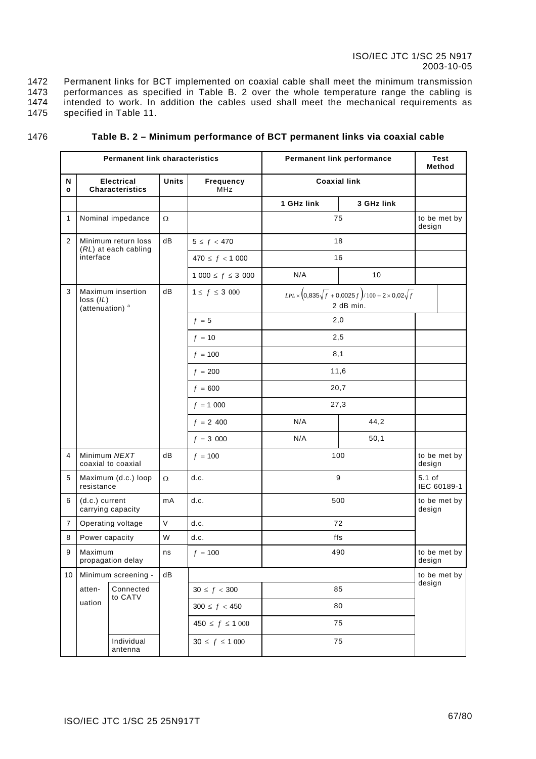Permanent links for BCT implemented on coaxial cable shall meet the minimum transmission performances as specified in Table B. 2 over the whole temperature range the cabling is intended to work. In addition the cables used shall meet the mechanical requirements as specified in Table 11.

**Table B. 2 – Minimum performance of BCT permanent links via coaxial cable**

| Permanent link characteristics | | | | | Permanent link performance | | Test Method |
|---|---|---|---|---|---|---|---|
| No | Electrical Characteristics | | Units | Frequency MHz | Coaxial link | | |
| | | | | | 1 GHz link | 3 GHz link | |
| 1 | Nominal impedance | | Ω | | 75 | | to be met by design |
| 2 | Minimum return loss (*RL*) at each cabling interface | | dB | $5 \leq f < 470$ | 18 | | |
| | | | | $470 \leq f < 1\,000$ | 16 | | |
| | | | | $1\,000 \leq f \leq 3\,000$ | N/A | 10 | |
| 3 | Maximum insertion loss (*IL*) (attenuation) [a] | | dB | $1 \leq f \leq 3\,000$ | $LPL \times \left(0{,}835\sqrt{f} + 0{,}0025 f\right)/100 + 2 \times 0{,}02\sqrt{f}$ 2 dB min. | | |
| | | | | $f = 5$ | 2,0 | | |
| | | | | $f = 10$ | 2,5 | | |
| | | | | $f = 100$ | 8,1 | | |
| | | | | $f = 200$ | 11,6 | | |
| | | | | $f = 600$ | 20,7 | | |
| | | | | $f = 1\,000$ | 27,3 | | |
| | | | | $f = 2\,400$ | N/A | 44,2 | |
| | | | | $f = 3\,000$ | N/A | 50,1 | |
| 4 | Minimum *NEXT* coaxial to coaxial | | dB | $f = 100$ | 100 | | to be met by design |
| 5 | Maximum (d.c.) loop resistance | | Ω | d.c. | 9 | | 5.1 of IEC 60189-1 |
| 6 | (d.c.) current carrying capacity | | mA | d.c. | 500 | | to be met by design |
| 7 | Operating voltage | | V | d.c. | 72 | | |
| 8 | Power capacity | | W | d.c. | ffs | | |
| 9 | Maximum propagation delay | | ns | $f = 100$ | 490 | | to be met by design |
| 10 | Minimum screening - attenuation | | dB | | | | to be met by design |
| | | Connected to CATV | | $30 \leq f < 300$ | 85 | | |
| | | | | $300 \leq f < 450$ | 80 | | |
| | | | | $450 \leq f \leq 1\,000$ | 75 | | |
| | | Individual antenna | | $30 \leq f \leq 1\,000$ | 75 | | |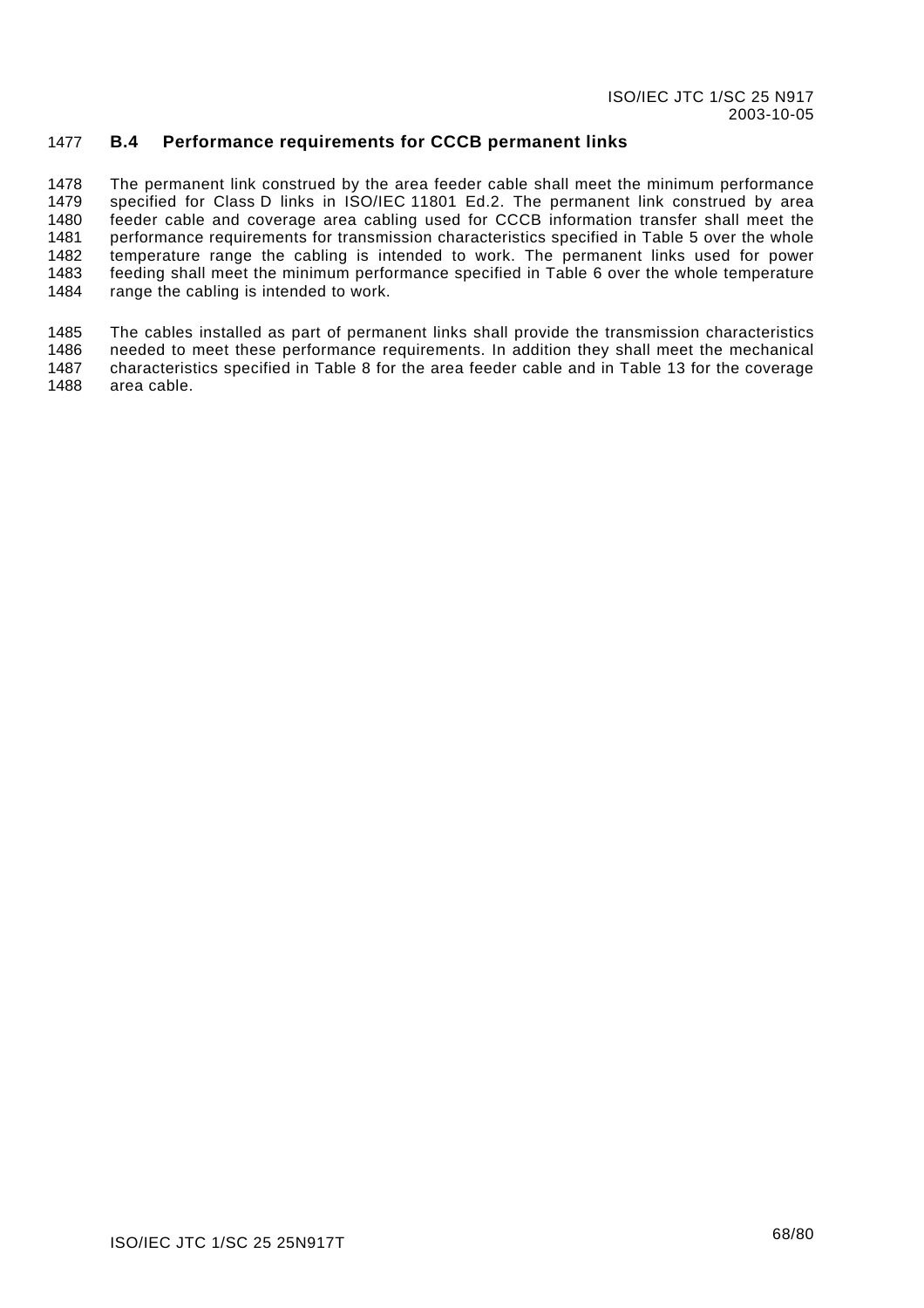### B.4 Performance requirements for CCCB permanent links

The permanent link construed by the area feeder cable shall meet the minimum performance specified for Class D links in ISO/IEC 11801 Ed.2. The permanent link construed by area feeder cable and coverage area cabling used for CCCB information transfer shall meet the performance requirements for transmission characteristics specified in Table 5 over the whole temperature range the cabling is intended to work. The permanent links used for power feeding shall meet the minimum performance specified in Table 6 over the whole temperature range the cabling is intended to work.

The cables installed as part of permanent links shall provide the transmission characteristics needed to meet these performance requirements. In addition they shall meet the mechanical characteristics specified in Table 8 for the area feeder cable and in Table 13 for the coverage area cable.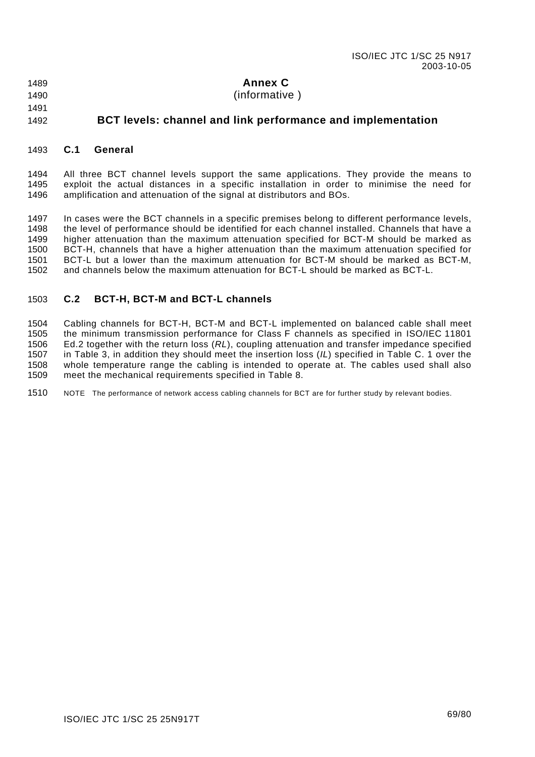# Annex C
(informative )

# BCT levels: channel and link performance and implementation

## C.1 General

All three BCT channel levels support the same applications. They provide the means to exploit the actual distances in a specific installation in order to minimise the need for amplification and attenuation of the signal at distributors and BOs.

In cases were the BCT channels in a specific premises belong to different performance levels, the level of performance should be identified for each channel installed. Channels that have a higher attenuation than the maximum attenuation specified for BCT-M should be marked as BCT-H, channels that have a higher attenuation than the maximum attenuation specified for BCT-L but a lower than the maximum attenuation for BCT-M should be marked as BCT-M, and channels below the maximum attenuation for BCT-L should be marked as BCT-L.

## C.2 BCT-H, BCT-M and BCT-L channels

Cabling channels for BCT-H, BCT-M and BCT-L implemented on balanced cable shall meet the minimum transmission performance for Class F channels as specified in ISO/IEC 11801 Ed.2 together with the return loss (*RL*), coupling attenuation and transfer impedance specified in Table 3, in addition they should meet the insertion loss (*IL*) specified in Table C. 1 over the whole temperature range the cabling is intended to operate at. The cables used shall also meet the mechanical requirements specified in Table 8.

NOTE The performance of network access cabling channels for BCT are for further study by relevant bodies.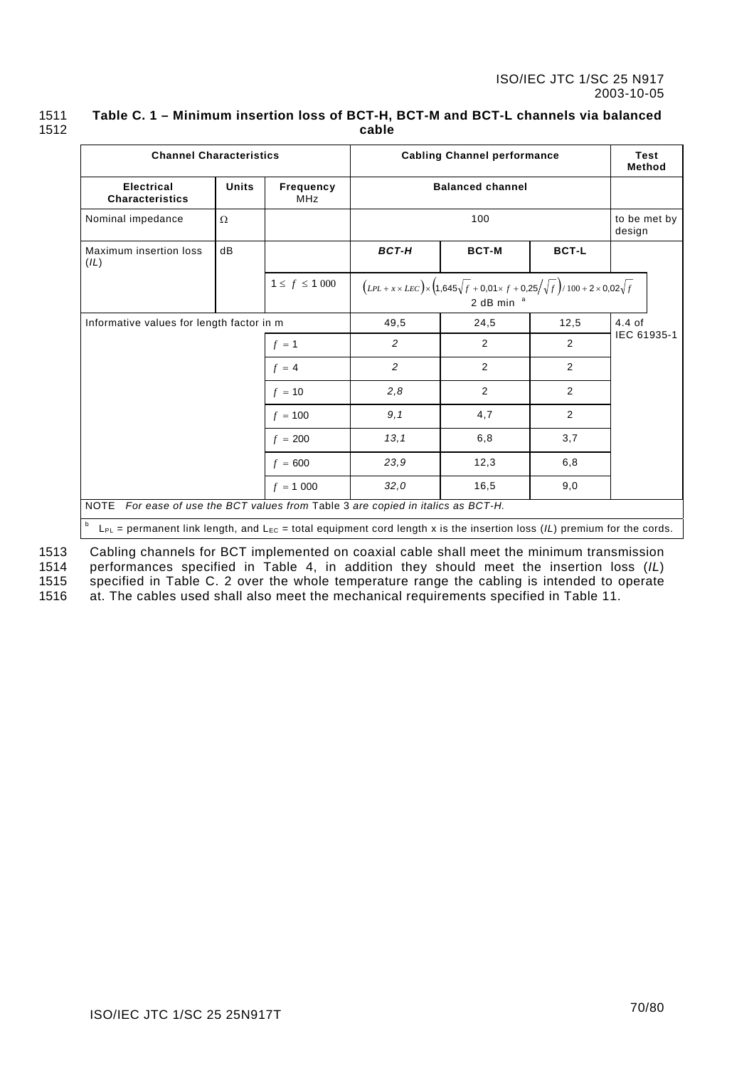**Table C. 1 – Minimum insertion loss of BCT-H, BCT-M and BCT-L channels via balanced cable**

| Channel Characteristics | | | Cabling Channel performance | | | Test Method |
|---|---|---|---|---|---|---|
| **Electrical Characteristics** | **Units** | **Frequency** MHz | **Balanced channel** | | | |
| Nominal impedance | Ω | | 100 | | | to be met by design |
| Maximum insertion loss (*IL*) | dB | | ***BCT-H*** | **BCT-M** | **BCT-L** | |
| | | $1 \leq f \leq 1\,000$ | $\left(LPL + x \times LEC\right) \times \left(1{,}645\sqrt{f} + 0{,}01 \times f + 0{,}25/\sqrt{f}\right)/100 + 2 \times 0{,}02\sqrt{f}$ 2 dB min [a] | | | |
| Informative values for length factor in m | | | 49,5 | 24,5 | 12,5 | 4.4 of IEC 61935-1 |
| | | $f = 1$ | *2* | 2 | 2 | |
| | | $f = 4$ | *2* | 2 | 2 | |
| | | $f = 10$ | *2,8* | 2 | 2 | |
| | | $f = 100$ | *9,1* | 4,7 | 2 | |
| | | $f = 200$ | *13,1* | 6,8 | 3,7 | |
| | | $f = 600$ | *23,9* | 12,3 | 6,8 | |
| | | $f = 1\,000$ | *32,0* | 16,5 | 9,0 | |

NOTE *For ease of use the BCT values from* Table 3 *are copied in italics as BCT-H.*

[b] $L_{PL}$ = permanent link length, and $L_{EC}$ = total equipment cord length x is the insertion loss (*IL*) premium for the cords.

Cabling channels for BCT implemented on coaxial cable shall meet the minimum transmission performances specified in Table 4, in addition they should meet the insertion loss (*IL*) specified in Table C. 2 over the whole temperature range the cabling is intended to operate at. The cables used shall also meet the mechanical requirements specified in Table 11.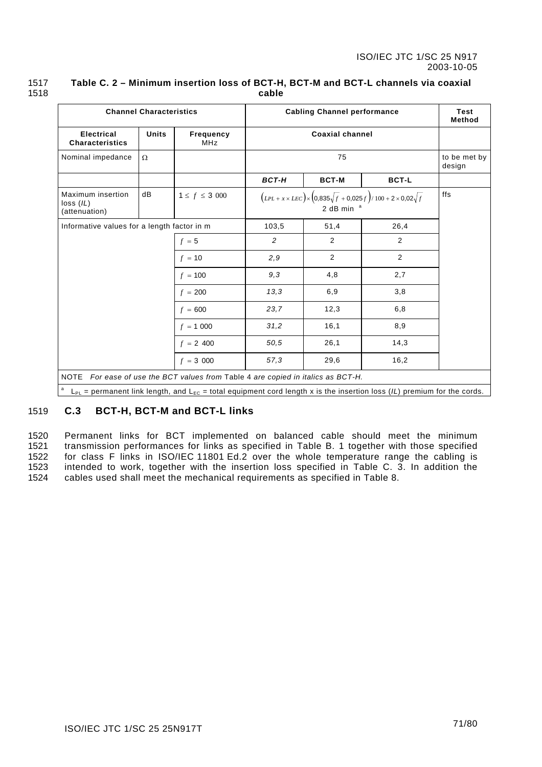**Table C. 2 – Minimum insertion loss of BCT-H, BCT-M and BCT-L channels via coaxial cable**

| Channel Characteristics | | | Cabling Channel performance | | | Test Method |
|---|---|---|---|---|---|---|
| Electrical Characteristics | Units | Frequency MHz | Coaxial channel | | | |
| Nominal impedance | Ω | | 75 | | | to be met by design |
| | | | *BCT-H* | BCT-M | BCT-L | |
| Maximum insertion loss (*IL*) (attenuation) | dB | $1 \leq f \leq 3\ 000$ | $\left(LPL + x \times LEC\right) \times \left(0{,}835\sqrt{f} + 0{,}025f\right)/100 + 2 \times 0{,}02\sqrt{f}$ 2 dB min [a] | | | ffs |
| Informative values for a length factor in m | | | 103,5 | 51,4 | 26,4 | |
| | | $f = 5$ | *2* | 2 | 2 | |
| | | $f = 10$ | *2,9* | 2 | 2 | |
| | | $f = 100$ | *9,3* | 4,8 | 2,7 | |
| | | $f = 200$ | *13,3* | 6,9 | 3,8 | |
| | | $f = 600$ | *23,7* | 12,3 | 6,8 | |
| | | $f = 1\ 000$ | *31,2* | 16,1 | 8,9 | |
| | | $f = 2\ 400$ | *50,5* | 26,1 | 14,3 | |
| | | $f = 3\ 000$ | *57,3* | 29,6 | 16,2 | |

NOTE *For ease of use the BCT values from* Table 4 *are copied in italics as BCT-H.*

[a] $L_{PL}$ = permanent link length, and $L_{EC}$ = total equipment cord length x is the insertion loss (*IL*) premium for the cords.

## C.3 BCT-H, BCT-M and BCT-L links

Permanent links for BCT implemented on balanced cable should meet the minimum transmission performances for links as specified in Table B. 1 together with those specified for class F links in ISO/IEC 11801 Ed.2 over the whole temperature range the cabling is intended to work, together with the insertion loss specified in Table C. 3. In addition the cables used shall meet the mechanical requirements as specified in Table 8.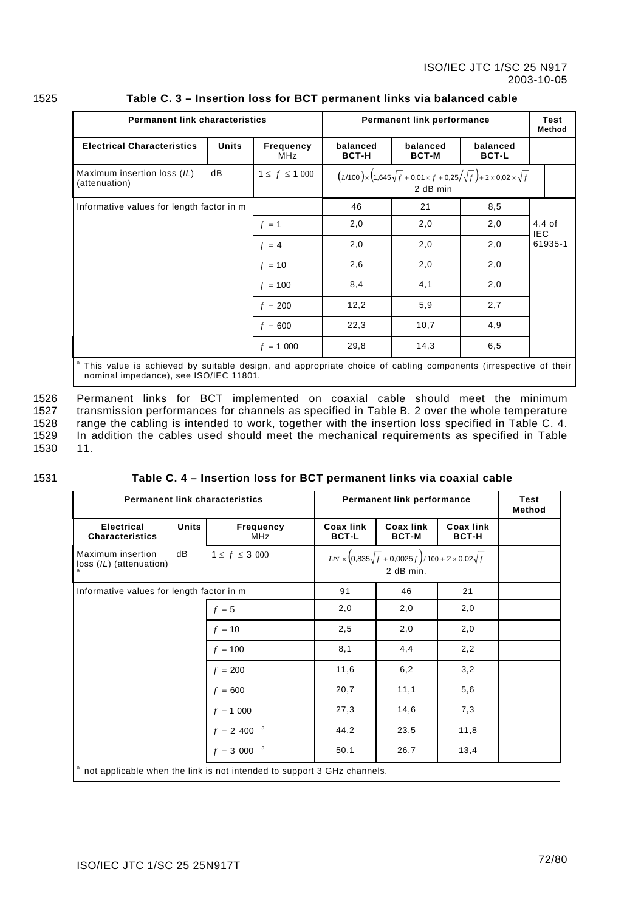**Table C. 3 – Insertion loss for BCT permanent links via balanced cable**

| Permanent link characteristics | | | Permanent link performance | | | Test Method |
|---|---|---|---|---|---|---|
| **Electrical Characteristics** | **Units** | **Frequency** MHz | **balanced BCT-H** | **balanced BCT-M** | **balanced BCT-L** | |
| Maximum insertion loss (*IL*) (attenuation) | dB | $1 \leq f \leq 1\,000$ | $(L/100) \times \left(1{,}645\sqrt{f} + 0{,}01 \times f + 0{,}25/\sqrt{f}\right) + 2 \times 0{,}02 \times \sqrt{f}$ 2 dB min | | | |
| Informative values for length factor in m | | | 46 | 21 | 8,5 | 4.4 of IEC 61935-1 |
| | | $f = 1$ | 2,0 | 2,0 | 2,0 | |
| | | $f = 4$ | 2,0 | 2,0 | 2,0 | |
| | | $f = 10$ | 2,6 | 2,0 | 2,0 | |
| | | $f = 100$ | 8,4 | 4,1 | 2,0 | |
| | | $f = 200$ | 12,2 | 5,9 | 2,7 | |
| | | $f = 600$ | 22,3 | 10,7 | 4,9 | |
| | | $f = 1\,000$ | 29,8 | 14,3 | 6,5 | |

[a] This value is achieved by suitable design, and appropriate choice of cabling components (irrespective of their nominal impedance), see ISO/IEC 11801.

Permanent links for BCT implemented on coaxial cable should meet the minimum transmission performances for channels as specified in Table B. 2 over the whole temperature range the cabling is intended to work, together with the insertion loss specified in Table C. 4. In addition the cables used should meet the mechanical requirements as specified in Table 11.

**Table C. 4 – Insertion loss for BCT permanent links via coaxial cable**

| Permanent link characteristics | | | Permanent link performance | | | Test Method |
|---|---|---|---|---|---|---|
| **Electrical Characteristics** | **Units** | **Frequency** MHz | **Coax link BCT-L** | **Coax link BCT-M** | **Coax link BCT-H** | |
| Maximum insertion loss (*IL*) (attenuation) [a] | dB | $1 \leq f \leq 3\,000$ | $LPL \times \left(0{,}835\sqrt{f} + 0{,}0025\,f\right)/100 + 2 \times 0{,}02\sqrt{f}$ 2 dB min. | | | |
| Informative values for length factor in m | | | 91 | 46 | 21 | |
| | | $f = 5$ | 2,0 | 2,0 | 2,0 | |
| | | $f = 10$ | 2,5 | 2,0 | 2,0 | |
| | | $f = 100$ | 8,1 | 4,4 | 2,2 | |
| | | $f = 200$ | 11,6 | 6,2 | 3,2 | |
| | | $f = 600$ | 20,7 | 11,1 | 5,6 | |
| | | $f = 1\,000$ | 27,3 | 14,6 | 7,3 | |
| | | $f = 2\,400$ [a] | 44,2 | 23,5 | 11,8 | |
| | | $f = 3\,000$ [a] | 50,1 | 26,7 | 13,4 | |

[a] not applicable when the link is not intended to support 3 GHz channels.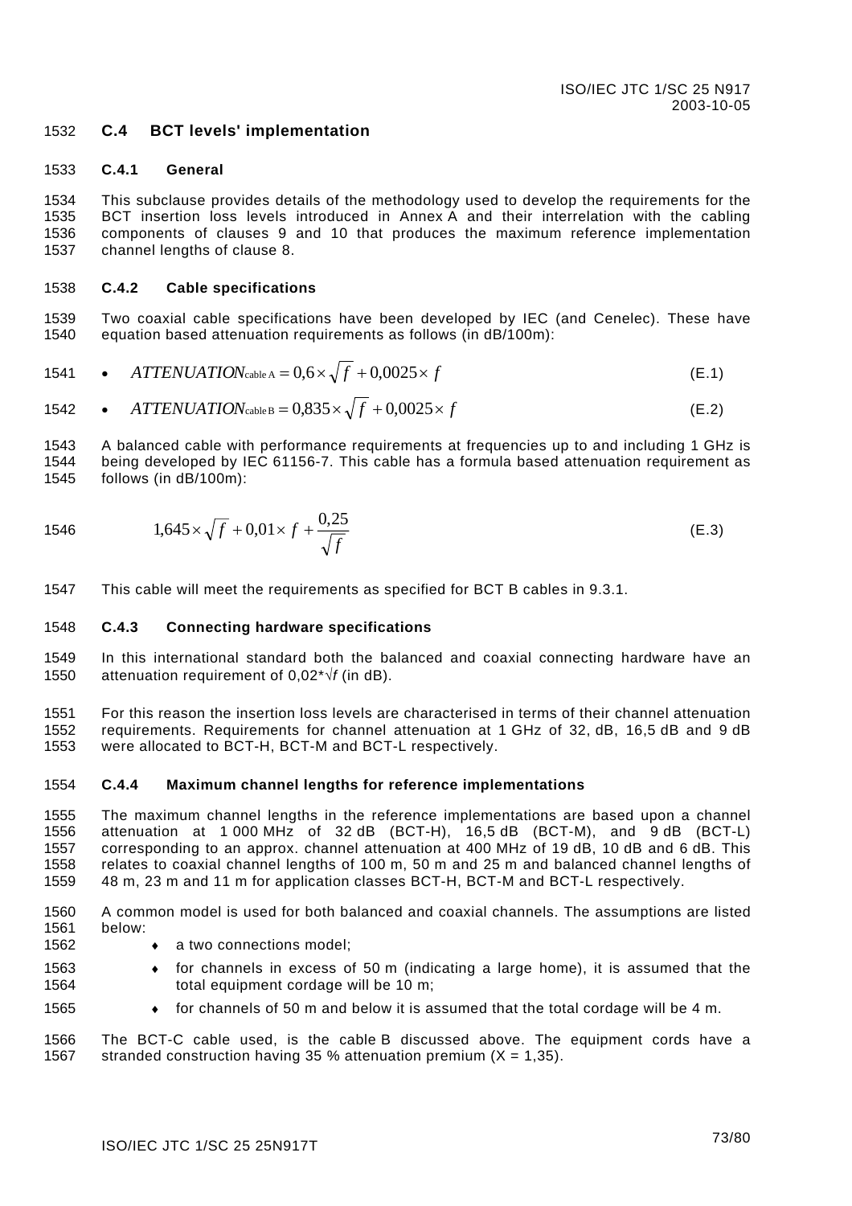## C.4 BCT levels' implementation

### C.4.1 General

This subclause provides details of the methodology used to develop the requirements for the BCT insertion loss levels introduced in Annex A and their interrelation with the cabling components of clauses 9 and 10 that produces the maximum reference implementation channel lengths of clause 8.

### C.4.2 Cable specifications

Two coaxial cable specifications have been developed by IEC (and Cenelec). These have equation based attenuation requirements as follows (in dB/100m):

- $$ATTENUATION_{\text{cable A}} = 0{,}6 \times \sqrt{f} + 0{,}0025 \times f \quad \text{(E.1)}$$
- $$ATTENUATION_{\text{cable B}} = 0{,}835 \times \sqrt{f} + 0{,}0025 \times f \quad \text{(E.2)}$$

A balanced cable with performance requirements at frequencies up to and including 1 GHz is being developed by IEC 61156-7. This cable has a formula based attenuation requirement as follows (in dB/100m):

$$1{,}645 \times \sqrt{f} + 0{,}01 \times f + \frac{0{,}25}{\sqrt{f}} \quad \text{(E.3)}$$

This cable will meet the requirements as specified for BCT B cables in 9.3.1.

### C.4.3 Connecting hardware specifications

In this international standard both the balanced and coaxial connecting hardware have an attenuation requirement of $0{,}02 \times \sqrt{f}$ (in dB).

For this reason the insertion loss levels are characterised in terms of their channel attenuation requirements. Requirements for channel attenuation at 1 GHz of 32, dB, 16,5 dB and 9 dB were allocated to BCT-H, BCT-M and BCT-L respectively.

### C.4.4 Maximum channel lengths for reference implementations

The maximum channel lengths in the reference implementations are based upon a channel attenuation at 1 000 MHz of 32 dB (BCT-H), 16,5 dB (BCT-M), and 9 dB (BCT-L) corresponding to an approx. channel attenuation at 400 MHz of 19 dB, 10 dB and 6 dB. This relates to coaxial channel lengths of 100 m, 50 m and 25 m and balanced channel lengths of 48 m, 23 m and 11 m for application classes BCT-H, BCT-M and BCT-L respectively.

A common model is used for both balanced and coaxial channels. The assumptions are listed below:

- a two connections model;
- for channels in excess of 50 m (indicating a large home), it is assumed that the total equipment cordage will be 10 m;
- for channels of 50 m and below it is assumed that the total cordage will be 4 m.

The BCT-C cable used, is the cable B discussed above. The equipment cords have a stranded construction having 35 % attenuation premium ($X = 1{,}35$).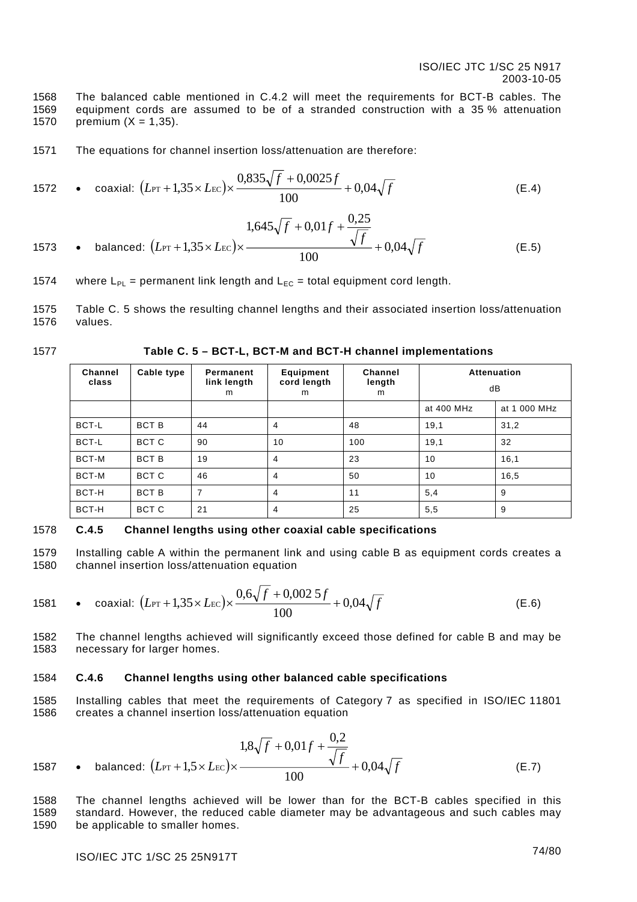The balanced cable mentioned in C.4.2 will meet the requirements for BCT-B cables. The equipment cords are assumed to be of a stranded construction with a 35 % attenuation premium (X = 1,35).

The equations for channel insertion loss/attenuation are therefore:

- coaxial: $$\left(L_{PT} + 1{,}35 \times L_{EC}\right) \times \frac{0{,}835\sqrt{f} + 0{,}0025f}{100} + 0{,}04\sqrt{f} \qquad \text{(E.4)}$$

- balanced: $$\left(L_{PT} + 1{,}35 \times L_{EC}\right) \times \frac{1{,}645\sqrt{f} + 0{,}01f + \frac{0{,}25}{\sqrt{f}}}{100} + 0{,}04\sqrt{f} \qquad \text{(E.5)}$$

where $L_{PL}$ = permanent link length and $L_{EC}$ = total equipment cord length.

Table C. 5 shows the resulting channel lengths and their associated insertion loss/attenuation values.

**Table C. 5 – BCT-L, BCT-M and BCT-H channel implementations**

| Channel class | Cable type | Permanent link length m | Equipment cord length m | Channel length m | Attenuation dB | |
|---|---|---|---|---|---|---|
| | | | | | at 400 MHz | at 1 000 MHz |
| BCT-L | BCT B | 44 | 4 | 48 | 19,1 | 31,2 |
| BCT-L | BCT C | 90 | 10 | 100 | 19,1 | 32 |
| BCT-M | BCT B | 19 | 4 | 23 | 10 | 16,1 |
| BCT-M | BCT C | 46 | 4 | 50 | 10 | 16,5 |
| BCT-H | BCT B | 7 | 4 | 11 | 5,4 | 9 |
| BCT-H | BCT C | 21 | 4 | 25 | 5,5 | 9 |

### C.4.5 Channel lengths using other coaxial cable specifications

Installing cable A within the permanent link and using cable B as equipment cords creates a channel insertion loss/attenuation equation

- coaxial: $$\left(L_{PT} + 1{,}35 \times L_{EC}\right) \times \frac{0{,}6\sqrt{f} + 0{,}002\,5f}{100} + 0{,}04\sqrt{f} \qquad \text{(E.6)}$$

The channel lengths achieved will significantly exceed those defined for cable B and may be necessary for larger homes.

### C.4.6 Channel lengths using other balanced cable specifications

Installing cables that meet the requirements of Category 7 as specified in ISO/IEC 11801 creates a channel insertion loss/attenuation equation

- balanced: $$\left(L_{PT} + 1{,}5 \times L_{EC}\right) \times \frac{1{,}8\sqrt{f} + 0{,}01f + \frac{0{,}2}{\sqrt{f}}}{100} + 0{,}04\sqrt{f} \qquad \text{(E.7)}$$

The channel lengths achieved will be lower than for the BCT-B cables specified in this standard. However, the reduced cable diameter may be advantageous and such cables may be applicable to smaller homes.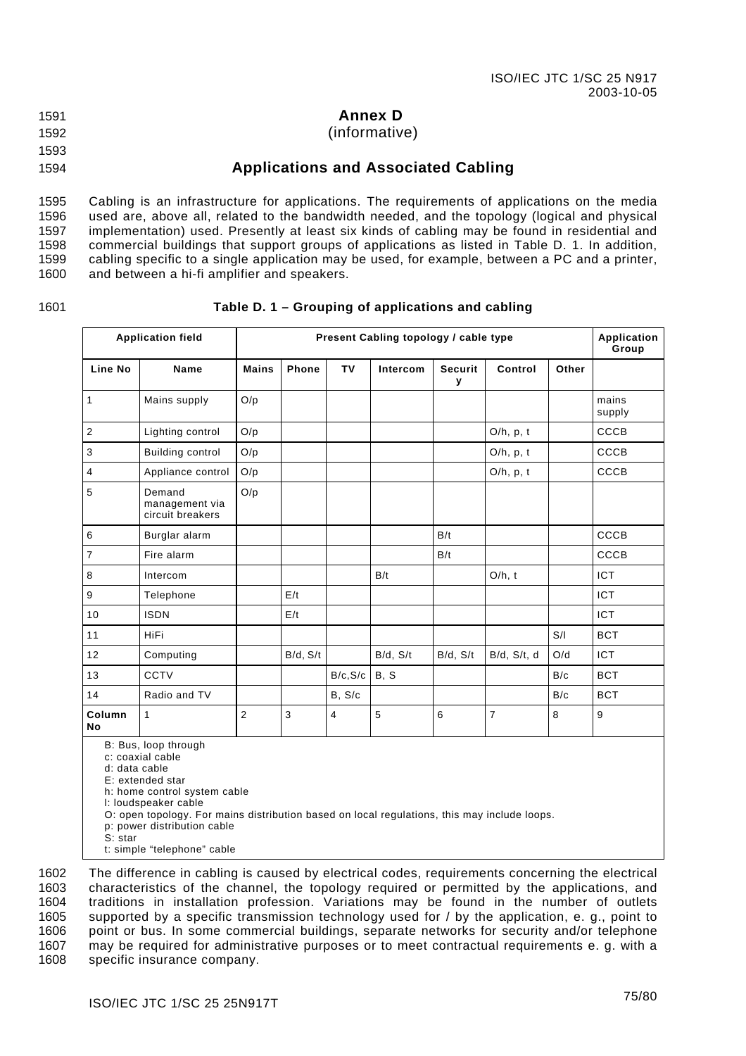# Annex D

(informative)

## Applications and Associated Cabling

Cabling is an infrastructure for applications. The requirements of applications on the media used are, above all, related to the bandwidth needed, and the topology (logical and physical implementation) used. Presently at least six kinds of cabling may be found in residential and commercial buildings that support groups of applications as listed in Table D. 1. In addition, cabling specific to a single application may be used, for example, between a PC and a printer, and between a hi-fi amplifier and speakers.

**Table D. 1 – Grouping of applications and cabling**

| Application field | | Present Cabling topology / cable type | | | | | | | Application Group |
|---|---|---|---|---|---|---|---|---|---|
| **Line No** | **Name** | **Mains** | **Phone** | **TV** | **Intercom** | **Security** | **Control** | **Other** | |
| 1 | Mains supply | O/p | | | | | | | mains supply |
| 2 | Lighting control | O/p | | | | | O/h, p, t | | CCCB |
| 3 | Building control | O/p | | | | | O/h, p, t | | CCCB |
| 4 | Appliance control | O/p | | | | | O/h, p, t | | CCCB |
| 5 | Demand management via circuit breakers | O/p | | | | | | | |
| 6 | Burglar alarm | | | | | B/t | | | CCCB |
| 7 | Fire alarm | | | | | B/t | | | CCCB |
| 8 | Intercom | | | | B/t | | O/h, t | | ICT |
| 9 | Telephone | | E/t | | | | | | ICT |
| 10 | ISDN | | E/t | | | | | | ICT |
| 11 | HiFi | | | | | | | S/l | BCT |
| 12 | Computing | | B/d, S/t | | B/d, S/t | B/d, S/t | B/d, S/t, d | O/d | ICT |
| 13 | CCTV | | | B/c,S/c | B, S | | | B/c | BCT |
| 14 | Radio and TV | | | B, S/c | | | | B/c | BCT |
| **Column No** | 1 | 2 | 3 | 4 | 5 | 6 | 7 | 8 | 9 |

B: Bus, loop through
c: coaxial cable
d: data cable
E: extended star
h: home control system cable
l: loudspeaker cable
O: open topology. For mains distribution based on local regulations, this may include loops.
p: power distribution cable
S: star
t: simple "telephone" cable

The difference in cabling is caused by electrical codes, requirements concerning the electrical characteristics of the channel, the topology required or permitted by the applications, and traditions in installation profession. Variations may be found in the number of outlets supported by a specific transmission technology used for / by the application, e. g., point to point or bus. In some commercial buildings, separate networks for security and/or telephone may be required for administrative purposes or to meet contractual requirements e. g. with a specific insurance company.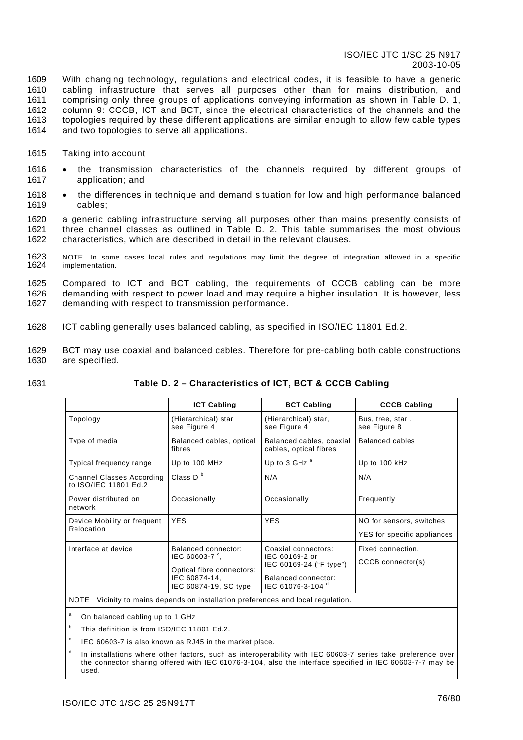With changing technology, regulations and electrical codes, it is feasible to have a generic cabling infrastructure that serves all purposes other than for mains distribution, and comprising only three groups of applications conveying information as shown in Table D. 1, column 9: CCCB, ICT and BCT, since the electrical characteristics of the channels and the topologies required by these different applications are similar enough to allow few cable types and two topologies to serve all applications.

Taking into account

- the transmission characteristics of the channels required by different groups of application; and
- the differences in technique and demand situation for low and high performance balanced cables;

a generic cabling infrastructure serving all purposes other than mains presently consists of three channel classes as outlined in Table D. 2. This table summarises the most obvious characteristics, which are described in detail in the relevant clauses.

NOTE In some cases local rules and regulations may limit the degree of integration allowed in a specific implementation.

Compared to ICT and BCT cabling, the requirements of CCCB cabling can be more demanding with respect to power load and may require a higher insulation. It is however, less demanding with respect to transmission performance.

ICT cabling generally uses balanced cabling, as specified in ISO/IEC 11801 Ed.2.

BCT may use coaxial and balanced cables. Therefore for pre-cabling both cable constructions are specified.

**Table D. 2 – Characteristics of ICT, BCT & CCCB Cabling**

| | ICT Cabling | BCT Cabling | CCCB Cabling |
|---|---|---|---|
| Topology | (Hierarchical) star see Figure 4 | (Hierarchical) star, see Figure 4 | Bus, tree, star , see Figure 8 |
| Type of media | Balanced cables, optical fibres | Balanced cables, coaxial cables, optical fibres | Balanced cables |
| Typical frequency range | Up to 100 MHz | Up to 3 GHz [a] | Up to 100 kHz |
| Channel Classes According to ISO/IEC 11801 Ed.2 | Class D [b] | N/A | N/A |
| Power distributed on network | Occasionally | Occasionally | Frequently |
| Device Mobility or frequent Relocation | YES | YES | NO for sensors, switches<br>YES for specific appliances |
| Interface at device | Balanced connector: IEC 60603-7 [c],<br>Optical fibre connectors: IEC 60874-14, IEC 60874-19, SC type | Coaxial connectors: IEC 60169-2 or IEC 60169-24 ("F type")<br>Balanced connector: IEC 61076-3-104 [d] | Fixed connection,<br>CCCB connector(s) |

NOTE Vicinity to mains depends on installation preferences and local regulation.

[a] On balanced cabling up to 1 GHz

[b] This definition is from ISO/IEC 11801 Ed.2.

[c] IEC 60603-7 is also known as RJ45 in the market place.

[d] In installations where other factors, such as interoperability with IEC 60603-7 series take preference over the connector sharing offered with IEC 61076-3-104, also the interface specified in IEC 60603-7-7 may be used.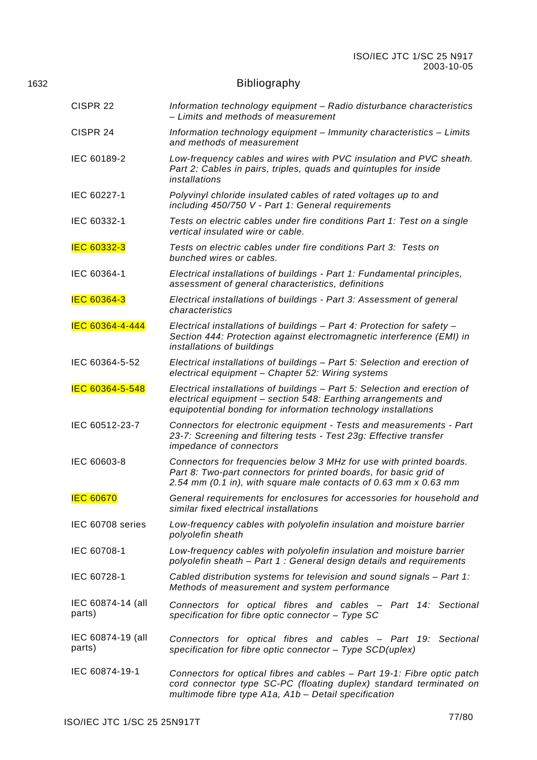# Bibliography

| | |
|---|---|
| CISPR 22 | *Information technology equipment – Radio disturbance characteristics – Limits and methods of measurement* |
| CISPR 24 | *Information technology equipment – Immunity characteristics – Limits and methods of measurement* |
| IEC 60189-2 | *Low-frequency cables and wires with PVC insulation and PVC sheath. Part 2: Cables in pairs, triples, quads and quintuples for inside installations* |
| IEC 60227-1 | *Polyvinyl chloride insulated cables of rated voltages up to and including 450/750 V - Part 1: General requirements* |
| IEC 60332-1 | *Tests on electric cables under fire conditions Part 1: Test on a single vertical insulated wire or cable.* |
| IEC 60332-3 | *Tests on electric cables under fire conditions Part 3: Tests on bunched wires or cables.* |
| IEC 60364-1 | *Electrical installations of buildings - Part 1: Fundamental principles, assessment of general characteristics, definitions* |
| IEC 60364-3 | *Electrical installations of buildings - Part 3: Assessment of general characteristics* |
| IEC 60364-4-444 | *Electrical installations of buildings – Part 4: Protection for safety – Section 444: Protection against electromagnetic interference (EMI) in installations of buildings* |
| IEC 60364-5-52 | *Electrical installations of buildings – Part 5: Selection and erection of electrical equipment – Chapter 52: Wiring systems* |
| IEC 60364-5-548 | *Electrical installations of buildings – Part 5: Selection and erection of electrical equipment – section 548: Earthing arrangements and equipotential bonding for information technology installations* |
| IEC 60512-23-7 | *Connectors for electronic equipment - Tests and measurements - Part 23-7: Screening and filtering tests - Test 23g: Effective transfer impedance of connectors* |
| IEC 60603-8 | *Connectors for frequencies below 3 MHz for use with printed boards. Part 8: Two-part connectors for printed boards, for basic grid of 2.54 mm (0.1 in), with square male contacts of 0.63 mm x 0.63 mm* |
| IEC 60670 | *General requirements for enclosures for accessories for household and similar fixed electrical installations* |
| IEC 60708 series | *Low-frequency cables with polyolefin insulation and moisture barrier polyolefin sheath* |
| IEC 60708-1 | *Low-frequency cables with polyolefin insulation and moisture barrier polyolefin sheath – Part 1 : General design details and requirements* |
| IEC 60728-1 | *Cabled distribution systems for television and sound signals – Part 1: Methods of measurement and system performance* |
| IEC 60874-14 (all parts) | *Connectors for optical fibres and cables – Part 14: Sectional specification for fibre optic connector – Type SC* |
| IEC 60874-19 (all parts) | *Connectors for optical fibres and cables – Part 19: Sectional specification for fibre optic connector – Type SCD(uplex)* |
| IEC 60874-19-1 | *Connectors for optical fibres and cables – Part 19-1: Fibre optic patch cord connector type SC-PC (floating duplex) standard terminated on multimode fibre type A1a, A1b – Detail specification* |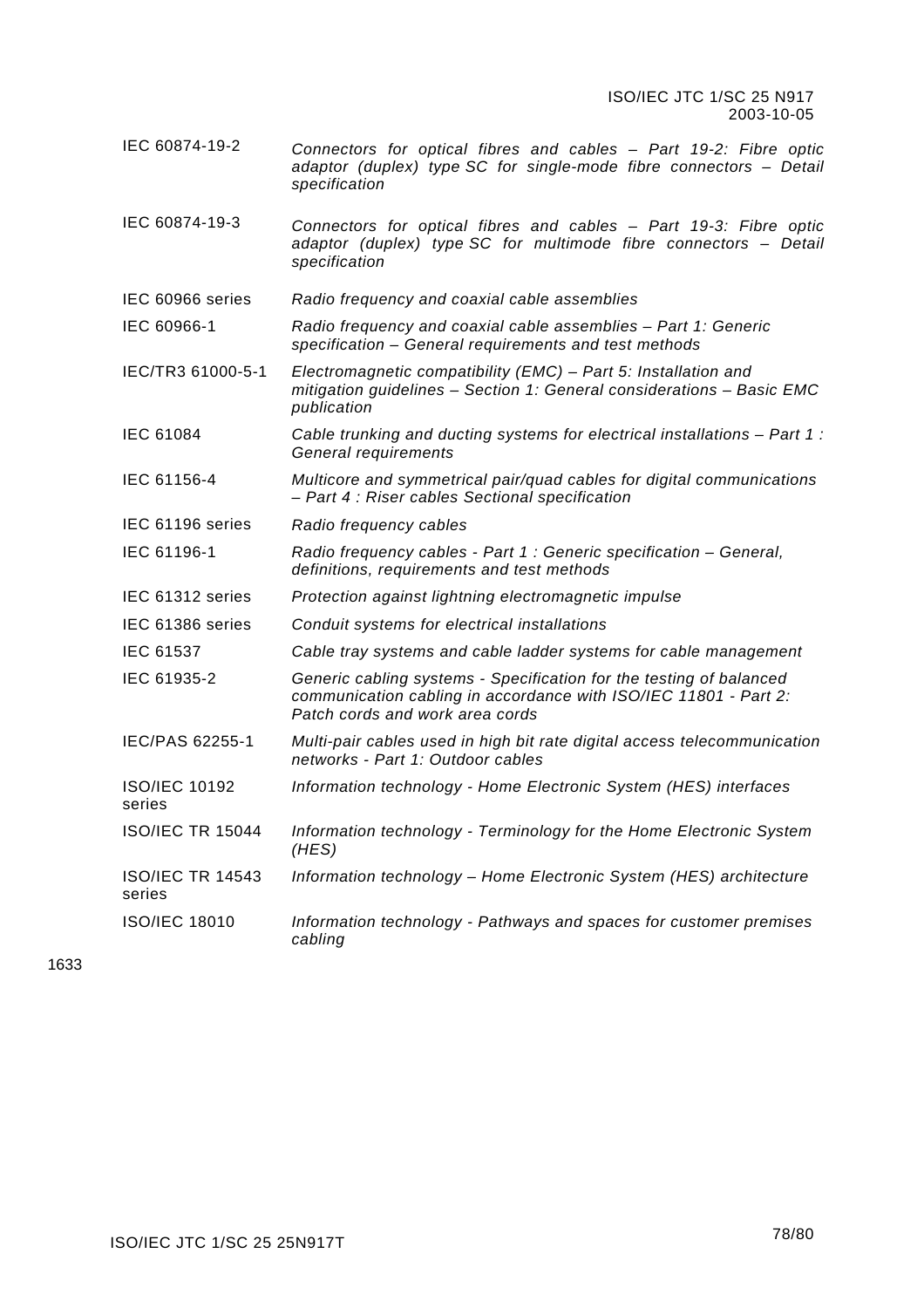| | |
|---|---|
| IEC 60874-19-2 | *Connectors for optical fibres and cables – Part 19-2: Fibre optic adaptor (duplex) type SC for single-mode fibre connectors – Detail specification* |
| IEC 60874-19-3 | *Connectors for optical fibres and cables – Part 19-3: Fibre optic adaptor (duplex) type SC for multimode fibre connectors – Detail specification* |
| IEC 60966 series | *Radio frequency and coaxial cable assemblies* |
| IEC 60966-1 | *Radio frequency and coaxial cable assemblies – Part 1: Generic specification – General requirements and test methods* |
| IEC/TR3 61000-5-1 | *Electromagnetic compatibility (EMC) – Part 5: Installation and mitigation guidelines – Section 1: General considerations – Basic EMC publication* |
| IEC 61084 | *Cable trunking and ducting systems for electrical installations – Part 1 : General requirements* |
| IEC 61156-4 | *Multicore and symmetrical pair/quad cables for digital communications – Part 4 : Riser cables Sectional specification* |
| IEC 61196 series | *Radio frequency cables* |
| IEC 61196-1 | *Radio frequency cables - Part 1 : Generic specification – General, definitions, requirements and test methods* |
| IEC 61312 series | *Protection against lightning electromagnetic impulse* |
| IEC 61386 series | *Conduit systems for electrical installations* |
| IEC 61537 | *Cable tray systems and cable ladder systems for cable management* |
| IEC 61935-2 | *Generic cabling systems - Specification for the testing of balanced communication cabling in accordance with ISO/IEC 11801 - Part 2: Patch cords and work area cords* |
| IEC/PAS 62255-1 | *Multi-pair cables used in high bit rate digital access telecommunication networks - Part 1: Outdoor cables* |
| ISO/IEC 10192 series | *Information technology - Home Electronic System (HES) interfaces* |
| ISO/IEC TR 15044 | *Information technology - Terminology for the Home Electronic System (HES)* |
| ISO/IEC TR 14543 series | *Information technology – Home Electronic System (HES) architecture* |
| ISO/IEC 18010 | *Information technology - Pathways and spaces for customer premises cabling* |

1633